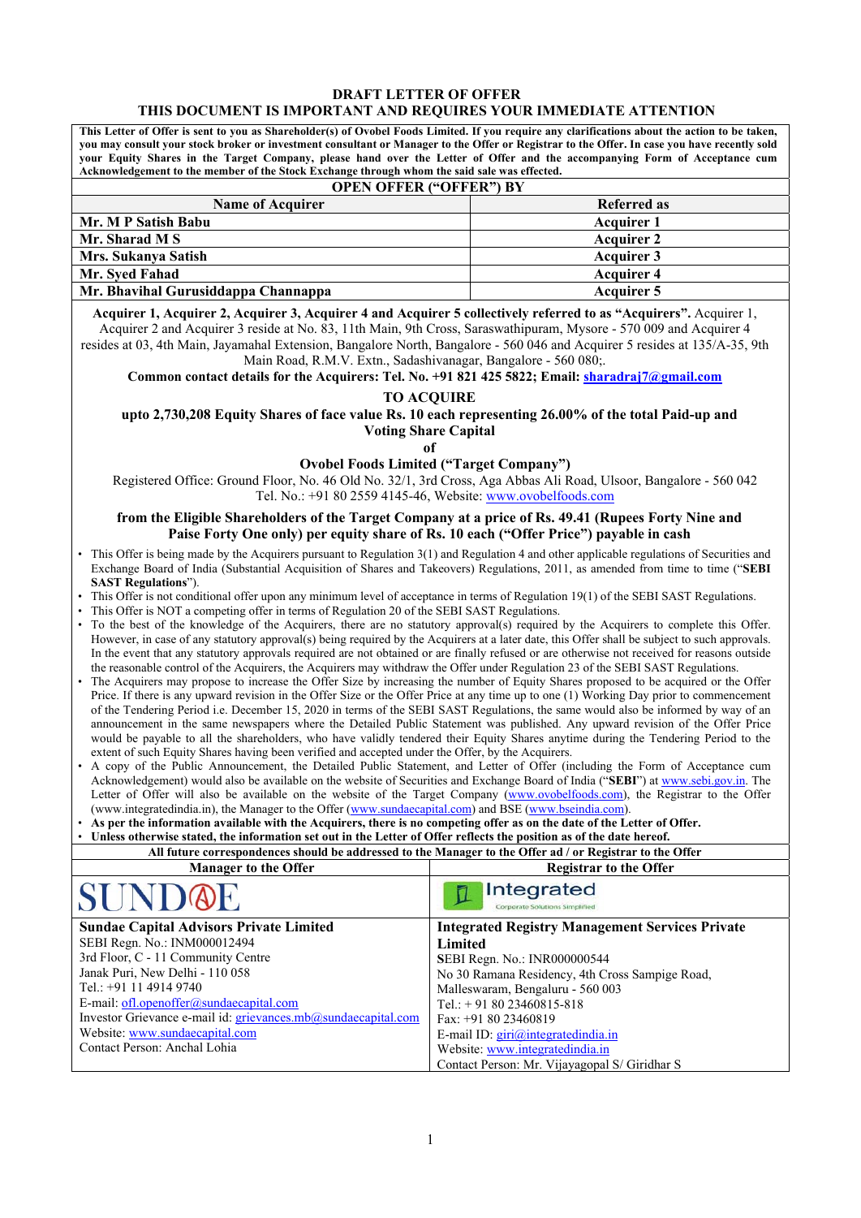# DRAFT LETTER OF OFFER

## THIS DOCUMENT IS IMPORTANT AND REQUIRES YOUR IMMEDIATE ATTENTION

**This Letter of Offer is sent to you as Shareholder(s) of Ovobel Foods Limited. If you require any clarifications about the action to be taken, you may consult your stock broker or investment consultant or Manager to the Offer or Registrar to the Offer. In case you have recently sold your Equity Shares in the Target Company, please hand over the Letter of Offer and the accompanying Form of Acceptance cum Acknowledgement to the member of the Stock Exchange through whom the said sale was effected.**

**OPEN OFFER ("OFFER") BY**

| Name of Acquirer | Referred as |
|---|---|
| **Mr. M P Satish Babu** | **Acquirer 1** |
| **Mr. Sharad M S** | **Acquirer 2** |
| **Mrs. Sukanya Satish** | **Acquirer 3** |
| **Mr. Syed Fahad** | **Acquirer 4** |
| **Mr. Bhavihal Gurusiddappa Channappa** | **Acquirer 5** |

**Acquirer 1, Acquirer 2, Acquirer 3, Acquirer 4 and Acquirer 5 collectively referred to as "Acquirers".** Acquirer 1, Acquirer 2 and Acquirer 3 reside at No. 83, 11th Main, 9th Cross, Saraswathipuram, Mysore - 570 009 and Acquirer 4 resides at 03, 4th Main, Jayamahal Extension, Bangalore North, Bangalore - 560 046 and Acquirer 5 resides at 135/A-35, 9th Main Road, R.M.V. Extn., Sadashivanagar, Bangalore - 560 080;.

**Common contact details for the Acquirers: Tel. No. +91 821 425 5822; Email: sharadraj7@gmail.com**

**TO ACQUIRE**

**upto 2,730,208 Equity Shares of face value Rs. 10 each representing 26.00% of the total Paid-up and Voting Share Capital**

**of**

**Ovobel Foods Limited ("Target Company")**

Registered Office: Ground Floor, No. 46 Old No. 32/1, 3rd Cross, Aga Abbas Ali Road, Ulsoor, Bangalore - 560 042
Tel. No.: +91 80 2559 4145-46, Website: www.ovobelfoods.com

**from the Eligible Shareholders of the Target Company at a price of Rs. 49.41 (Rupees Forty Nine and Paise Forty One only) per equity share of Rs. 10 each ("Offer Price") payable in cash**

- This Offer is being made by the Acquirers pursuant to Regulation 3(1) and Regulation 4 and other applicable regulations of Securities and Exchange Board of India (Substantial Acquisition of Shares and Takeovers) Regulations, 2011, as amended from time to time ("**SEBI SAST Regulations**").
- This Offer is not conditional offer upon any minimum level of acceptance in terms of Regulation 19(1) of the SEBI SAST Regulations.
- This Offer is NOT a competing offer in terms of Regulation 20 of the SEBI SAST Regulations.
- To the best of the knowledge of the Acquirers, there are no statutory approval(s) required by the Acquirers to complete this Offer. However, in case of any statutory approval(s) being required by the Acquirers at a later date, this Offer shall be subject to such approvals. In the event that any statutory approvals required are not obtained or are finally refused or are otherwise not received for reasons outside the reasonable control of the Acquirers, the Acquirers may withdraw the Offer under Regulation 23 of the SEBI SAST Regulations.
- The Acquirers may propose to increase the Offer Size by increasing the number of Equity Shares proposed to be acquired or the Offer Price. If there is any upward revision in the Offer Size or the Offer Price at any time up to one (1) Working Day prior to commencement of the Tendering Period i.e. December 15, 2020 in terms of the SEBI SAST Regulations, the same would also be informed by way of an announcement in the same newspapers where the Detailed Public Statement was published. Any upward revision of the Offer Price would be payable to all the shareholders, who have validly tendered their Equity Shares anytime during the Tendering Period to the extent of such Equity Shares having been verified and accepted under the Offer, by the Acquirers.
- A copy of the Public Announcement, the Detailed Public Statement, and Letter of Offer (including the Form of Acceptance cum Acknowledgement) would also be available on the website of Securities and Exchange Board of India ("**SEBI**") at www.sebi.gov.in. The Letter of Offer will also be available on the website of the Target Company (www.ovobelfoods.com), the Registrar to the Offer (www.integratedindia.in), the Manager to the Offer (www.sundaecapital.com) and BSE (www.bseindia.com).
- **As per the information available with the Acquirers, there is no competing offer as on the date of the Letter of Offer.**
- **Unless otherwise stated, the information set out in the Letter of Offer reflects the position as of the date hereof.**

**All future correspondences should be addressed to the Manager to the Offer ad / or Registrar to the Offer**

| Manager to the Offer | Registrar to the Offer |
|---|---|
| SUNDAE | Integrated Corporate Solutions Simplified |
| **Sundae Capital Advisors Private Limited**<br>SEBI Regn. No.: INM000012494<br>3rd Floor, C - 11 Community Centre<br>Janak Puri, New Delhi - 110 058<br>Tel.: +91 11 4914 9740<br>E-mail: ofl.openoffer@sundaecapital.com<br>Investor Grievance e-mail id: grievances.mb@sundaecapital.com<br>Website: www.sundaecapital.com<br>Contact Person: Anchal Lohia | **Integrated Registry Management Services Private Limited**<br>SEBI Regn. No.: INR000000544<br>No 30 Ramana Residency, 4th Cross Sampige Road, Malleswaram, Bengaluru - 560 003<br>Tel.: + 91 80 23460815-818<br>Fax: +91 80 23460819<br>E-mail ID: giri@integratedindia.in<br>Website: www.integratedindia.in<br>Contact Person: Mr. Vijayagopal S/ Giridhar S |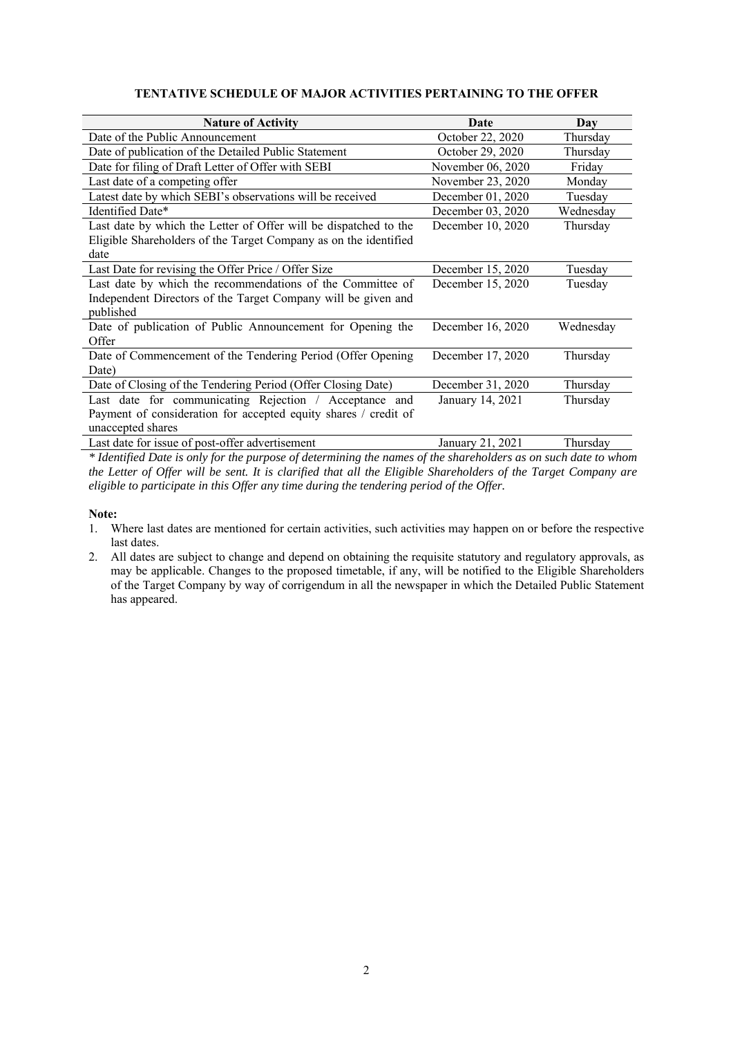**TENTATIVE SCHEDULE OF MAJOR ACTIVITIES PERTAINING TO THE OFFER**

| Nature of Activity | Date | Day |
|---|---|---|
| Date of the Public Announcement | October 22, 2020 | Thursday |
| Date of publication of the Detailed Public Statement | October 29, 2020 | Thursday |
| Date for filing of Draft Letter of Offer with SEBI | November 06, 2020 | Friday |
| Last date of a competing offer | November 23, 2020 | Monday |
| Latest date by which SEBI's observations will be received | December 01, 2020 | Tuesday |
| Identified Date* | December 03, 2020 | Wednesday |
| Last date by which the Letter of Offer will be dispatched to the Eligible Shareholders of the Target Company as on the identified date | December 10, 2020 | Thursday |
| Last Date for revising the Offer Price / Offer Size | December 15, 2020 | Tuesday |
| Last date by which the recommendations of the Committee of Independent Directors of the Target Company will be given and published | December 15, 2020 | Tuesday |
| Date of publication of Public Announcement for Opening the Offer | December 16, 2020 | Wednesday |
| Date of Commencement of the Tendering Period (Offer Opening Date) | December 17, 2020 | Thursday |
| Date of Closing of the Tendering Period (Offer Closing Date) | December 31, 2020 | Thursday |
| Last date for communicating Rejection / Acceptance and Payment of consideration for accepted equity shares / credit of unaccepted shares | January 14, 2021 | Thursday |
| Last date for issue of post-offer advertisement | January 21, 2021 | Thursday |

*\* Identified Date is only for the purpose of determining the names of the shareholders as on such date to whom the Letter of Offer will be sent. It is clarified that all the Eligible Shareholders of the Target Company are eligible to participate in this Offer any time during the tendering period of the Offer.*

**Note:**

1. Where last dates are mentioned for certain activities, such activities may happen on or before the respective last dates.
2. All dates are subject to change and depend on obtaining the requisite statutory and regulatory approvals, as may be applicable. Changes to the proposed timetable, if any, will be notified to the Eligible Shareholders of the Target Company by way of corrigendum in all the newspaper in which the Detailed Public Statement has appeared.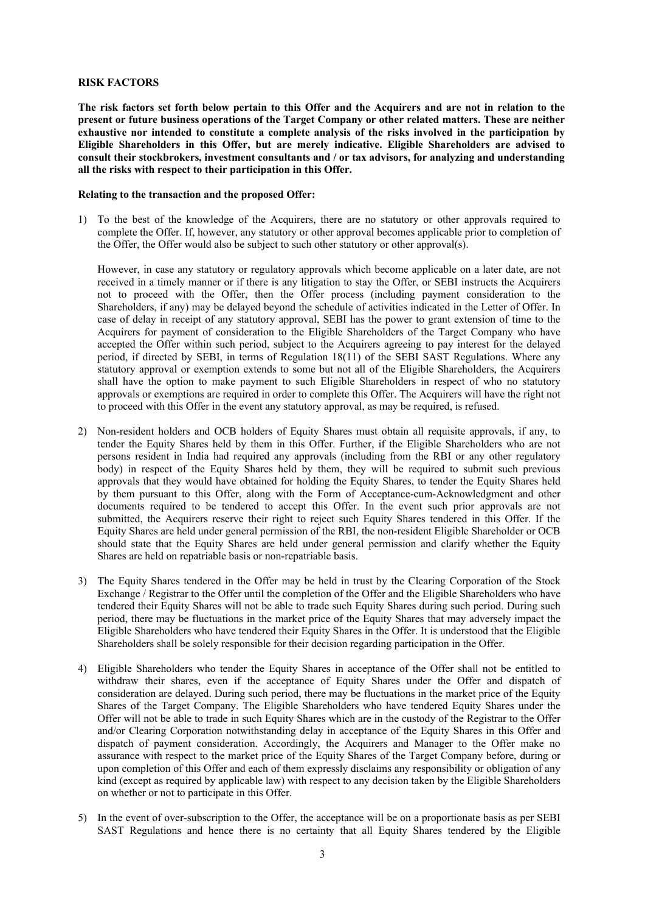**RISK FACTORS**

**The risk factors set forth below pertain to this Offer and the Acquirers and are not in relation to the present or future business operations of the Target Company or other related matters. These are neither exhaustive nor intended to constitute a complete analysis of the risks involved in the participation by Eligible Shareholders in this Offer, but are merely indicative. Eligible Shareholders are advised to consult their stockbrokers, investment consultants and / or tax advisors, for analyzing and understanding all the risks with respect to their participation in this Offer.**

**Relating to the transaction and the proposed Offer:**

1) To the best of the knowledge of the Acquirers, there are no statutory or other approvals required to complete the Offer. If, however, any statutory or other approval becomes applicable prior to completion of the Offer, the Offer would also be subject to such other statutory or other approval(s).

   However, in case any statutory or regulatory approvals which become applicable on a later date, are not received in a timely manner or if there is any litigation to stay the Offer, or SEBI instructs the Acquirers not to proceed with the Offer, then the Offer process (including payment consideration to the Shareholders, if any) may be delayed beyond the schedule of activities indicated in the Letter of Offer. In case of delay in receipt of any statutory approval, SEBI has the power to grant extension of time to the Acquirers for payment of consideration to the Eligible Shareholders of the Target Company who have accepted the Offer within such period, subject to the Acquirers agreeing to pay interest for the delayed period, if directed by SEBI, in terms of Regulation 18(11) of the SEBI SAST Regulations. Where any statutory approval or exemption extends to some but not all of the Eligible Shareholders, the Acquirers shall have the option to make payment to such Eligible Shareholders in respect of who no statutory approvals or exemptions are required in order to complete this Offer. The Acquirers will have the right not to proceed with this Offer in the event any statutory approval, as may be required, is refused.

2) Non-resident holders and OCB holders of Equity Shares must obtain all requisite approvals, if any, to tender the Equity Shares held by them in this Offer. Further, if the Eligible Shareholders who are not persons resident in India had required any approvals (including from the RBI or any other regulatory body) in respect of the Equity Shares held by them, they will be required to submit such previous approvals that they would have obtained for holding the Equity Shares, to tender the Equity Shares held by them pursuant to this Offer, along with the Form of Acceptance-cum-Acknowledgment and other documents required to be tendered to accept this Offer. In the event such prior approvals are not submitted, the Acquirers reserve their right to reject such Equity Shares tendered in this Offer. If the Equity Shares are held under general permission of the RBI, the non-resident Eligible Shareholder or OCB should state that the Equity Shares are held under general permission and clarify whether the Equity Shares are held on repatriable basis or non-repatriable basis.

3) The Equity Shares tendered in the Offer may be held in trust by the Clearing Corporation of the Stock Exchange / Registrar to the Offer until the completion of the Offer and the Eligible Shareholders who have tendered their Equity Shares will not be able to trade such Equity Shares during such period. During such period, there may be fluctuations in the market price of the Equity Shares that may adversely impact the Eligible Shareholders who have tendered their Equity Shares in the Offer. It is understood that the Eligible Shareholders shall be solely responsible for their decision regarding participation in the Offer.

4) Eligible Shareholders who tender the Equity Shares in acceptance of the Offer shall not be entitled to withdraw their shares, even if the acceptance of Equity Shares under the Offer and dispatch of consideration are delayed. During such period, there may be fluctuations in the market price of the Equity Shares of the Target Company. The Eligible Shareholders who have tendered Equity Shares under the Offer will not be able to trade in such Equity Shares which are in the custody of the Registrar to the Offer and/or Clearing Corporation notwithstanding delay in acceptance of the Equity Shares in this Offer and dispatch of payment consideration. Accordingly, the Acquirers and Manager to the Offer make no assurance with respect to the market price of the Equity Shares of the Target Company before, during or upon completion of this Offer and each of them expressly disclaims any responsibility or obligation of any kind (except as required by applicable law) with respect to any decision taken by the Eligible Shareholders on whether or not to participate in this Offer.

5) In the event of over-subscription to the Offer, the acceptance will be on a proportionate basis as per SEBI SAST Regulations and hence there is no certainty that all Equity Shares tendered by the Eligible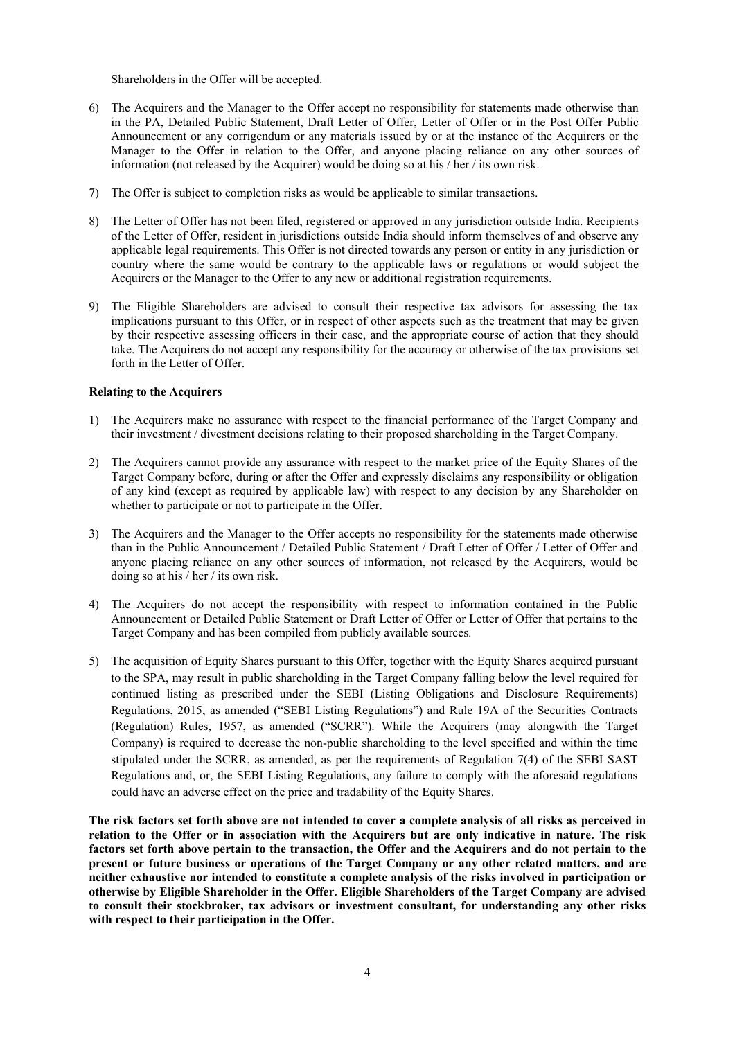Shareholders in the Offer will be accepted.

6) The Acquirers and the Manager to the Offer accept no responsibility for statements made otherwise than in the PA, Detailed Public Statement, Draft Letter of Offer, Letter of Offer or in the Post Offer Public Announcement or any corrigendum or any materials issued by or at the instance of the Acquirers or the Manager to the Offer in relation to the Offer, and anyone placing reliance on any other sources of information (not released by the Acquirer) would be doing so at his / her / its own risk.

7) The Offer is subject to completion risks as would be applicable to similar transactions.

8) The Letter of Offer has not been filed, registered or approved in any jurisdiction outside India. Recipients of the Letter of Offer, resident in jurisdictions outside India should inform themselves of and observe any applicable legal requirements. This Offer is not directed towards any person or entity in any jurisdiction or country where the same would be contrary to the applicable laws or regulations or would subject the Acquirers or the Manager to the Offer to any new or additional registration requirements.

9) The Eligible Shareholders are advised to consult their respective tax advisors for assessing the tax implications pursuant to this Offer, or in respect of other aspects such as the treatment that may be given by their respective assessing officers in their case, and the appropriate course of action that they should take. The Acquirers do not accept any responsibility for the accuracy or otherwise of the tax provisions set forth in the Letter of Offer.

**Relating to the Acquirers**

1) The Acquirers make no assurance with respect to the financial performance of the Target Company and their investment / divestment decisions relating to their proposed shareholding in the Target Company.

2) The Acquirers cannot provide any assurance with respect to the market price of the Equity Shares of the Target Company before, during or after the Offer and expressly disclaims any responsibility or obligation of any kind (except as required by applicable law) with respect to any decision by any Shareholder on whether to participate or not to participate in the Offer.

3) The Acquirers and the Manager to the Offer accepts no responsibility for the statements made otherwise than in the Public Announcement / Detailed Public Statement / Draft Letter of Offer / Letter of Offer and anyone placing reliance on any other sources of information, not released by the Acquirers, would be doing so at his / her / its own risk.

4) The Acquirers do not accept the responsibility with respect to information contained in the Public Announcement or Detailed Public Statement or Draft Letter of Offer or Letter of Offer that pertains to the Target Company and has been compiled from publicly available sources.

5) The acquisition of Equity Shares pursuant to this Offer, together with the Equity Shares acquired pursuant to the SPA, may result in public shareholding in the Target Company falling below the level required for continued listing as prescribed under the SEBI (Listing Obligations and Disclosure Requirements) Regulations, 2015, as amended ("SEBI Listing Regulations") and Rule 19A of the Securities Contracts (Regulation) Rules, 1957, as amended ("SCRR"). While the Acquirers (may alongwith the Target Company) is required to decrease the non-public shareholding to the level specified and within the time stipulated under the SCRR, as amended, as per the requirements of Regulation 7(4) of the SEBI SAST Regulations and, or, the SEBI Listing Regulations, any failure to comply with the aforesaid regulations could have an adverse effect on the price and tradability of the Equity Shares.

**The risk factors set forth above are not intended to cover a complete analysis of all risks as perceived in relation to the Offer or in association with the Acquirers but are only indicative in nature. The risk factors set forth above pertain to the transaction, the Offer and the Acquirers and do not pertain to the present or future business or operations of the Target Company or any other related matters, and are neither exhaustive nor intended to constitute a complete analysis of the risks involved in participation or otherwise by Eligible Shareholder in the Offer. Eligible Shareholders of the Target Company are advised to consult their stockbroker, tax advisors or investment consultant, for understanding any other risks with respect to their participation in the Offer.**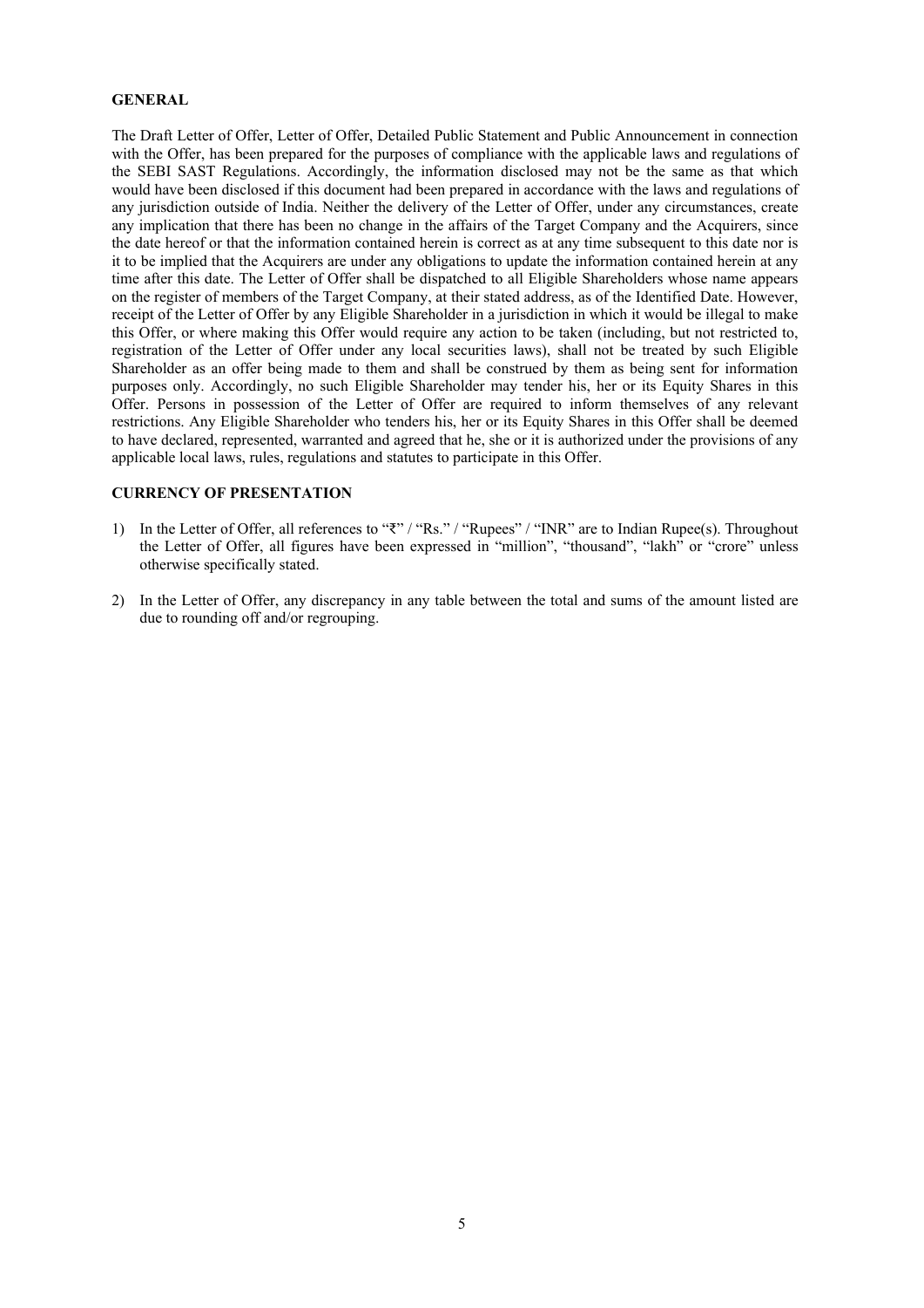## GENERAL

The Draft Letter of Offer, Letter of Offer, Detailed Public Statement and Public Announcement in connection with the Offer, has been prepared for the purposes of compliance with the applicable laws and regulations of the SEBI SAST Regulations. Accordingly, the information disclosed may not be the same as that which would have been disclosed if this document had been prepared in accordance with the laws and regulations of any jurisdiction outside of India. Neither the delivery of the Letter of Offer, under any circumstances, create any implication that there has been no change in the affairs of the Target Company and the Acquirers, since the date hereof or that the information contained herein is correct as at any time subsequent to this date nor is it to be implied that the Acquirers are under any obligations to update the information contained herein at any time after this date. The Letter of Offer shall be dispatched to all Eligible Shareholders whose name appears on the register of members of the Target Company, at their stated address, as of the Identified Date. However, receipt of the Letter of Offer by any Eligible Shareholder in a jurisdiction in which it would be illegal to make this Offer, or where making this Offer would require any action to be taken (including, but not restricted to, registration of the Letter of Offer under any local securities laws), shall not be treated by such Eligible Shareholder as an offer being made to them and shall be construed by them as being sent for information purposes only. Accordingly, no such Eligible Shareholder may tender his, her or its Equity Shares in this Offer. Persons in possession of the Letter of Offer are required to inform themselves of any relevant restrictions. Any Eligible Shareholder who tenders his, her or its Equity Shares in this Offer shall be deemed to have declared, represented, warranted and agreed that he, she or it is authorized under the provisions of any applicable local laws, rules, regulations and statutes to participate in this Offer.

## CURRENCY OF PRESENTATION

1) In the Letter of Offer, all references to "₹" / "Rs." / "Rupees" / "INR" are to Indian Rupee(s). Throughout the Letter of Offer, all figures have been expressed in "million", "thousand", "lakh" or "crore" unless otherwise specifically stated.

2) In the Letter of Offer, any discrepancy in any table between the total and sums of the amount listed are due to rounding off and/or regrouping.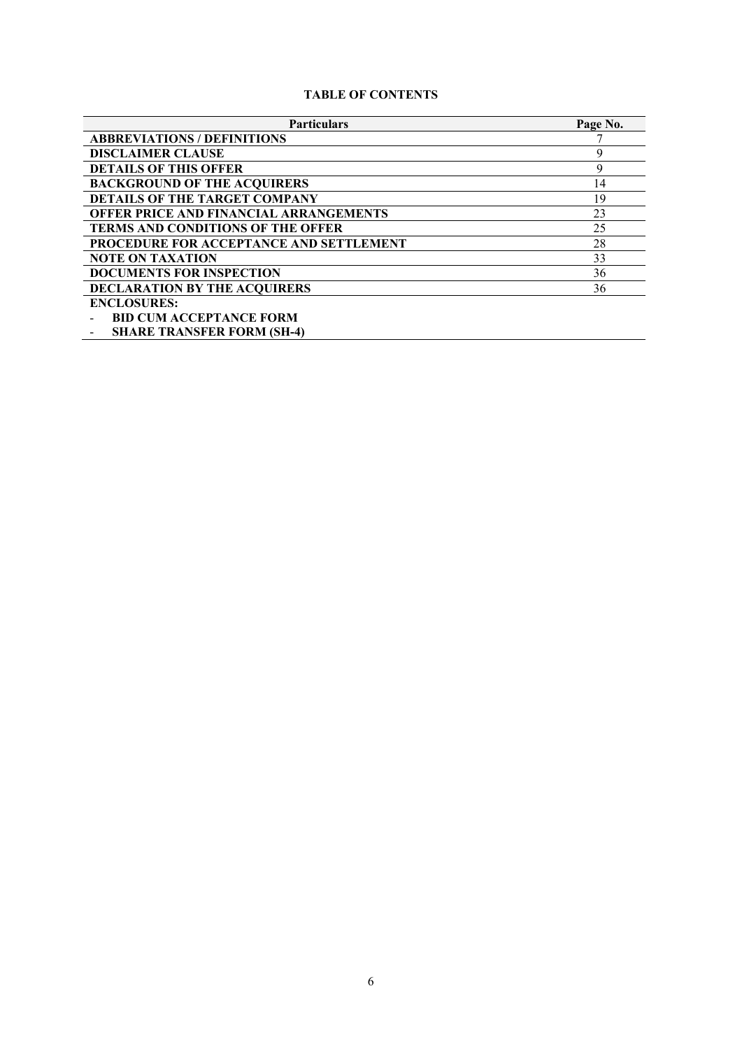**TABLE OF CONTENTS**

| Particulars | Page No. |
|---|---|
| **ABBREVIATIONS / DEFINITIONS** | 7 |
| **DISCLAIMER CLAUSE** | 9 |
| **DETAILS OF THIS OFFER** | 9 |
| **BACKGROUND OF THE ACQUIRERS** | 14 |
| **DETAILS OF THE TARGET COMPANY** | 19 |
| **OFFER PRICE AND FINANCIAL ARRANGEMENTS** | 23 |
| **TERMS AND CONDITIONS OF THE OFFER** | 25 |
| **PROCEDURE FOR ACCEPTANCE AND SETTLEMENT** | 28 |
| **NOTE ON TAXATION** | 33 |
| **DOCUMENTS FOR INSPECTION** | 36 |
| **DECLARATION BY THE ACQUIRERS** | 36 |
| **ENCLOSURES:**<br>- **BID CUM ACCEPTANCE FORM**<br>- **SHARE TRANSFER FORM (SH-4)** | |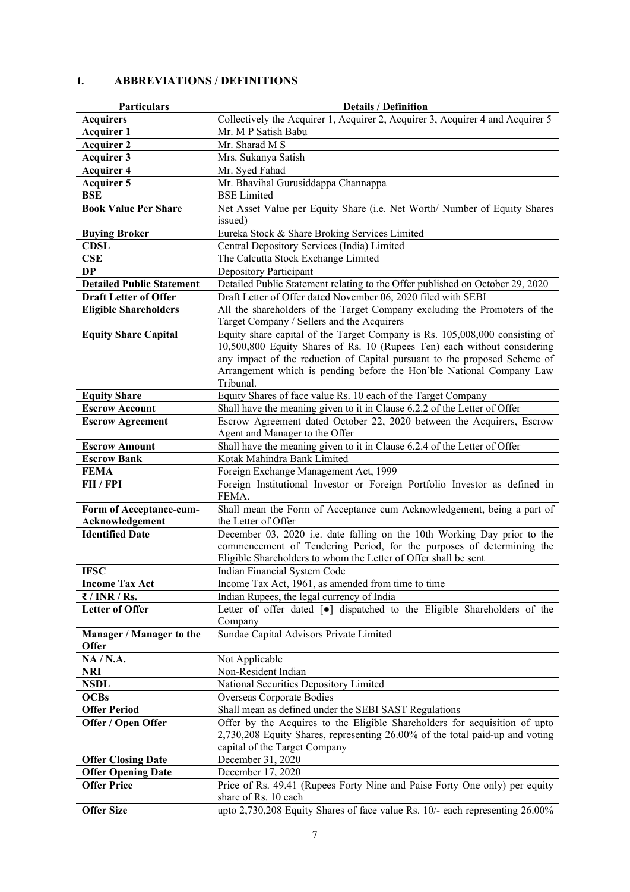## 1. ABBREVIATIONS / DEFINITIONS

| Particulars | Details / Definition |
|---|---|
| **Acquirers** | Collectively the Acquirer 1, Acquirer 2, Acquirer 3, Acquirer 4 and Acquirer 5 |
| **Acquirer 1** | Mr. M P Satish Babu |
| **Acquirer 2** | Mr. Sharad M S |
| **Acquirer 3** | Mrs. Sukanya Satish |
| **Acquirer 4** | Mr. Syed Fahad |
| **Acquirer 5** | Mr. Bhavihal Gurusiddappa Channappa |
| **BSE** | BSE Limited |
| **Book Value Per Share** | Net Asset Value per Equity Share (i.e. Net Worth/ Number of Equity Shares issued) |
| **Buying Broker** | Eureka Stock & Share Broking Services Limited |
| **CDSL** | Central Depository Services (India) Limited |
| **CSE** | The Calcutta Stock Exchange Limited |
| **DP** | Depository Participant |
| **Detailed Public Statement** | Detailed Public Statement relating to the Offer published on October 29, 2020 |
| **Draft Letter of Offer** | Draft Letter of Offer dated November 06, 2020 filed with SEBI |
| **Eligible Shareholders** | All the shareholders of the Target Company excluding the Promoters of the Target Company / Sellers and the Acquirers |
| **Equity Share Capital** | Equity share capital of the Target Company is Rs. 105,008,000 consisting of 10,500,800 Equity Shares of Rs. 10 (Rupees Ten) each without considering any impact of the reduction of Capital pursuant to the proposed Scheme of Arrangement which is pending before the Hon'ble National Company Law Tribunal. |
| **Equity Share** | Equity Shares of face value Rs. 10 each of the Target Company |
| **Escrow Account** | Shall have the meaning given to it in Clause 6.2.2 of the Letter of Offer |
| **Escrow Agreement** | Escrow Agreement dated October 22, 2020 between the Acquirers, Escrow Agent and Manager to the Offer |
| **Escrow Amount** | Shall have the meaning given to it in Clause 6.2.4 of the Letter of Offer |
| **Escrow Bank** | Kotak Mahindra Bank Limited |
| **FEMA** | Foreign Exchange Management Act, 1999 |
| **FII / FPI** | Foreign Institutional Investor or Foreign Portfolio Investor as defined in FEMA. |
| **Form of Acceptance-cum-Acknowledgement** | Shall mean the Form of Acceptance cum Acknowledgement, being a part of the Letter of Offer |
| **Identified Date** | December 03, 2020 i.e. date falling on the 10th Working Day prior to the commencement of Tendering Period, for the purposes of determining the Eligible Shareholders to whom the Letter of Offer shall be sent |
| **IFSC** | Indian Financial System Code |
| **Income Tax Act** | Income Tax Act, 1961, as amended from time to time |
| **₹ / INR / Rs.** | Indian Rupees, the legal currency of India |
| **Letter of Offer** | Letter of offer dated [●] dispatched to the Eligible Shareholders of the Company |
| **Manager / Manager to the Offer** | Sundae Capital Advisors Private Limited |
| **NA / N.A.** | Not Applicable |
| **NRI** | Non-Resident Indian |
| **NSDL** | National Securities Depository Limited |
| **OCBs** | Overseas Corporate Bodies |
| **Offer Period** | Shall mean as defined under the SEBI SAST Regulations |
| **Offer / Open Offer** | Offer by the Acquires to the Eligible Shareholders for acquisition of upto 2,730,208 Equity Shares, representing 26.00% of the total paid-up and voting capital of the Target Company |
| **Offer Closing Date** | December 31, 2020 |
| **Offer Opening Date** | December 17, 2020 |
| **Offer Price** | Price of Rs. 49.41 (Rupees Forty Nine and Paise Forty One only) per equity share of Rs. 10 each |
| **Offer Size** | upto 2,730,208 Equity Shares of face value Rs. 10/- each representing 26.00% |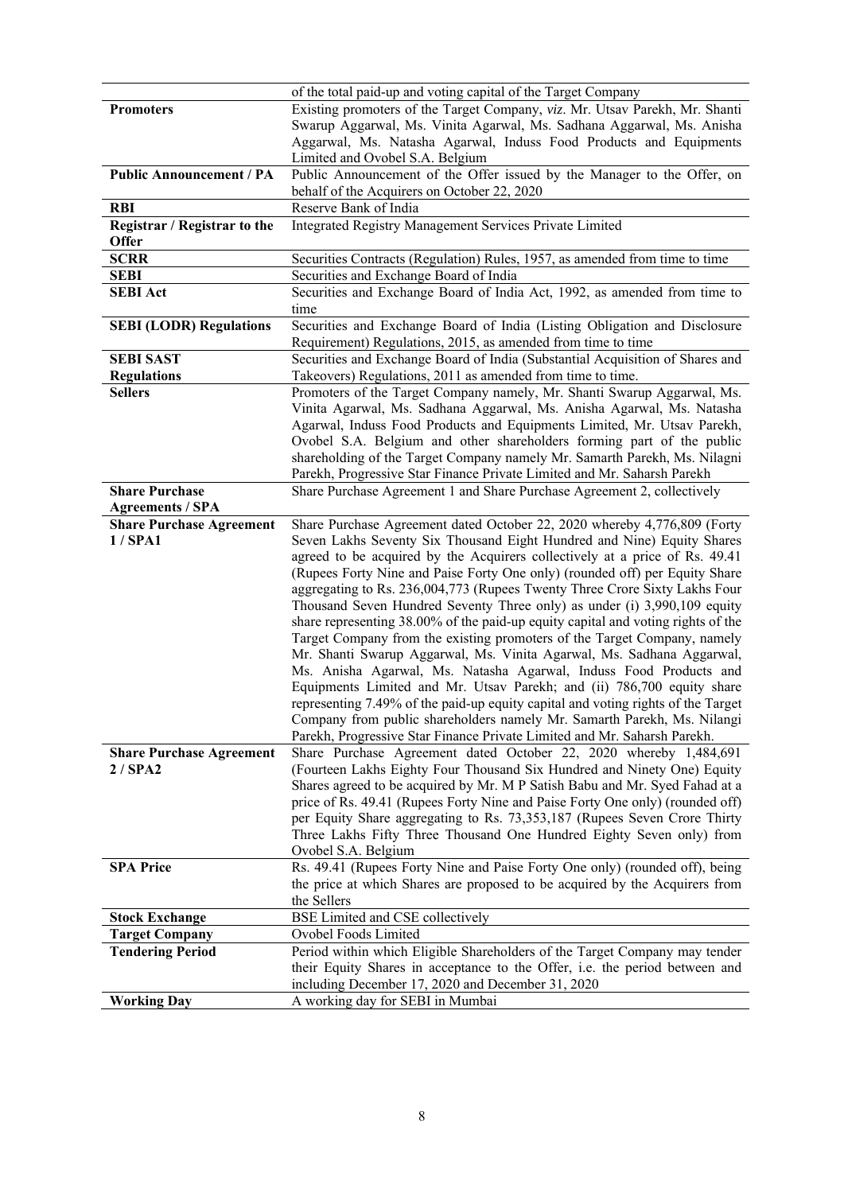| | |
|---|---|
| | of the total paid-up and voting capital of the Target Company |
| **Promoters** | Existing promoters of the Target Company, *viz*. Mr. Utsav Parekh, Mr. Shanti Swarup Aggarwal, Ms. Vinita Agarwal, Ms. Sadhana Aggarwal, Ms. Anisha Aggarwal, Ms. Natasha Agarwal, Induss Food Products and Equipments Limited and Ovobel S.A. Belgium |
| **Public Announcement / PA** | Public Announcement of the Offer issued by the Manager to the Offer, on behalf of the Acquirers on October 22, 2020 |
| **RBI** | Reserve Bank of India |
| **Registrar / Registrar to the Offer** | Integrated Registry Management Services Private Limited |
| **SCRR** | Securities Contracts (Regulation) Rules, 1957, as amended from time to time |
| **SEBI** | Securities and Exchange Board of India |
| **SEBI Act** | Securities and Exchange Board of India Act, 1992, as amended from time to time |
| **SEBI (LODR) Regulations** | Securities and Exchange Board of India (Listing Obligation and Disclosure Requirement) Regulations, 2015, as amended from time to time |
| **SEBI SAST Regulations** | Securities and Exchange Board of India (Substantial Acquisition of Shares and Takeovers) Regulations, 2011 as amended from time to time. |
| **Sellers** | Promoters of the Target Company namely, Mr. Shanti Swarup Aggarwal, Ms. Vinita Agarwal, Ms. Sadhana Aggarwal, Ms. Anisha Agarwal, Ms. Natasha Agarwal, Induss Food Products and Equipments Limited, Mr. Utsav Parekh, Ovobel S.A. Belgium and other shareholders forming part of the public shareholding of the Target Company namely Mr. Samarth Parekh, Ms. Nilagni Parekh, Progressive Star Finance Private Limited and Mr. Saharsh Parekh |
| **Share Purchase Agreements / SPA** | Share Purchase Agreement 1 and Share Purchase Agreement 2, collectively |
| **Share Purchase Agreement 1 / SPA1** | Share Purchase Agreement dated October 22, 2020 whereby 4,776,809 (Forty Seven Lakhs Seventy Six Thousand Eight Hundred and Nine) Equity Shares agreed to be acquired by the Acquirers collectively at a price of Rs. 49.41 (Rupees Forty Nine and Paise Forty One only) (rounded off) per Equity Share aggregating to Rs. 236,004,773 (Rupees Twenty Three Crore Sixty Lakhs Four Thousand Seven Hundred Seventy Three only) as under (i) 3,990,109 equity share representing 38.00% of the paid-up equity capital and voting rights of the Target Company from the existing promoters of the Target Company, namely Mr. Shanti Swarup Aggarwal, Ms. Vinita Agarwal, Ms. Sadhana Aggarwal, Ms. Anisha Agarwal, Ms. Natasha Agarwal, Induss Food Products and Equipments Limited and Mr. Utsav Parekh; and (ii) 786,700 equity share representing 7.49% of the paid-up equity capital and voting rights of the Target Company from public shareholders namely Mr. Samarth Parekh, Ms. Nilangi Parekh, Progressive Star Finance Private Limited and Mr. Saharsh Parekh. |
| **Share Purchase Agreement 2 / SPA2** | Share Purchase Agreement dated October 22, 2020 whereby 1,484,691 (Fourteen Lakhs Eighty Four Thousand Six Hundred and Ninety One) Equity Shares agreed to be acquired by Mr. M P Satish Babu and Mr. Syed Fahad at a price of Rs. 49.41 (Rupees Forty Nine and Paise Forty One only) (rounded off) per Equity Share aggregating to Rs. 73,353,187 (Rupees Seven Crore Thirty Three Lakhs Fifty Three Thousand One Hundred Eighty Seven only) from Ovobel S.A. Belgium |
| **SPA Price** | Rs. 49.41 (Rupees Forty Nine and Paise Forty One only) (rounded off), being the price at which Shares are proposed to be acquired by the Acquirers from the Sellers |
| **Stock Exchange** | BSE Limited and CSE collectively |
| **Target Company** | Ovobel Foods Limited |
| **Tendering Period** | Period within which Eligible Shareholders of the Target Company may tender their Equity Shares in acceptance to the Offer, i.e. the period between and including December 17, 2020 and December 31, 2020 |
| **Working Day** | A working day for SEBI in Mumbai |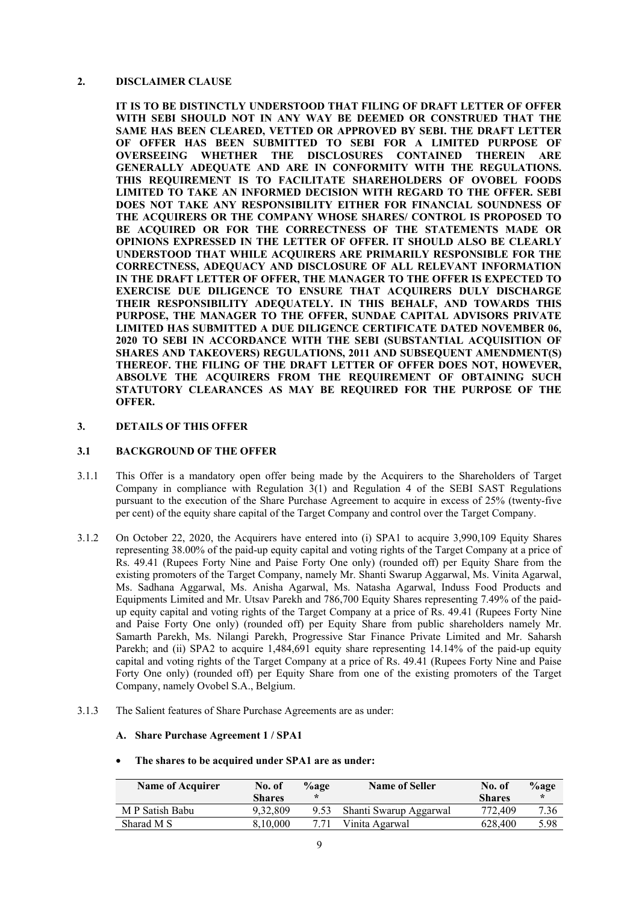## 2. DISCLAIMER CLAUSE

**IT IS TO BE DISTINCTLY UNDERSTOOD THAT FILING OF DRAFT LETTER OF OFFER WITH SEBI SHOULD NOT IN ANY WAY BE DEEMED OR CONSTRUED THAT THE SAME HAS BEEN CLEARED, VETTED OR APPROVED BY SEBI. THE DRAFT LETTER OF OFFER HAS BEEN SUBMITTED TO SEBI FOR A LIMITED PURPOSE OF OVERSEEING WHETHER THE DISCLOSURES CONTAINED THEREIN ARE GENERALLY ADEQUATE AND ARE IN CONFORMITY WITH THE REGULATIONS. THIS REQUIREMENT IS TO FACILITATE SHAREHOLDERS OF OVOBEL FOODS LIMITED TO TAKE AN INFORMED DECISION WITH REGARD TO THE OFFER. SEBI DOES NOT TAKE ANY RESPONSIBILITY EITHER FOR FINANCIAL SOUNDNESS OF THE ACQUIRERS OR THE COMPANY WHOSE SHARES/ CONTROL IS PROPOSED TO BE ACQUIRED OR FOR THE CORRECTNESS OF THE STATEMENTS MADE OR OPINIONS EXPRESSED IN THE LETTER OF OFFER. IT SHOULD ALSO BE CLEARLY UNDERSTOOD THAT WHILE ACQUIRERS ARE PRIMARILY RESPONSIBLE FOR THE CORRECTNESS, ADEQUACY AND DISCLOSURE OF ALL RELEVANT INFORMATION IN THE DRAFT LETTER OF OFFER, THE MANAGER TO THE OFFER IS EXPECTED TO EXERCISE DUE DILIGENCE TO ENSURE THAT ACQUIRERS DULY DISCHARGE THEIR RESPONSIBILITY ADEQUATELY. IN THIS BEHALF, AND TOWARDS THIS PURPOSE, THE MANAGER TO THE OFFER, SUNDAE CAPITAL ADVISORS PRIVATE LIMITED HAS SUBMITTED A DUE DILIGENCE CERTIFICATE DATED NOVEMBER 06, 2020 TO SEBI IN ACCORDANCE WITH THE SEBI (SUBSTANTIAL ACQUISITION OF SHARES AND TAKEOVERS) REGULATIONS, 2011 AND SUBSEQUENT AMENDMENT(S) THEREOF. THE FILING OF THE DRAFT LETTER OF OFFER DOES NOT, HOWEVER, ABSOLVE THE ACQUIRERS FROM THE REQUIREMENT OF OBTAINING SUCH STATUTORY CLEARANCES AS MAY BE REQUIRED FOR THE PURPOSE OF THE OFFER.**

## 3. DETAILS OF THIS OFFER

### 3.1 BACKGROUND OF THE OFFER

3.1.1 This Offer is a mandatory open offer being made by the Acquirers to the Shareholders of Target Company in compliance with Regulation 3(1) and Regulation 4 of the SEBI SAST Regulations pursuant to the execution of the Share Purchase Agreement to acquire in excess of 25% (twenty-five per cent) of the equity share capital of the Target Company and control over the Target Company.

3.1.2 On October 22, 2020, the Acquirers have entered into (i) SPA1 to acquire 3,990,109 Equity Shares representing 38.00% of the paid-up equity capital and voting rights of the Target Company at a price of Rs. 49.41 (Rupees Forty Nine and Paise Forty One only) (rounded off) per Equity Share from the existing promoters of the Target Company, namely Mr. Shanti Swarup Aggarwal, Ms. Vinita Agarwal, Ms. Sadhana Aggarwal, Ms. Anisha Agarwal, Ms. Natasha Agarwal, Induss Food Products and Equipments Limited and Mr. Utsav Parekh and 786,700 Equity Shares representing 7.49% of the paid-up equity capital and voting rights of the Target Company at a price of Rs. 49.41 (Rupees Forty Nine and Paise Forty One only) (rounded off) per Equity Share from public shareholders namely Mr. Samarth Parekh, Ms. Nilangi Parekh, Progressive Star Finance Private Limited and Mr. Saharsh Parekh; and (ii) SPA2 to acquire 1,484,691 equity share representing 14.14% of the paid-up equity capital and voting rights of the Target Company at a price of Rs. 49.41 (Rupees Forty Nine and Paise Forty One only) (rounded off) per Equity Share from one of the existing promoters of the Target Company, namely Ovobel S.A., Belgium.

3.1.3 The Salient features of Share Purchase Agreements are as under:

**A. Share Purchase Agreement 1 / SPA1**

- **The shares to be acquired under SPA1 are as under:**

| Name of Acquirer | No. of Shares | %age * | Name of Seller | No. of Shares | %age * |
|---|---|---|---|---|---|
| M P Satish Babu | 9,32,809 | 9.53 | Shanti Swarup Aggarwal | 772,409 | 7.36 |
| Sharad M S | 8,10,000 | 7.71 | Vinita Agarwal | 628,400 | 5.98 |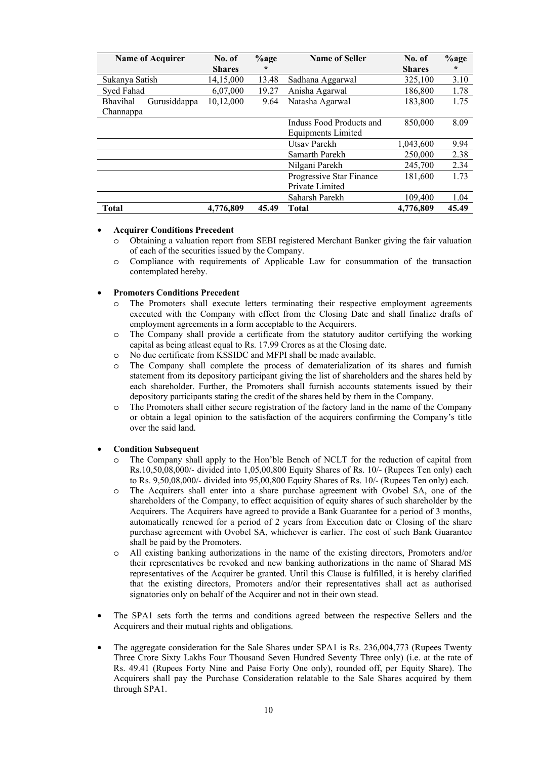| Name of Acquirer | No. of Shares | %age * | Name of Seller | No. of Shares | %age * |
|---|---|---|---|---|---|
| Sukanya Satish | 14,15,000 | 13.48 | Sadhana Aggarwal | 325,100 | 3.10 |
| Syed Fahad | 6,07,000 | 19.27 | Anisha Agarwal | 186,800 | 1.78 |
| Bhavihal Gurusiddappa Channappa | 10,12,000 | 9.64 | Natasha Agarwal | 183,800 | 1.75 |
| | | | Induss Food Products and Equipments Limited | 850,000 | 8.09 |
| | | | Utsav Parekh | 1,043,600 | 9.94 |
| | | | Samarth Parekh | 250,000 | 2.38 |
| | | | Nilgani Parekh | 245,700 | 2.34 |
| | | | Progressive Star Finance Private Limited | 181,600 | 1.73 |
| | | | Saharsh Parekh | 109,400 | 1.04 |
| **Total** | **4,776,809** | **45.49** | **Total** | **4,776,809** | **45.49** |

- **Acquirer Conditions Precedent**
  - Obtaining a valuation report from SEBI registered Merchant Banker giving the fair valuation of each of the securities issued by the Company.
  - Compliance with requirements of Applicable Law for consummation of the transaction contemplated hereby.

- **Promoters Conditions Precedent**
  - The Promoters shall execute letters terminating their respective employment agreements executed with the Company with effect from the Closing Date and shall finalize drafts of employment agreements in a form acceptable to the Acquirers.
  - The Company shall provide a certificate from the statutory auditor certifying the working capital as being atleast equal to Rs. 17.99 Crores as at the Closing date.
  - No due certificate from KSSIDC and MFPI shall be made available.
  - The Company shall complete the process of dematerialization of its shares and furnish statement from its depository participant giving the list of shareholders and the shares held by each shareholder. Further, the Promoters shall furnish accounts statements issued by their depository participants stating the credit of the shares held by them in the Company.
  - The Promoters shall either secure registration of the factory land in the name of the Company or obtain a legal opinion to the satisfaction of the acquirers confirming the Company's title over the said land.

- **Condition Subsequent**
  - The Company shall apply to the Hon'ble Bench of NCLT for the reduction of capital from Rs.10,50,08,000/- divided into 1,05,00,800 Equity Shares of Rs. 10/- (Rupees Ten only) each to Rs. 9,50,08,000/- divided into 95,00,800 Equity Shares of Rs. 10/- (Rupees Ten only) each.
  - The Acquirers shall enter into a share purchase agreement with Ovobel SA, one of the shareholders of the Company, to effect acquisition of equity shares of such shareholder by the Acquirers. The Acquirers have agreed to provide a Bank Guarantee for a period of 3 months, automatically renewed for a period of 2 years from Execution date or Closing of the share purchase agreement with Ovobel SA, whichever is earlier. The cost of such Bank Guarantee shall be paid by the Promoters.
  - All existing banking authorizations in the name of the existing directors, Promoters and/or their representatives be revoked and new banking authorizations in the name of Sharad MS representatives of the Acquirer be granted. Until this Clause is fulfilled, it is hereby clarified that the existing directors, Promoters and/or their representatives shall act as authorised signatories only on behalf of the Acquirer and not in their own stead.

- The SPA1 sets forth the terms and conditions agreed between the respective Sellers and the Acquirers and their mutual rights and obligations.

- The aggregate consideration for the Sale Shares under SPA1 is Rs. 236,004,773 (Rupees Twenty Three Crore Sixty Lakhs Four Thousand Seven Hundred Seventy Three only) (i.e. at the rate of Rs. 49.41 (Rupees Forty Nine and Paise Forty One only), rounded off, per Equity Share). The Acquirers shall pay the Purchase Consideration relatable to the Sale Shares acquired by them through SPA1.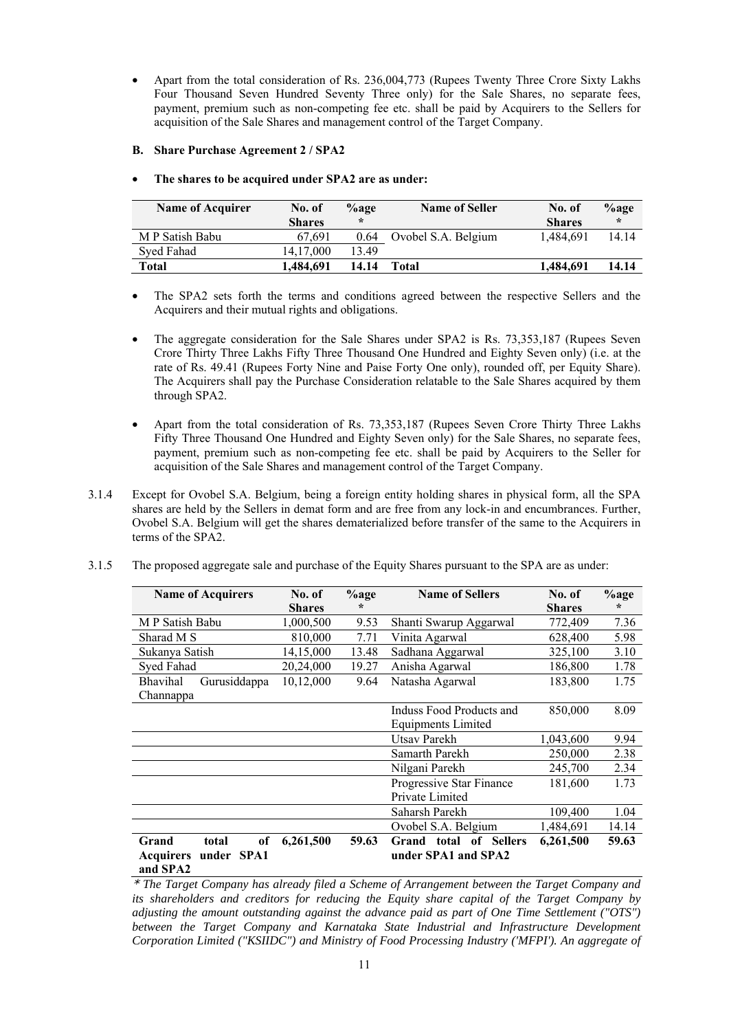- Apart from the total consideration of Rs. 236,004,773 (Rupees Twenty Three Crore Sixty Lakhs Four Thousand Seven Hundred Seventy Three only) for the Sale Shares, no separate fees, payment, premium such as non-competing fee etc. shall be paid by Acquirers to the Sellers for acquisition of the Sale Shares and management control of the Target Company.

**B. Share Purchase Agreement 2 / SPA2**

- **The shares to be acquired under SPA2 are as under:**

| Name of Acquirer | No. of Shares | %age * | Name of Seller | No. of Shares | %age * |
|---|---|---|---|---|---|
| M P Satish Babu | 67,691 | 0.64 | Ovobel S.A. Belgium | 1,484,691 | 14.14 |
| Syed Fahad | 14,17,000 | 13.49 | | | |
| **Total** | **1,484,691** | **14.14** | **Total** | **1,484,691** | **14.14** |

- The SPA2 sets forth the terms and conditions agreed between the respective Sellers and the Acquirers and their mutual rights and obligations.

- The aggregate consideration for the Sale Shares under SPA2 is Rs. 73,353,187 (Rupees Seven Crore Thirty Three Lakhs Fifty Three Thousand One Hundred and Eighty Seven only) (i.e. at the rate of Rs. 49.41 (Rupees Forty Nine and Paise Forty One only), rounded off, per Equity Share). The Acquirers shall pay the Purchase Consideration relatable to the Sale Shares acquired by them through SPA2.

- Apart from the total consideration of Rs. 73,353,187 (Rupees Seven Crore Thirty Three Lakhs Fifty Three Thousand One Hundred and Eighty Seven only) for the Sale Shares, no separate fees, payment, premium such as non-competing fee etc. shall be paid by Acquirers to the Seller for acquisition of the Sale Shares and management control of the Target Company.

3.1.4 Except for Ovobel S.A. Belgium, being a foreign entity holding shares in physical form, all the SPA shares are held by the Sellers in demat form and are free from any lock-in and encumbrances. Further, Ovobel S.A. Belgium will get the shares dematerialized before transfer of the same to the Acquirers in terms of the SPA2.

3.1.5 The proposed aggregate sale and purchase of the Equity Shares pursuant to the SPA are as under:

| Name of Acquirers | No. of Shares | %age * | Name of Sellers | No. of Shares | %age * |
|---|---|---|---|---|---|
| M P Satish Babu | 1,000,500 | 9.53 | Shanti Swarup Aggarwal | 772,409 | 7.36 |
| Sharad M S | 810,000 | 7.71 | Vinita Agarwal | 628,400 | 5.98 |
| Sukanya Satish | 14,15,000 | 13.48 | Sadhana Aggarwal | 325,100 | 3.10 |
| Syed Fahad | 20,24,000 | 19.27 | Anisha Agarwal | 186,800 | 1.78 |
| Bhavihal Gurusiddappa Channappa | 10,12,000 | 9.64 | Natasha Agarwal | 183,800 | 1.75 |
| | | | Induss Food Products and Equipments Limited | 850,000 | 8.09 |
| | | | Utsav Parekh | 1,043,600 | 9.94 |
| | | | Samarth Parekh | 250,000 | 2.38 |
| | | | Nilgani Parekh | 245,700 | 2.34 |
| | | | Progressive Star Finance Private Limited | 181,600 | 1.73 |
| | | | Saharsh Parekh | 109,400 | 1.04 |
| | | | Ovobel S.A. Belgium | 1,484,691 | 14.14 |
| **Grand total of Acquirers under SPA1 and SPA2** | **6,261,500** | **59.63** | **Grand total of Sellers under SPA1 and SPA2** | **6,261,500** | **59.63** |

*\* The Target Company has already filed a Scheme of Arrangement between the Target Company and its shareholders and creditors for reducing the Equity share capital of the Target Company by adjusting the amount outstanding against the advance paid as part of One Time Settlement ("OTS") between the Target Company and Karnataka State Industrial and Infrastructure Development Corporation Limited ("KSIIDC") and Ministry of Food Processing Industry ('MFPI'). An aggregate of*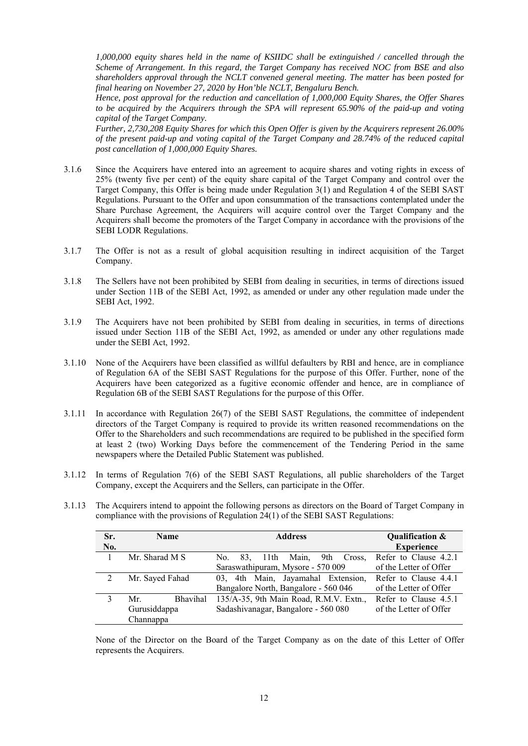*1,000,000 equity shares held in the name of KSIIDC shall be extinguished / cancelled through the Scheme of Arrangement. In this regard, the Target Company has received NOC from BSE and also shareholders approval through the NCLT convened general meeting. The matter has been posted for final hearing on November 27, 2020 by Hon'ble NCLT, Bengaluru Bench.*

*Hence, post approval for the reduction and cancellation of 1,000,000 Equity Shares, the Offer Shares to be acquired by the Acquirers through the SPA will represent 65.90% of the paid-up and voting capital of the Target Company.*

*Further, 2,730,208 Equity Shares for which this Open Offer is given by the Acquirers represent 26.00% of the present paid-up and voting capital of the Target Company and 28.74% of the reduced capital post cancellation of 1,000,000 Equity Shares.*

3.1.6 Since the Acquirers have entered into an agreement to acquire shares and voting rights in excess of 25% (twenty five per cent) of the equity share capital of the Target Company and control over the Target Company, this Offer is being made under Regulation 3(1) and Regulation 4 of the SEBI SAST Regulations. Pursuant to the Offer and upon consummation of the transactions contemplated under the Share Purchase Agreement, the Acquirers will acquire control over the Target Company and the Acquirers shall become the promoters of the Target Company in accordance with the provisions of the SEBI LODR Regulations.

3.1.7 The Offer is not as a result of global acquisition resulting in indirect acquisition of the Target Company.

3.1.8 The Sellers have not been prohibited by SEBI from dealing in securities, in terms of directions issued under Section 11B of the SEBI Act, 1992, as amended or under any other regulation made under the SEBI Act, 1992.

3.1.9 The Acquirers have not been prohibited by SEBI from dealing in securities, in terms of directions issued under Section 11B of the SEBI Act, 1992, as amended or under any other regulations made under the SEBI Act, 1992.

3.1.10 None of the Acquirers have been classified as willful defaulters by RBI and hence, are in compliance of Regulation 6A of the SEBI SAST Regulations for the purpose of this Offer. Further, none of the Acquirers have been categorized as a fugitive economic offender and hence, are in compliance of Regulation 6B of the SEBI SAST Regulations for the purpose of this Offer.

3.1.11 In accordance with Regulation 26(7) of the SEBI SAST Regulations, the committee of independent directors of the Target Company is required to provide its written reasoned recommendations on the Offer to the Shareholders and such recommendations are required to be published in the specified form at least 2 (two) Working Days before the commencement of the Tendering Period in the same newspapers where the Detailed Public Statement was published.

3.1.12 In terms of Regulation 7(6) of the SEBI SAST Regulations, all public shareholders of the Target Company, except the Acquirers and the Sellers, can participate in the Offer.

3.1.13 The Acquirers intend to appoint the following persons as directors on the Board of Target Company in compliance with the provisions of Regulation 24(1) of the SEBI SAST Regulations:

| Sr. No. | Name | Address | Qualification & Experience |
|---|---|---|---|
| 1 | Mr. Sharad M S | No. 83, 11th Main, 9th Cross, Saraswathipuram, Mysore - 570 009 | Refer to Clause 4.2.1 of the Letter of Offer |
| 2 | Mr. Sayed Fahad | 03, 4th Main, Jayamahal Extension, Bangalore North, Bangalore - 560 046 | Refer to Clause 4.4.1 of the Letter of Offer |
| 3 | Mr. Bhavihal Gurusiddappa Channappa | 135/A-35, 9th Main Road, R.M.V. Extn., Sadashivanagar, Bangalore - 560 080 | Refer to Clause 4.5.1 of the Letter of Offer |

None of the Director on the Board of the Target Company as on the date of this Letter of Offer represents the Acquirers.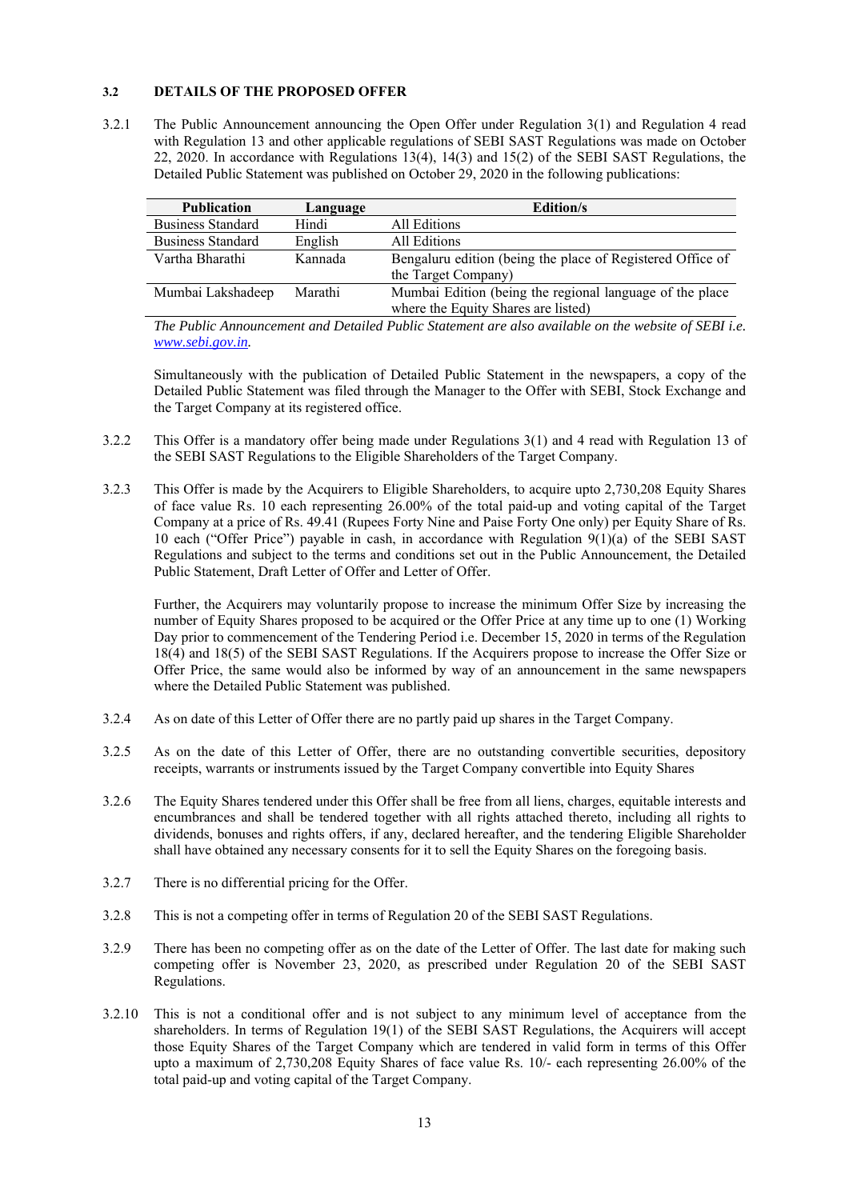### 3.2 DETAILS OF THE PROPOSED OFFER

3.2.1 The Public Announcement announcing the Open Offer under Regulation 3(1) and Regulation 4 read with Regulation 13 and other applicable regulations of SEBI SAST Regulations was made on October 22, 2020. In accordance with Regulations 13(4), 14(3) and 15(2) of the SEBI SAST Regulations, the Detailed Public Statement was published on October 29, 2020 in the following publications:

| Publication | Language | Edition/s |
|---|---|---|
| Business Standard | Hindi | All Editions |
| Business Standard | English | All Editions |
| Vartha Bharathi | Kannada | Bengaluru edition (being the place of Registered Office of the Target Company) |
| Mumbai Lakshadeep | Marathi | Mumbai Edition (being the regional language of the place where the Equity Shares are listed) |

*The Public Announcement and Detailed Public Statement are also available on the website of SEBI i.e. www.sebi.gov.in.*

Simultaneously with the publication of Detailed Public Statement in the newspapers, a copy of the Detailed Public Statement was filed through the Manager to the Offer with SEBI, Stock Exchange and the Target Company at its registered office.

3.2.2 This Offer is a mandatory offer being made under Regulations 3(1) and 4 read with Regulation 13 of the SEBI SAST Regulations to the Eligible Shareholders of the Target Company.

3.2.3 This Offer is made by the Acquirers to Eligible Shareholders, to acquire upto 2,730,208 Equity Shares of face value Rs. 10 each representing 26.00% of the total paid-up and voting capital of the Target Company at a price of Rs. 49.41 (Rupees Forty Nine and Paise Forty One only) per Equity Share of Rs. 10 each ("Offer Price") payable in cash, in accordance with Regulation 9(1)(a) of the SEBI SAST Regulations and subject to the terms and conditions set out in the Public Announcement, the Detailed Public Statement, Draft Letter of Offer and Letter of Offer.

Further, the Acquirers may voluntarily propose to increase the minimum Offer Size by increasing the number of Equity Shares proposed to be acquired or the Offer Price at any time up to one (1) Working Day prior to commencement of the Tendering Period i.e. December 15, 2020 in terms of the Regulation 18(4) and 18(5) of the SEBI SAST Regulations. If the Acquirers propose to increase the Offer Size or Offer Price, the same would also be informed by way of an announcement in the same newspapers where the Detailed Public Statement was published.

3.2.4 As on date of this Letter of Offer there are no partly paid up shares in the Target Company.

3.2.5 As on the date of this Letter of Offer, there are no outstanding convertible securities, depository receipts, warrants or instruments issued by the Target Company convertible into Equity Shares

3.2.6 The Equity Shares tendered under this Offer shall be free from all liens, charges, equitable interests and encumbrances and shall be tendered together with all rights attached thereto, including all rights to dividends, bonuses and rights offers, if any, declared hereafter, and the tendering Eligible Shareholder shall have obtained any necessary consents for it to sell the Equity Shares on the foregoing basis.

3.2.7 There is no differential pricing for the Offer.

3.2.8 This is not a competing offer in terms of Regulation 20 of the SEBI SAST Regulations.

3.2.9 There has been no competing offer as on the date of the Letter of Offer. The last date for making such competing offer is November 23, 2020, as prescribed under Regulation 20 of the SEBI SAST Regulations.

3.2.10 This is not a conditional offer and is not subject to any minimum level of acceptance from the shareholders. In terms of Regulation 19(1) of the SEBI SAST Regulations, the Acquirers will accept those Equity Shares of the Target Company which are tendered in valid form in terms of this Offer upto a maximum of 2,730,208 Equity Shares of face value Rs. 10/- each representing 26.00% of the total paid-up and voting capital of the Target Company.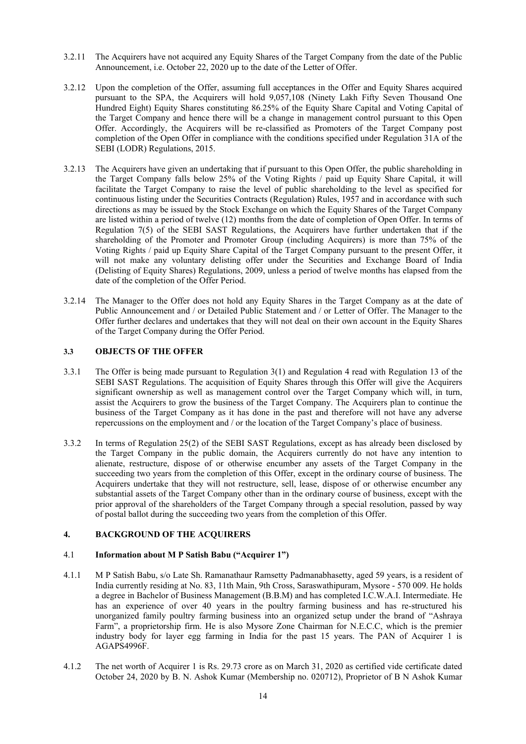3.2.11 The Acquirers have not acquired any Equity Shares of the Target Company from the date of the Public Announcement, i.e. October 22, 2020 up to the date of the Letter of Offer.

3.2.12 Upon the completion of the Offer, assuming full acceptances in the Offer and Equity Shares acquired pursuant to the SPA, the Acquirers will hold 9,057,108 (Ninety Lakh Fifty Seven Thousand One Hundred Eight) Equity Shares constituting 86.25% of the Equity Share Capital and Voting Capital of the Target Company and hence there will be a change in management control pursuant to this Open Offer. Accordingly, the Acquirers will be re-classified as Promoters of the Target Company post completion of the Open Offer in compliance with the conditions specified under Regulation 31A of the SEBI (LODR) Regulations, 2015.

3.2.13 The Acquirers have given an undertaking that if pursuant to this Open Offer, the public shareholding in the Target Company falls below 25% of the Voting Rights / paid up Equity Share Capital, it will facilitate the Target Company to raise the level of public shareholding to the level as specified for continuous listing under the Securities Contracts (Regulation) Rules, 1957 and in accordance with such directions as may be issued by the Stock Exchange on which the Equity Shares of the Target Company are listed within a period of twelve (12) months from the date of completion of Open Offer. In terms of Regulation 7(5) of the SEBI SAST Regulations, the Acquirers have further undertaken that if the shareholding of the Promoter and Promoter Group (including Acquirers) is more than 75% of the Voting Rights / paid up Equity Share Capital of the Target Company pursuant to the present Offer, it will not make any voluntary delisting offer under the Securities and Exchange Board of India (Delisting of Equity Shares) Regulations, 2009, unless a period of twelve months has elapsed from the date of the completion of the Offer Period.

3.2.14 The Manager to the Offer does not hold any Equity Shares in the Target Company as at the date of Public Announcement and / or Detailed Public Statement and / or Letter of Offer. The Manager to the Offer further declares and undertakes that they will not deal on their own account in the Equity Shares of the Target Company during the Offer Period.

### 3.3 OBJECTS OF THE OFFER

3.3.1 The Offer is being made pursuant to Regulation 3(1) and Regulation 4 read with Regulation 13 of the SEBI SAST Regulations. The acquisition of Equity Shares through this Offer will give the Acquirers significant ownership as well as management control over the Target Company which will, in turn, assist the Acquirers to grow the business of the Target Company. The Acquirers plan to continue the business of the Target Company as it has done in the past and therefore will not have any adverse repercussions on the employment and / or the location of the Target Company's place of business.

3.3.2 In terms of Regulation 25(2) of the SEBI SAST Regulations, except as has already been disclosed by the Target Company in the public domain, the Acquirers currently do not have any intention to alienate, restructure, dispose of or otherwise encumber any assets of the Target Company in the succeeding two years from the completion of this Offer, except in the ordinary course of business. The Acquirers undertake that they will not restructure, sell, lease, dispose of or otherwise encumber any substantial assets of the Target Company other than in the ordinary course of business, except with the prior approval of the shareholders of the Target Company through a special resolution, passed by way of postal ballot during the succeeding two years from the completion of this Offer.

## 4. BACKGROUND OF THE ACQUIRERS

### 4.1 Information about M P Satish Babu ("Acquirer 1")

4.1.1 M P Satish Babu, s/o Late Sh. Ramanathaur Ramsetty Padmanabhasetty, aged 59 years, is a resident of India currently residing at No. 83, 11th Main, 9th Cross, Saraswathipuram, Mysore - 570 009. He holds a degree in Bachelor of Business Management (B.B.M) and has completed I.C.W.A.I. Intermediate. He has an experience of over 40 years in the poultry farming business and has re-structured his unorganized family poultry farming business into an organized setup under the brand of "Ashraya Farm", a proprietorship firm. He is also Mysore Zone Chairman for N.E.C.C, which is the premier industry body for layer egg farming in India for the past 15 years. The PAN of Acquirer 1 is AGAPS4996F.

4.1.2 The net worth of Acquirer 1 is Rs. 29.73 crore as on March 31, 2020 as certified vide certificate dated October 24, 2020 by B. N. Ashok Kumar (Membership no. 020712), Proprietor of B N Ashok Kumar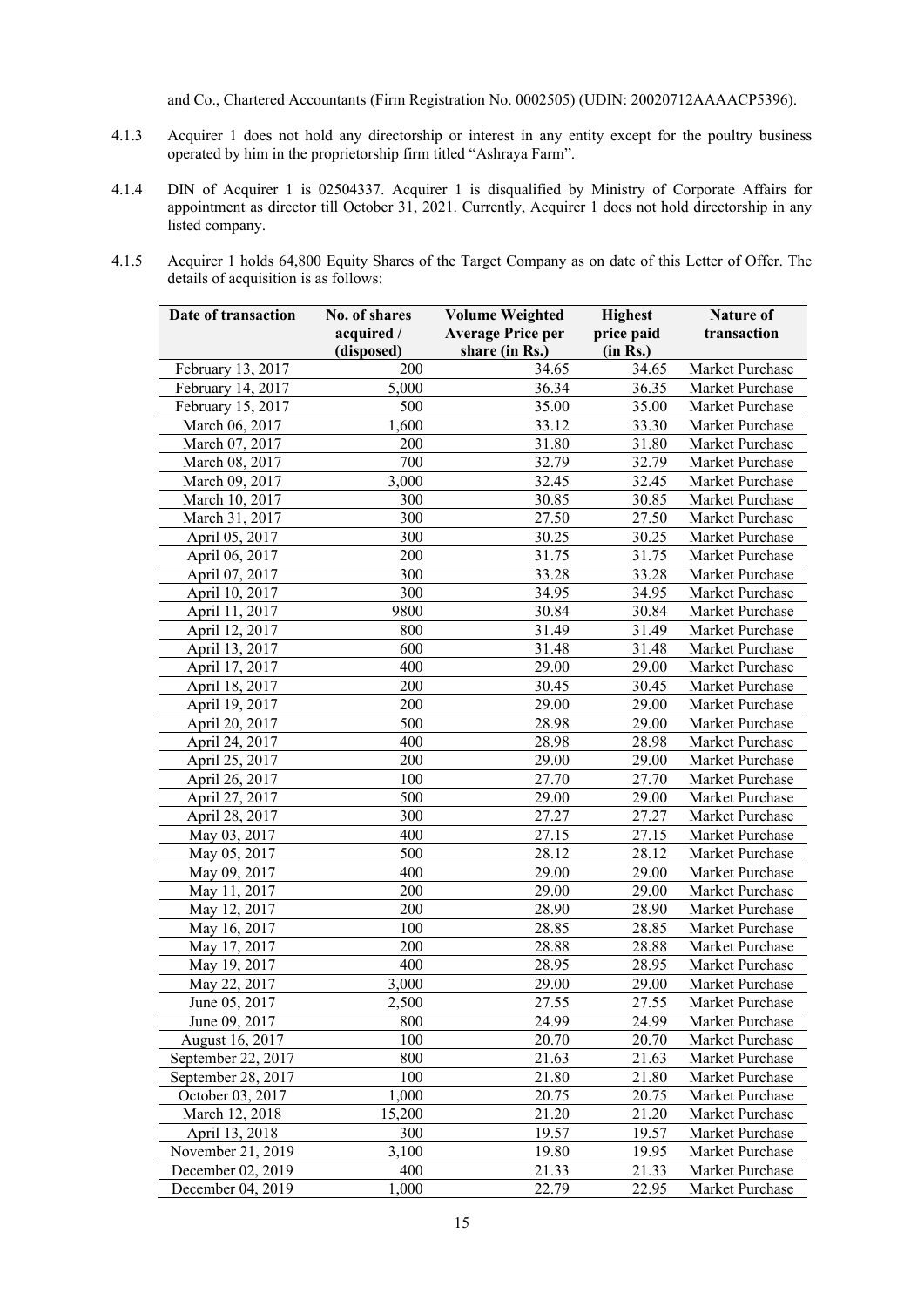and Co., Chartered Accountants (Firm Registration No. 0002505) (UDIN: 20020712AAAACP5396).

4.1.3 Acquirer 1 does not hold any directorship or interest in any entity except for the poultry business operated by him in the proprietorship firm titled "Ashraya Farm".

4.1.4 DIN of Acquirer 1 is 02504337. Acquirer 1 is disqualified by Ministry of Corporate Affairs for appointment as director till October 31, 2021. Currently, Acquirer 1 does not hold directorship in any listed company.

4.1.5 Acquirer 1 holds 64,800 Equity Shares of the Target Company as on date of this Letter of Offer. The details of acquisition is as follows:

| Date of transaction | No. of shares acquired / (disposed) | Volume Weighted Average Price per share (in Rs.) | Highest price paid (in Rs.) | Nature of transaction |
|---|---|---|---|---|
| February 13, 2017 | 200 | 34.65 | 34.65 | Market Purchase |
| February 14, 2017 | 5,000 | 36.34 | 36.35 | Market Purchase |
| February 15, 2017 | 500 | 35.00 | 35.00 | Market Purchase |
| March 06, 2017 | 1,600 | 33.12 | 33.30 | Market Purchase |
| March 07, 2017 | 200 | 31.80 | 31.80 | Market Purchase |
| March 08, 2017 | 700 | 32.79 | 32.79 | Market Purchase |
| March 09, 2017 | 3,000 | 32.45 | 32.45 | Market Purchase |
| March 10, 2017 | 300 | 30.85 | 30.85 | Market Purchase |
| March 31, 2017 | 300 | 27.50 | 27.50 | Market Purchase |
| April 05, 2017 | 300 | 30.25 | 30.25 | Market Purchase |
| April 06, 2017 | 200 | 31.75 | 31.75 | Market Purchase |
| April 07, 2017 | 300 | 33.28 | 33.28 | Market Purchase |
| April 10, 2017 | 300 | 34.95 | 34.95 | Market Purchase |
| April 11, 2017 | 9800 | 30.84 | 30.84 | Market Purchase |
| April 12, 2017 | 800 | 31.49 | 31.49 | Market Purchase |
| April 13, 2017 | 600 | 31.48 | 31.48 | Market Purchase |
| April 17, 2017 | 400 | 29.00 | 29.00 | Market Purchase |
| April 18, 2017 | 200 | 30.45 | 30.45 | Market Purchase |
| April 19, 2017 | 200 | 29.00 | 29.00 | Market Purchase |
| April 20, 2017 | 500 | 28.98 | 29.00 | Market Purchase |
| April 24, 2017 | 400 | 28.98 | 28.98 | Market Purchase |
| April 25, 2017 | 200 | 29.00 | 29.00 | Market Purchase |
| April 26, 2017 | 100 | 27.70 | 27.70 | Market Purchase |
| April 27, 2017 | 500 | 29.00 | 29.00 | Market Purchase |
| April 28, 2017 | 300 | 27.27 | 27.27 | Market Purchase |
| May 03, 2017 | 400 | 27.15 | 27.15 | Market Purchase |
| May 05, 2017 | 500 | 28.12 | 28.12 | Market Purchase |
| May 09, 2017 | 400 | 29.00 | 29.00 | Market Purchase |
| May 11, 2017 | 200 | 29.00 | 29.00 | Market Purchase |
| May 12, 2017 | 200 | 28.90 | 28.90 | Market Purchase |
| May 16, 2017 | 100 | 28.85 | 28.85 | Market Purchase |
| May 17, 2017 | 200 | 28.88 | 28.88 | Market Purchase |
| May 19, 2017 | 400 | 28.95 | 28.95 | Market Purchase |
| May 22, 2017 | 3,000 | 29.00 | 29.00 | Market Purchase |
| June 05, 2017 | 2,500 | 27.55 | 27.55 | Market Purchase |
| June 09, 2017 | 800 | 24.99 | 24.99 | Market Purchase |
| August 16, 2017 | 100 | 20.70 | 20.70 | Market Purchase |
| September 22, 2017 | 800 | 21.63 | 21.63 | Market Purchase |
| September 28, 2017 | 100 | 21.80 | 21.80 | Market Purchase |
| October 03, 2017 | 1,000 | 20.75 | 20.75 | Market Purchase |
| March 12, 2018 | 15,200 | 21.20 | 21.20 | Market Purchase |
| April 13, 2018 | 300 | 19.57 | 19.57 | Market Purchase |
| November 21, 2019 | 3,100 | 19.80 | 19.95 | Market Purchase |
| December 02, 2019 | 400 | 21.33 | 21.33 | Market Purchase |
| December 04, 2019 | 1,000 | 22.79 | 22.95 | Market Purchase |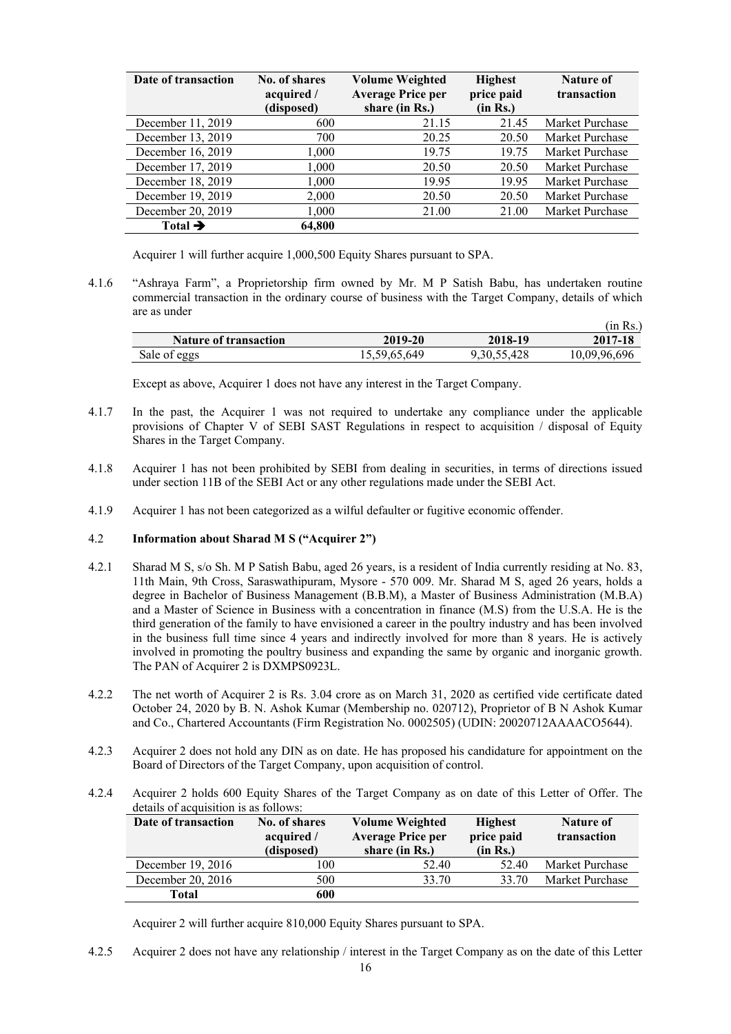| Date of transaction | No. of shares acquired / (disposed) | Volume Weighted Average Price per share (in Rs.) | Highest price paid (in Rs.) | Nature of transaction |
|---|---|---|---|---|
| December 11, 2019 | 600 | 21.15 | 21.45 | Market Purchase |
| December 13, 2019 | 700 | 20.25 | 20.50 | Market Purchase |
| December 16, 2019 | 1,000 | 19.75 | 19.75 | Market Purchase |
| December 17, 2019 | 1,000 | 20.50 | 20.50 | Market Purchase |
| December 18, 2019 | 1,000 | 19.95 | 19.95 | Market Purchase |
| December 19, 2019 | 2,000 | 20.50 | 20.50 | Market Purchase |
| December 20, 2019 | 1,000 | 21.00 | 21.00 | Market Purchase |
| **Total →** | **64,800** | | | |

Acquirer 1 will further acquire 1,000,500 Equity Shares pursuant to SPA.

4.1.6 "Ashraya Farm", a Proprietorship firm owned by Mr. M P Satish Babu, has undertaken routine commercial transaction in the ordinary course of business with the Target Company, details of which are as under

(in Rs.)

| Nature of transaction | 2019-20 | 2018-19 | 2017-18 |
|---|---|---|---|
| Sale of eggs | 15,59,65,649 | 9,30,55,428 | 10,09,96,696 |

Except as above, Acquirer 1 does not have any interest in the Target Company.

4.1.7 In the past, the Acquirer 1 was not required to undertake any compliance under the applicable provisions of Chapter V of SEBI SAST Regulations in respect to acquisition / disposal of Equity Shares in the Target Company.

4.1.8 Acquirer 1 has not been prohibited by SEBI from dealing in securities, in terms of directions issued under section 11B of the SEBI Act or any other regulations made under the SEBI Act.

4.1.9 Acquirer 1 has not been categorized as a wilful defaulter or fugitive economic offender.

### 4.2 Information about Sharad M S ("Acquirer 2")

4.2.1 Sharad M S, s/o Sh. M P Satish Babu, aged 26 years, is a resident of India currently residing at No. 83, 11th Main, 9th Cross, Saraswathipuram, Mysore - 570 009. Mr. Sharad M S, aged 26 years, holds a degree in Bachelor of Business Management (B.B.M), a Master of Business Administration (M.B.A) and a Master of Science in Business with a concentration in finance (M.S) from the U.S.A. He is the third generation of the family to have envisioned a career in the poultry industry and has been involved in the business full time since 4 years and indirectly involved for more than 8 years. He is actively involved in promoting the poultry business and expanding the same by organic and inorganic growth. The PAN of Acquirer 2 is DXMPS0923L.

4.2.2 The net worth of Acquirer 2 is Rs. 3.04 crore as on March 31, 2020 as certified vide certificate dated October 24, 2020 by B. N. Ashok Kumar (Membership no. 020712), Proprietor of B N Ashok Kumar and Co., Chartered Accountants (Firm Registration No. 0002505) (UDIN: 20020712AAAACO5644).

4.2.3 Acquirer 2 does not hold any DIN as on date. He has proposed his candidature for appointment on the Board of Directors of the Target Company, upon acquisition of control.

4.2.4 Acquirer 2 holds 600 Equity Shares of the Target Company as on date of this Letter of Offer. The details of acquisition is as follows:

| Date of transaction | No. of shares acquired / (disposed) | Volume Weighted Average Price per share (in Rs.) | Highest price paid (in Rs.) | Nature of transaction |
|---|---|---|---|---|
| December 19, 2016 | 100 | 52.40 | 52.40 | Market Purchase |
| December 20, 2016 | 500 | 33.70 | 33.70 | Market Purchase |
| **Total** | **600** | | | |

Acquirer 2 will further acquire 810,000 Equity Shares pursuant to SPA.

4.2.5 Acquirer 2 does not have any relationship / interest in the Target Company as on the date of this Letter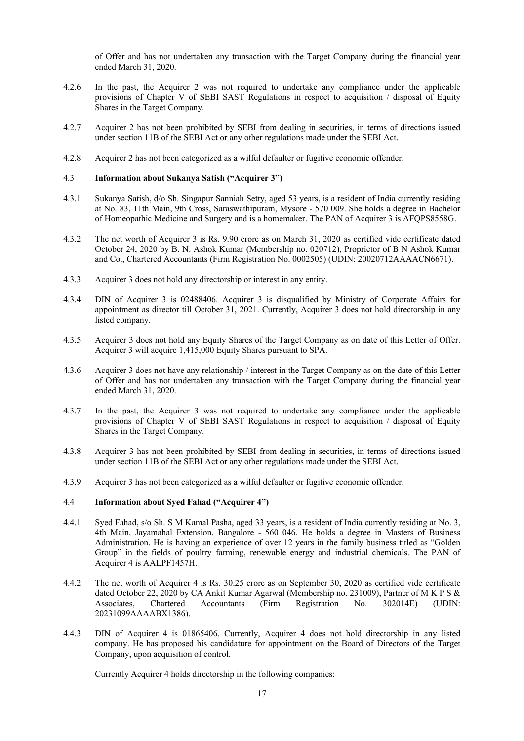of Offer and has not undertaken any transaction with the Target Company during the financial year ended March 31, 2020.

4.2.6 In the past, the Acquirer 2 was not required to undertake any compliance under the applicable provisions of Chapter V of SEBI SAST Regulations in respect to acquisition / disposal of Equity Shares in the Target Company.

4.2.7 Acquirer 2 has not been prohibited by SEBI from dealing in securities, in terms of directions issued under section 11B of the SEBI Act or any other regulations made under the SEBI Act.

4.2.8 Acquirer 2 has not been categorized as a wilful defaulter or fugitive economic offender.

### 4.3 Information about Sukanya Satish ("Acquirer 3")

4.3.1 Sukanya Satish, d/o Sh. Singapur Sanniah Setty, aged 53 years, is a resident of India currently residing at No. 83, 11th Main, 9th Cross, Saraswathipuram, Mysore - 570 009. She holds a degree in Bachelor of Homeopathic Medicine and Surgery and is a homemaker. The PAN of Acquirer 3 is AFQPS8558G.

4.3.2 The net worth of Acquirer 3 is Rs. 9.90 crore as on March 31, 2020 as certified vide certificate dated October 24, 2020 by B. N. Ashok Kumar (Membership no. 020712), Proprietor of B N Ashok Kumar and Co., Chartered Accountants (Firm Registration No. 0002505) (UDIN: 20020712AAAACN6671).

4.3.3 Acquirer 3 does not hold any directorship or interest in any entity.

4.3.4 DIN of Acquirer 3 is 02488406. Acquirer 3 is disqualified by Ministry of Corporate Affairs for appointment as director till October 31, 2021. Currently, Acquirer 3 does not hold directorship in any listed company.

4.3.5 Acquirer 3 does not hold any Equity Shares of the Target Company as on date of this Letter of Offer. Acquirer 3 will acquire 1,415,000 Equity Shares pursuant to SPA.

4.3.6 Acquirer 3 does not have any relationship / interest in the Target Company as on the date of this Letter of Offer and has not undertaken any transaction with the Target Company during the financial year ended March 31, 2020.

4.3.7 In the past, the Acquirer 3 was not required to undertake any compliance under the applicable provisions of Chapter V of SEBI SAST Regulations in respect to acquisition / disposal of Equity Shares in the Target Company.

4.3.8 Acquirer 3 has not been prohibited by SEBI from dealing in securities, in terms of directions issued under section 11B of the SEBI Act or any other regulations made under the SEBI Act.

4.3.9 Acquirer 3 has not been categorized as a wilful defaulter or fugitive economic offender.

### 4.4 Information about Syed Fahad ("Acquirer 4")

4.4.1 Syed Fahad, s/o Sh. S M Kamal Pasha, aged 33 years, is a resident of India currently residing at No. 3, 4th Main, Jayamahal Extension, Bangalore - 560 046. He holds a degree in Masters of Business Administration. He is having an experience of over 12 years in the family business titled as "Golden Group" in the fields of poultry farming, renewable energy and industrial chemicals. The PAN of Acquirer 4 is AALPF1457H.

4.4.2 The net worth of Acquirer 4 is Rs. 30.25 crore as on September 30, 2020 as certified vide certificate dated October 22, 2020 by CA Ankit Kumar Agarwal (Membership no. 231009), Partner of M K P S & Associates, Chartered Accountants (Firm Registration No. 302014E) (UDIN: 20231099AAAABX1386).

4.4.3 DIN of Acquirer 4 is 01865406. Currently, Acquirer 4 does not hold directorship in any listed company. He has proposed his candidature for appointment on the Board of Directors of the Target Company, upon acquisition of control.

Currently Acquirer 4 holds directorship in the following companies: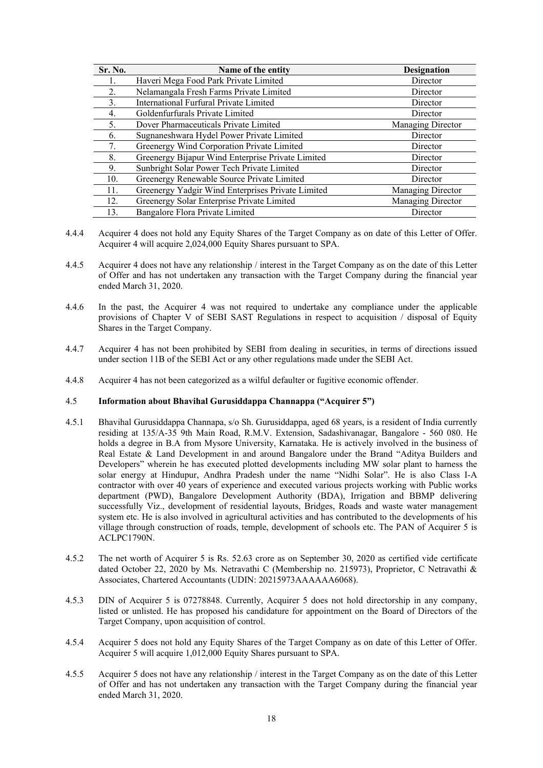| Sr. No. | Name of the entity | Designation |
| --- | --- | --- |
| 1. | Haveri Mega Food Park Private Limited | Director |
| 2. | Nelamangala Fresh Farms Private Limited | Director |
| 3. | International Furfural Private Limited | Director |
| 4. | Goldenfurfurals Private Limited | Director |
| 5. | Dover Pharmaceuticals Private Limited | Managing Director |
| 6. | Sugnaneshwara Hydel Power Private Limited | Director |
| 7. | Greenergy Wind Corporation Private Limited | Director |
| 8. | Greenergy Bijapur Wind Enterprise Private Limited | Director |
| 9. | Sunbright Solar Power Tech Private Limited | Director |
| 10. | Greenergy Renewable Source Private Limited | Director |
| 11. | Greenergy Yadgir Wind Enterprises Private Limited | Managing Director |
| 12. | Greenergy Solar Enterprise Private Limited | Managing Director |
| 13. | Bangalore Flora Private Limited | Director |

4.4.4 Acquirer 4 does not hold any Equity Shares of the Target Company as on date of this Letter of Offer. Acquirer 4 will acquire 2,024,000 Equity Shares pursuant to SPA.

4.4.5 Acquirer 4 does not have any relationship / interest in the Target Company as on the date of this Letter of Offer and has not undertaken any transaction with the Target Company during the financial year ended March 31, 2020.

4.4.6 In the past, the Acquirer 4 was not required to undertake any compliance under the applicable provisions of Chapter V of SEBI SAST Regulations in respect to acquisition / disposal of Equity Shares in the Target Company.

4.4.7 Acquirer 4 has not been prohibited by SEBI from dealing in securities, in terms of directions issued under section 11B of the SEBI Act or any other regulations made under the SEBI Act.

4.4.8 Acquirer 4 has not been categorized as a wilful defaulter or fugitive economic offender.

### 4.5 Information about Bhavihal Gurusiddappa Channappa ("Acquirer 5")

4.5.1 Bhavihal Gurusiddappa Channapa, s/o Sh. Gurusiddappa, aged 68 years, is a resident of India currently residing at 135/A-35 9th Main Road, R.M.V. Extension, Sadashivanagar, Bangalore - 560 080. He holds a degree in B.A from Mysore University, Karnataka. He is actively involved in the business of Real Estate & Land Development in and around Bangalore under the Brand "Aditya Builders and Developers" wherein he has executed plotted developments including MW solar plant to harness the solar energy at Hindupur, Andhra Pradesh under the name "Nidhi Solar". He is also Class I-A contractor with over 40 years of experience and executed various projects working with Public works department (PWD), Bangalore Development Authority (BDA), Irrigation and BBMP delivering successfully Viz., development of residential layouts, Bridges, Roads and waste water management system etc. He is also involved in agricultural activities and has contributed to the developments of his village through construction of roads, temple, development of schools etc. The PAN of Acquirer 5 is ACLPC1790N.

4.5.2 The net worth of Acquirer 5 is Rs. 52.63 crore as on September 30, 2020 as certified vide certificate dated October 22, 2020 by Ms. Netravathi C (Membership no. 215973), Proprietor, C Netravathi & Associates, Chartered Accountants (UDIN: 20215973AAAAAA6068).

4.5.3 DIN of Acquirer 5 is 07278848. Currently, Acquirer 5 does not hold directorship in any company, listed or unlisted. He has proposed his candidature for appointment on the Board of Directors of the Target Company, upon acquisition of control.

4.5.4 Acquirer 5 does not hold any Equity Shares of the Target Company as on date of this Letter of Offer. Acquirer 5 will acquire 1,012,000 Equity Shares pursuant to SPA.

4.5.5 Acquirer 5 does not have any relationship / interest in the Target Company as on the date of this Letter of Offer and has not undertaken any transaction with the Target Company during the financial year ended March 31, 2020.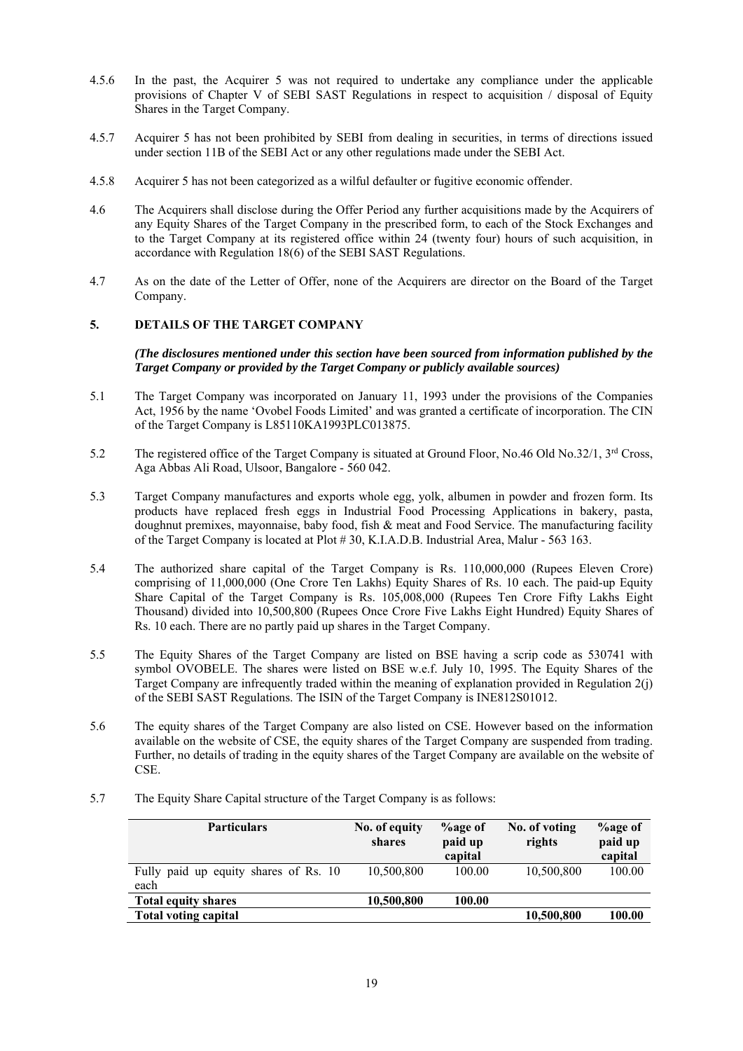4.5.6 In the past, the Acquirer 5 was not required to undertake any compliance under the applicable provisions of Chapter V of SEBI SAST Regulations in respect to acquisition / disposal of Equity Shares in the Target Company.

4.5.7 Acquirer 5 has not been prohibited by SEBI from dealing in securities, in terms of directions issued under section 11B of the SEBI Act or any other regulations made under the SEBI Act.

4.5.8 Acquirer 5 has not been categorized as a wilful defaulter or fugitive economic offender.

4.6 The Acquirers shall disclose during the Offer Period any further acquisitions made by the Acquirers of any Equity Shares of the Target Company in the prescribed form, to each of the Stock Exchanges and to the Target Company at its registered office within 24 (twenty four) hours of such acquisition, in accordance with Regulation 18(6) of the SEBI SAST Regulations.

4.7 As on the date of the Letter of Offer, none of the Acquirers are director on the Board of the Target Company.

## 5. DETAILS OF THE TARGET COMPANY

***(The disclosures mentioned under this section have been sourced from information published by the Target Company or provided by the Target Company or publicly available sources)***

5.1 The Target Company was incorporated on January 11, 1993 under the provisions of the Companies Act, 1956 by the name 'Ovobel Foods Limited' and was granted a certificate of incorporation. The CIN of the Target Company is L85110KA1993PLC013875.

5.2 The registered office of the Target Company is situated at Ground Floor, No.46 Old No.32/1, 3rd Cross, Aga Abbas Ali Road, Ulsoor, Bangalore - 560 042.

5.3 Target Company manufactures and exports whole egg, yolk, albumen in powder and frozen form. Its products have replaced fresh eggs in Industrial Food Processing Applications in bakery, pasta, doughnut premixes, mayonnaise, baby food, fish & meat and Food Service. The manufacturing facility of the Target Company is located at Plot # 30, K.I.A.D.B. Industrial Area, Malur - 563 163.

5.4 The authorized share capital of the Target Company is Rs. 110,000,000 (Rupees Eleven Crore) comprising of 11,000,000 (One Crore Ten Lakhs) Equity Shares of Rs. 10 each. The paid-up Equity Share Capital of the Target Company is Rs. 105,008,000 (Rupees Ten Crore Fifty Lakhs Eight Thousand) divided into 10,500,800 (Rupees Once Crore Five Lakhs Eight Hundred) Equity Shares of Rs. 10 each. There are no partly paid up shares in the Target Company.

5.5 The Equity Shares of the Target Company are listed on BSE having a scrip code as 530741 with symbol OVOBELE. The shares were listed on BSE w.e.f. July 10, 1995. The Equity Shares of the Target Company are infrequently traded within the meaning of explanation provided in Regulation 2(j) of the SEBI SAST Regulations. The ISIN of the Target Company is INE812S01012.

5.6 The equity shares of the Target Company are also listed on CSE. However based on the information available on the website of CSE, the equity shares of the Target Company are suspended from trading. Further, no details of trading in the equity shares of the Target Company are available on the website of CSE.

5.7 The Equity Share Capital structure of the Target Company is as follows:

| Particulars | No. of equity shares | %age of paid up capital | No. of voting rights | %age of paid up capital |
|---|---|---|---|---|
| Fully paid up equity shares of Rs. 10 each | 10,500,800 | 100.00 | 10,500,800 | 100.00 |
| **Total equity shares** | **10,500,800** | **100.00** | | |
| **Total voting capital** | | | **10,500,800** | **100.00** |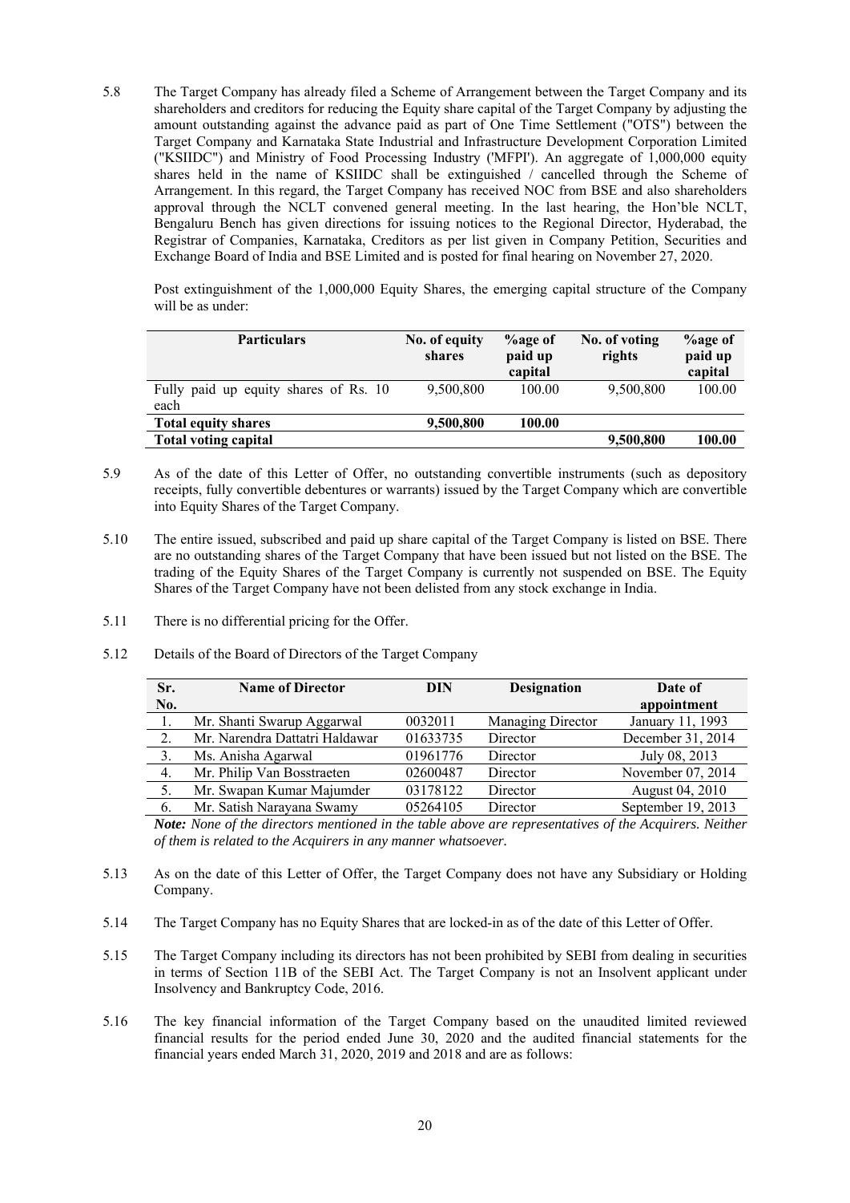5.8 The Target Company has already filed a Scheme of Arrangement between the Target Company and its shareholders and creditors for reducing the Equity share capital of the Target Company by adjusting the amount outstanding against the advance paid as part of One Time Settlement ("OTS") between the Target Company and Karnataka State Industrial and Infrastructure Development Corporation Limited ("KSIIDC") and Ministry of Food Processing Industry ('MFPI'). An aggregate of 1,000,000 equity shares held in the name of KSIIDC shall be extinguished / cancelled through the Scheme of Arrangement. In this regard, the Target Company has received NOC from BSE and also shareholders approval through the NCLT convened general meeting. In the last hearing, the Hon'ble NCLT, Bengaluru Bench has given directions for issuing notices to the Regional Director, Hyderabad, the Registrar of Companies, Karnataka, Creditors as per list given in Company Petition, Securities and Exchange Board of India and BSE Limited and is posted for final hearing on November 27, 2020.

Post extinguishment of the 1,000,000 Equity Shares, the emerging capital structure of the Company will be as under:

| Particulars | No. of equity shares | %age of paid up capital | No. of voting rights | %age of paid up capital |
|---|---|---|---|---|
| Fully paid up equity shares of Rs. 10 each | 9,500,800 | 100.00 | 9,500,800 | 100.00 |
| **Total equity shares** | **9,500,800** | **100.00** | | |
| **Total voting capital** | | | **9,500,800** | **100.00** |

5.9 As of the date of this Letter of Offer, no outstanding convertible instruments (such as depository receipts, fully convertible debentures or warrants) issued by the Target Company which are convertible into Equity Shares of the Target Company.

5.10 The entire issued, subscribed and paid up share capital of the Target Company is listed on BSE. There are no outstanding shares of the Target Company that have been issued but not listed on the BSE. The trading of the Equity Shares of the Target Company is currently not suspended on BSE. The Equity Shares of the Target Company have not been delisted from any stock exchange in India.

5.11 There is no differential pricing for the Offer.

5.12 Details of the Board of Directors of the Target Company

| Sr. No. | Name of Director | DIN | Designation | Date of appointment |
|---|---|---|---|---|
| 1. | Mr. Shanti Swarup Aggarwal | 0032011 | Managing Director | January 11, 1993 |
| 2. | Mr. Narendra Dattatri Haldawar | 01633735 | Director | December 31, 2014 |
| 3. | Ms. Anisha Agarwal | 01961776 | Director | July 08, 2013 |
| 4. | Mr. Philip Van Bosstraeten | 02600487 | Director | November 07, 2014 |
| 5. | Mr. Swapan Kumar Majumder | 03178122 | Director | August 04, 2010 |
| 6. | Mr. Satish Narayana Swamy | 05264105 | Director | September 19, 2013 |

***Note:*** *None of the directors mentioned in the table above are representatives of the Acquirers. Neither of them is related to the Acquirers in any manner whatsoever.*

5.13 As on the date of this Letter of Offer, the Target Company does not have any Subsidiary or Holding Company.

5.14 The Target Company has no Equity Shares that are locked-in as of the date of this Letter of Offer.

5.15 The Target Company including its directors has not been prohibited by SEBI from dealing in securities in terms of Section 11B of the SEBI Act. The Target Company is not an Insolvent applicant under Insolvency and Bankruptcy Code, 2016.

5.16 The key financial information of the Target Company based on the unaudited limited reviewed financial results for the period ended June 30, 2020 and the audited financial statements for the financial years ended March 31, 2020, 2019 and 2018 and are as follows: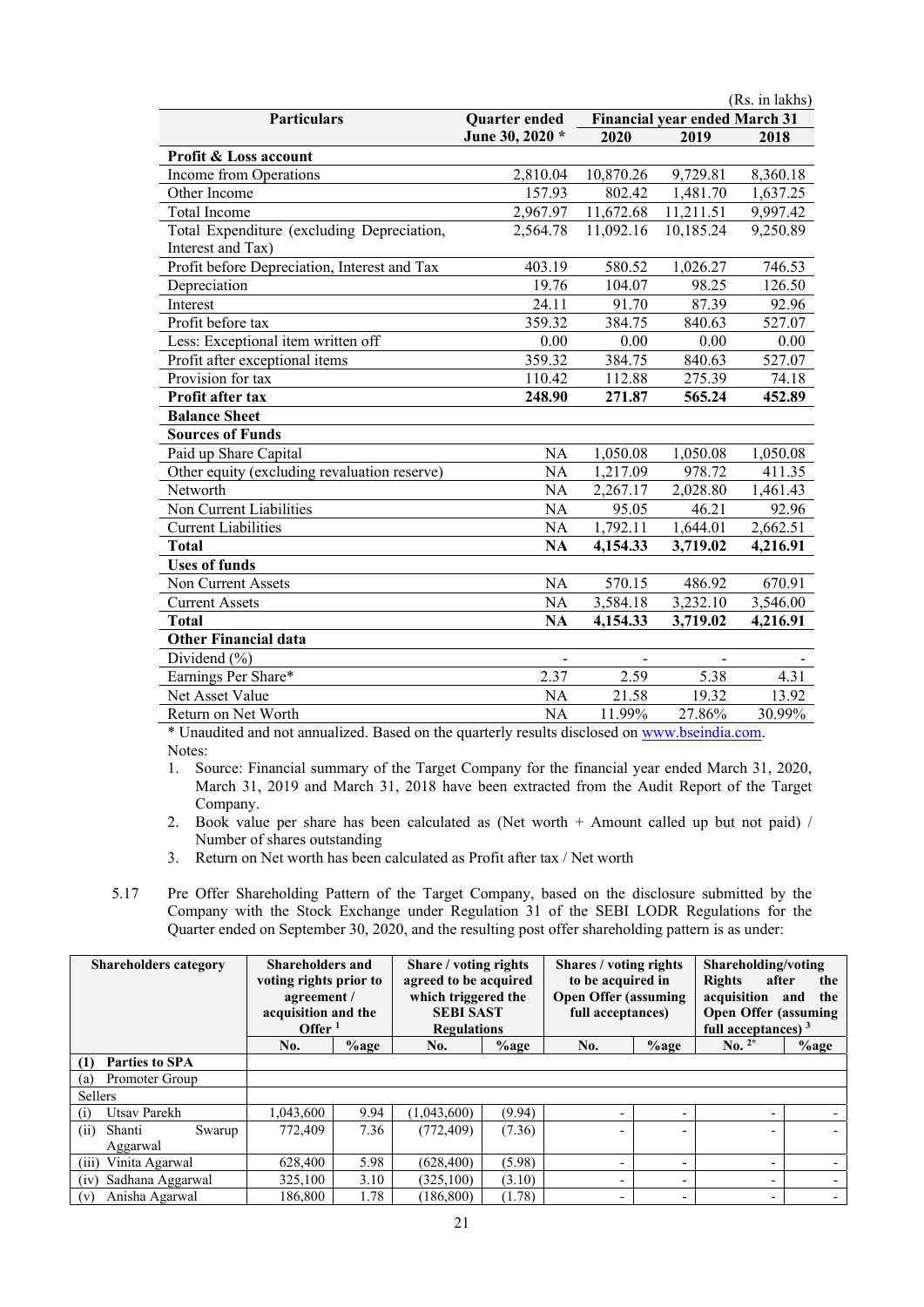(Rs. in lakhs)

| Particulars | Quarter ended June 30, 2020 * | Financial year ended March 31 | | |
|---|---|---|---|---|
| | | 2020 | 2019 | 2018 |
| **Profit & Loss account** | | | | |
| Income from Operations | 2,810.04 | 10,870.26 | 9,729.81 | 8,360.18 |
| Other Income | 157.93 | 802.42 | 1,481.70 | 1,637.25 |
| Total Income | 2,967.97 | 11,672.68 | 11,211.51 | 9,997.42 |
| Total Expenditure (excluding Depreciation, Interest and Tax) | 2,564.78 | 11,092.16 | 10,185.24 | 9,250.89 |
| Profit before Depreciation, Interest and Tax | 403.19 | 580.52 | 1,026.27 | 746.53 |
| Depreciation | 19.76 | 104.07 | 98.25 | 126.50 |
| Interest | 24.11 | 91.70 | 87.39 | 92.96 |
| Profit before tax | 359.32 | 384.75 | 840.63 | 527.07 |
| Less: Exceptional item written off | 0.00 | 0.00 | 0.00 | 0.00 |
| Profit after exceptional items | 359.32 | 384.75 | 840.63 | 527.07 |
| Provision for tax | 110.42 | 112.88 | 275.39 | 74.18 |
| **Profit after tax** | **248.90** | **271.87** | **565.24** | **452.89** |
| **Balance Sheet** | | | | |
| **Sources of Funds** | | | | |
| Paid up Share Capital | NA | 1,050.08 | 1,050.08 | 1,050.08 |
| Other equity (excluding revaluation reserve) | NA | 1,217.09 | 978.72 | 411.35 |
| Networth | NA | 2,267.17 | 2,028.80 | 1,461.43 |
| Non Current Liabilities | NA | 95.05 | 46.21 | 92.96 |
| Current Liabilities | NA | 1,792.11 | 1,644.01 | 2,662.51 |
| **Total** | **NA** | **4,154.33** | **3,719.02** | **4,216.91** |
| **Uses of funds** | | | | |
| Non Current Assets | NA | 570.15 | 486.92 | 670.91 |
| Current Assets | NA | 3,584.18 | 3,232.10 | 3,546.00 |
| **Total** | **NA** | **4,154.33** | **3,719.02** | **4,216.91** |
| **Other Financial data** | | | | |
| Dividend (%) | - | - | - | - |
| Earnings Per Share* | 2.37 | 2.59 | 5.38 | 4.31 |
| Net Asset Value | NA | 21.58 | 19.32 | 13.92 |
| Return on Net Worth | NA | 11.99% | 27.86% | 30.99% |

* Unaudited and not annualized. Based on the quarterly results disclosed on www.bseindia.com.

Notes:

1. Source: Financial summary of the Target Company for the financial year ended March 31, 2020, March 31, 2019 and March 31, 2018 have been extracted from the Audit Report of the Target Company.
2. Book value per share has been calculated as (Net worth + Amount called up but not paid) / Number of shares outstanding
3. Return on Net worth has been calculated as Profit after tax / Net worth

5.17 Pre Offer Shareholding Pattern of the Target Company, based on the disclosure submitted by the Company with the Stock Exchange under Regulation 31 of the SEBI LODR Regulations for the Quarter ended on September 30, 2020, and the resulting post offer shareholding pattern is as under:

| Shareholders category | Shareholders and voting rights prior to agreement / acquisition and the Offer [1] | | Share / voting rights agreed to be acquired which triggered the SEBI SAST Regulations | | Shares / voting rights to be acquired in Open Offer (assuming full acceptances) | | Shareholding/voting Rights after the acquisition and the Open Offer (assuming full acceptances) [3] | |
|---|---|---|---|---|---|---|---|---|
| | No. | %age | No. | %age | No. | %age | No. [2*] | %age |
| **(1) Parties to SPA** | | | | | | | | |
| (a) Promoter Group | | | | | | | | |
| Sellers | | | | | | | | |
| (i) Utsav Parekh | 1,043,600 | 9.94 | (1,043,600) | (9.94) | - | - | - | - |
| (ii) Shanti Swarup Aggarwal | 772,409 | 7.36 | (772,409) | (7.36) | - | - | - | - |
| (iii) Vinita Agarwal | 628,400 | 5.98 | (628,400) | (5.98) | - | - | - | - |
| (iv) Sadhana Aggarwal | 325,100 | 3.10 | (325,100) | (3.10) | - | - | - | - |
| (v) Anisha Agarwal | 186,800 | 1.78 | (186,800) | (1.78) | - | - | - | - |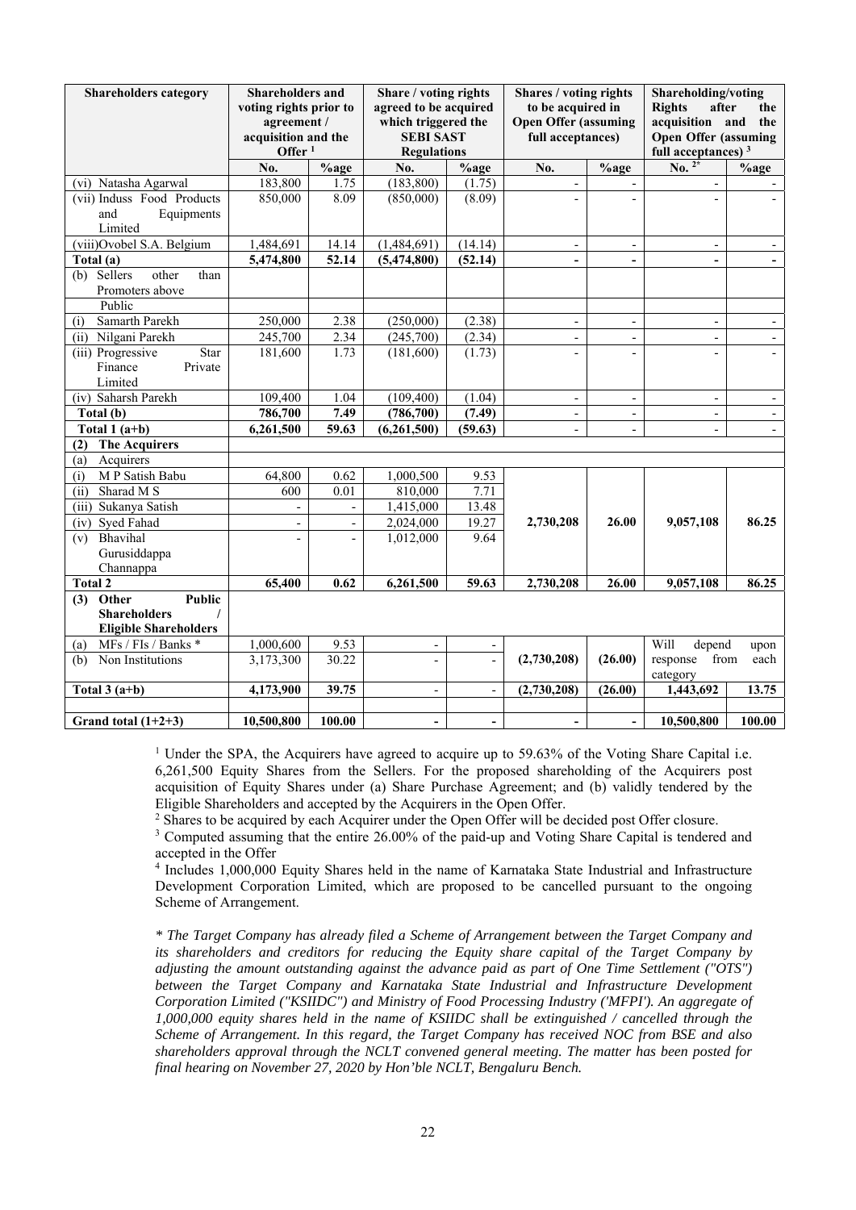| Shareholders category | Shareholders and voting rights prior to agreement / acquisition and the Offer [1] | | Share / voting rights agreed to be acquired which triggered the SEBI SAST Regulations | | Shares / voting rights to be acquired in Open Offer (assuming full acceptances) | | Shareholding/voting Rights after the acquisition and the Open Offer (assuming full acceptances) [3] | |
|---|---|---|---|---|---|---|---|---|
| | No. | %age | No. | %age | No. | %age | No. [2*] | %age |
| (vi) Natasha Agarwal | 183,800 | 1.75 | (183,800) | (1.75) | - | - | - | - |
| (vii) Induss Food Products and Equipments Limited | 850,000 | 8.09 | (850,000) | (8.09) | - | - | - | - |
| (viii)Ovobel S.A. Belgium | 1,484,691 | 14.14 | (1,484,691) | (14.14) | - | - | - | - |
| **Total (a)** | **5,474,800** | **52.14** | **(5,474,800)** | **(52.14)** | **-** | **-** | **-** | **-** |
| (b) Sellers other than Promoters above | | | | | | | | |
| Public | | | | | | | | |
| (i) Samarth Parekh | 250,000 | 2.38 | (250,000) | (2.38) | - | - | - | - |
| (ii) Nilgani Parekh | 245,700 | 2.34 | (245,700) | (2.34) | - | - | - | - |
| (iii) Progressive Star Finance Private Limited | 181,600 | 1.73 | (181,600) | (1.73) | - | - | - | - |
| (iv) Saharsh Parekh | 109,400 | 1.04 | (109,400) | (1.04) | - | - | - | - |
| **Total (b)** | **786,700** | **7.49** | **(786,700)** | **(7.49)** | - | - | - | - |
| **Total 1 (a+b)** | **6,261,500** | **59.63** | **(6,261,500)** | **(59.63)** | **-** | **-** | **-** | - |
| **(2) The Acquirers** | | | | | | | | |
| (a) Acquirers | | | | | | | | |
| (i) M P Satish Babu | 64,800 | 0.62 | 1,000,500 | 9.53 | | | | |
| (ii) Sharad M S | 600 | 0.01 | 810,000 | 7.71 | | | | |
| (iii) Sukanya Satish | - | - | 1,415,000 | 13.48 | | | | |
| (iv) Syed Fahad | - | - | 2,024,000 | 19.27 | **2,730,208** | **26.00** | **9,057,108** | **86.25** |
| (v) Bhavihal Gurusiddappa Channappa | - | - | 1,012,000 | 9.64 | | | | |
| **Total 2** | **65,400** | **0.62** | **6,261,500** | **59.63** | **2,730,208** | **26.00** | **9,057,108** | **86.25** |
| **(3) Other Public Shareholders / Eligible Shareholders** | | | | | | | | |
| (a) MFs / FIs / Banks * | 1,000,600 | 9.53 | - | - | | | | |
| (b) Non Institutions | 3,173,300 | 30.22 | - | - | **(2,730,208)** | **(26.00)** | Will depend upon response from each category | |
| **Total 3 (a+b)** | **4,173,900** | **39.75** | - | - | **(2,730,208)** | **(26.00)** | **1,443,692** | **13.75** |
| **Grand total (1+2+3)** | **10,500,800** | **100.00** | **-** | **-** | **-** | **-** | **10,500,800** | **100.00** |

[1] Under the SPA, the Acquirers have agreed to acquire up to 59.63% of the Voting Share Capital i.e. 6,261,500 Equity Shares from the Sellers. For the proposed shareholding of the Acquirers post acquisition of Equity Shares under (a) Share Purchase Agreement; and (b) validly tendered by the Eligible Shareholders and accepted by the Acquirers in the Open Offer.

[2] Shares to be acquired by each Acquirer under the Open Offer will be decided post Offer closure.

[3] Computed assuming that the entire 26.00% of the paid-up and Voting Share Capital is tendered and accepted in the Offer

[4] Includes 1,000,000 Equity Shares held in the name of Karnataka State Industrial and Infrastructure Development Corporation Limited, which are proposed to be cancelled pursuant to the ongoing Scheme of Arrangement.

*\* The Target Company has already filed a Scheme of Arrangement between the Target Company and its shareholders and creditors for reducing the Equity share capital of the Target Company by adjusting the amount outstanding against the advance paid as part of One Time Settlement ("OTS") between the Target Company and Karnataka State Industrial and Infrastructure Development Corporation Limited ("KSIIDC") and Ministry of Food Processing Industry ('MFPI'). An aggregate of 1,000,000 equity shares held in the name of KSIIDC shall be extinguished / cancelled through the Scheme of Arrangement. In this regard, the Target Company has received NOC from BSE and also shareholders approval through the NCLT convened general meeting. The matter has been posted for final hearing on November 27, 2020 by Hon'ble NCLT, Bengaluru Bench.*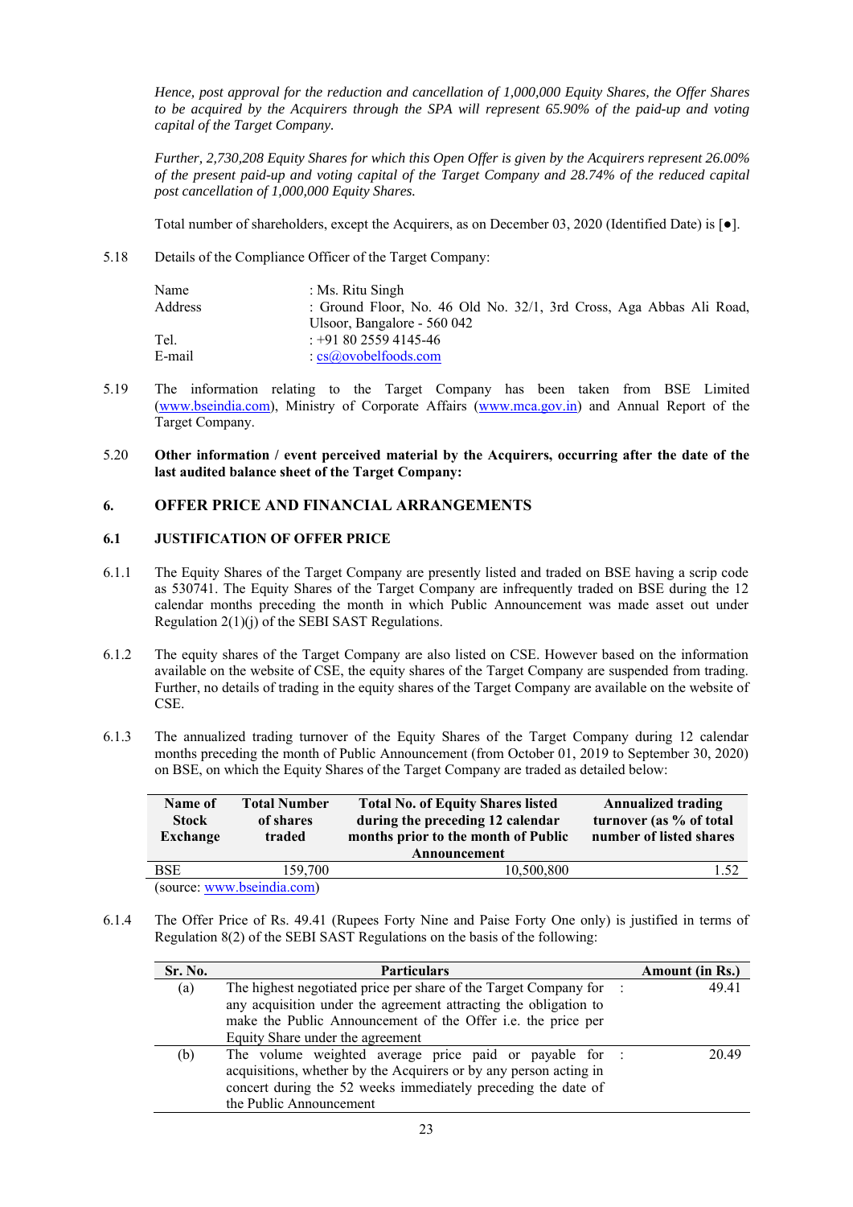*Hence, post approval for the reduction and cancellation of 1,000,000 Equity Shares, the Offer Shares to be acquired by the Acquirers through the SPA will represent 65.90% of the paid-up and voting capital of the Target Company.*

*Further, 2,730,208 Equity Shares for which this Open Offer is given by the Acquirers represent 26.00% of the present paid-up and voting capital of the Target Company and 28.74% of the reduced capital post cancellation of 1,000,000 Equity Shares.*

Total number of shareholders, except the Acquirers, as on December 03, 2020 (Identified Date) is [●].

5.18 Details of the Compliance Officer of the Target Company:

| | |
|---|---|
| Name | : Ms. Ritu Singh |
| Address | : Ground Floor, No. 46 Old No. 32/1, 3rd Cross, Aga Abbas Ali Road, Ulsoor, Bangalore - 560 042 |
| Tel. | : +91 80 2559 4145-46 |
| E-mail | : cs@ovobelfoods.com |

5.19 The information relating to the Target Company has been taken from BSE Limited (www.bseindia.com), Ministry of Corporate Affairs (www.mca.gov.in) and Annual Report of the Target Company.

5.20 **Other information / event perceived material by the Acquirers, occurring after the date of the last audited balance sheet of the Target Company:**

## 6. OFFER PRICE AND FINANCIAL ARRANGEMENTS

### 6.1 JUSTIFICATION OF OFFER PRICE

6.1.1 The Equity Shares of the Target Company are presently listed and traded on BSE having a scrip code as 530741. The Equity Shares of the Target Company are infrequently traded on BSE during the 12 calendar months preceding the month in which Public Announcement was made asset out under Regulation 2(1)(j) of the SEBI SAST Regulations.

6.1.2 The equity shares of the Target Company are also listed on CSE. However based on the information available on the website of CSE, the equity shares of the Target Company are suspended from trading. Further, no details of trading in the equity shares of the Target Company are available on the website of CSE.

6.1.3 The annualized trading turnover of the Equity Shares of the Target Company during 12 calendar months preceding the month of Public Announcement (from October 01, 2019 to September 30, 2020) on BSE, on which the Equity Shares of the Target Company are traded as detailed below:

| Name of Stock Exchange | Total Number of shares traded | Total No. of Equity Shares listed during the preceding 12 calendar months prior to the month of Public Announcement | Annualized trading turnover (as % of total number of listed shares |
|---|---|---|---|
| BSE | 159,700 | 10,500,800 | 1.52 |

(source: www.bseindia.com)

6.1.4 The Offer Price of Rs. 49.41 (Rupees Forty Nine and Paise Forty One only) is justified in terms of Regulation 8(2) of the SEBI SAST Regulations on the basis of the following:

| Sr. No. | Particulars | | Amount (in Rs.) |
|---|---|---|---|
| (a) | The highest negotiated price per share of the Target Company for any acquisition under the agreement attracting the obligation to make the Public Announcement of the Offer i.e. the price per Equity Share under the agreement | : | 49.41 |
| (b) | The volume weighted average price paid or payable for acquisitions, whether by the Acquirers or by any person acting in concert during the 52 weeks immediately preceding the date of the Public Announcement | : | 20.49 |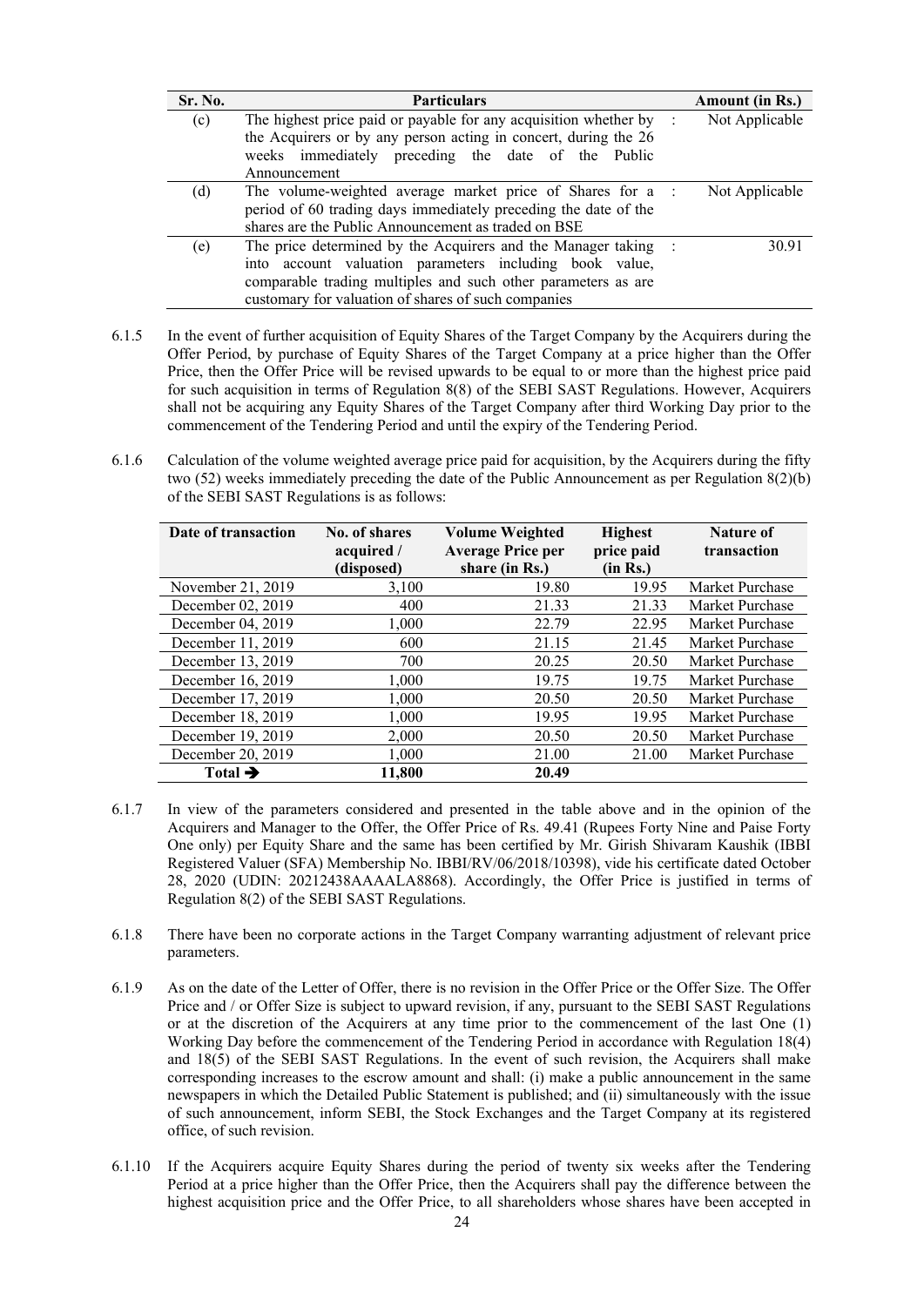| Sr. No. | Particulars | | Amount (in Rs.) |
|---|---|---|---|
| (c) | The highest price paid or payable for any acquisition whether by the Acquirers or by any person acting in concert, during the 26 weeks immediately preceding the date of the Public Announcement | : | Not Applicable |
| (d) | The volume-weighted average market price of Shares for a period of 60 trading days immediately preceding the date of the shares are the Public Announcement as traded on BSE | : | Not Applicable |
| (e) | The price determined by the Acquirers and the Manager taking into account valuation parameters including book value, comparable trading multiples and such other parameters as are customary for valuation of shares of such companies | : | 30.91 |

6.1.5 In the event of further acquisition of Equity Shares of the Target Company by the Acquirers during the Offer Period, by purchase of Equity Shares of the Target Company at a price higher than the Offer Price, then the Offer Price will be revised upwards to be equal to or more than the highest price paid for such acquisition in terms of Regulation 8(8) of the SEBI SAST Regulations. However, Acquirers shall not be acquiring any Equity Shares of the Target Company after third Working Day prior to the commencement of the Tendering Period and until the expiry of the Tendering Period.

6.1.6 Calculation of the volume weighted average price paid for acquisition, by the Acquirers during the fifty two (52) weeks immediately preceding the date of the Public Announcement as per Regulation 8(2)(b) of the SEBI SAST Regulations is as follows:

| Date of transaction | No. of shares acquired / (disposed) | Volume Weighted Average Price per share (in Rs.) | Highest price paid (in Rs.) | Nature of transaction |
|---|---|---|---|---|
| November 21, 2019 | 3,100 | 19.80 | 19.95 | Market Purchase |
| December 02, 2019 | 400 | 21.33 | 21.33 | Market Purchase |
| December 04, 2019 | 1,000 | 22.79 | 22.95 | Market Purchase |
| December 11, 2019 | 600 | 21.15 | 21.45 | Market Purchase |
| December 13, 2019 | 700 | 20.25 | 20.50 | Market Purchase |
| December 16, 2019 | 1,000 | 19.75 | 19.75 | Market Purchase |
| December 17, 2019 | 1,000 | 20.50 | 20.50 | Market Purchase |
| December 18, 2019 | 1,000 | 19.95 | 19.95 | Market Purchase |
| December 19, 2019 | 2,000 | 20.50 | 20.50 | Market Purchase |
| December 20, 2019 | 1,000 | 21.00 | 21.00 | Market Purchase |
| **Total ➔** | **11,800** | **20.49** | | |

6.1.7 In view of the parameters considered and presented in the table above and in the opinion of the Acquirers and Manager to the Offer, the Offer Price of Rs. 49.41 (Rupees Forty Nine and Paise Forty One only) per Equity Share and the same has been certified by Mr. Girish Shivaram Kaushik (IBBI Registered Valuer (SFA) Membership No. IBBI/RV/06/2018/10398), vide his certificate dated October 28, 2020 (UDIN: 20212438AAAALA8868). Accordingly, the Offer Price is justified in terms of Regulation 8(2) of the SEBI SAST Regulations.

6.1.8 There have been no corporate actions in the Target Company warranting adjustment of relevant price parameters.

6.1.9 As on the date of the Letter of Offer, there is no revision in the Offer Price or the Offer Size. The Offer Price and / or Offer Size is subject to upward revision, if any, pursuant to the SEBI SAST Regulations or at the discretion of the Acquirers at any time prior to the commencement of the last One (1) Working Day before the commencement of the Tendering Period in accordance with Regulation 18(4) and 18(5) of the SEBI SAST Regulations. In the event of such revision, the Acquirers shall make corresponding increases to the escrow amount and shall: (i) make a public announcement in the same newspapers in which the Detailed Public Statement is published; and (ii) simultaneously with the issue of such announcement, inform SEBI, the Stock Exchanges and the Target Company at its registered office, of such revision.

6.1.10 If the Acquirers acquire Equity Shares during the period of twenty six weeks after the Tendering Period at a price higher than the Offer Price, then the Acquirers shall pay the difference between the highest acquisition price and the Offer Price, to all shareholders whose shares have been accepted in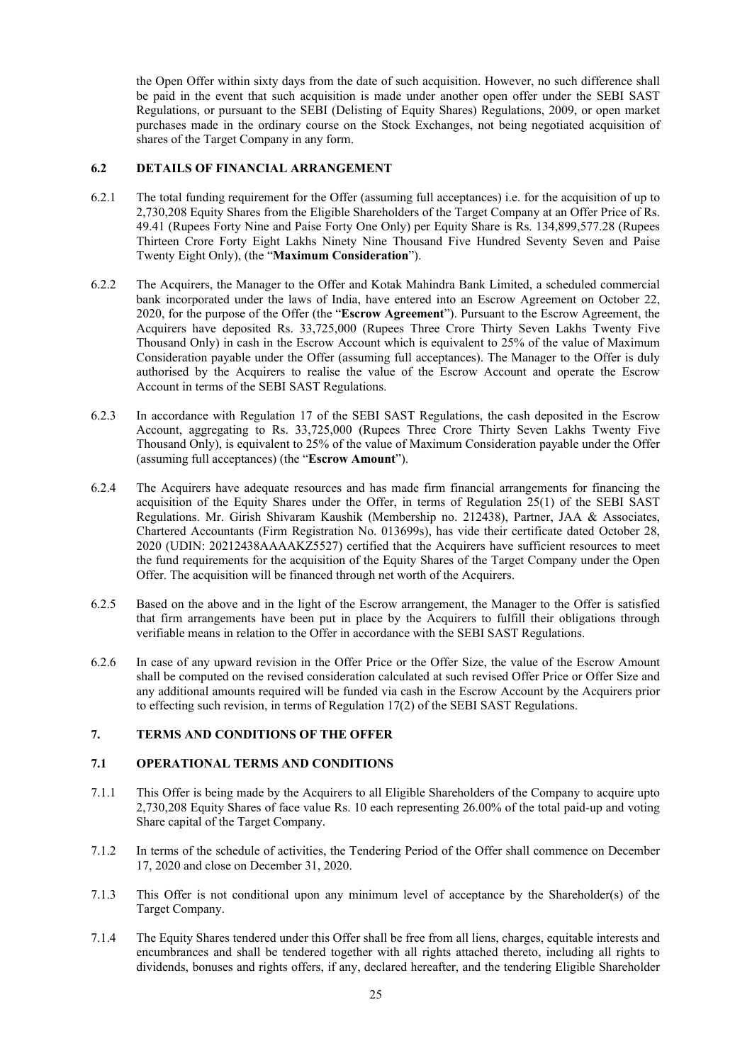the Open Offer within sixty days from the date of such acquisition. However, no such difference shall be paid in the event that such acquisition is made under another open offer under the SEBI SAST Regulations, or pursuant to the SEBI (Delisting of Equity Shares) Regulations, 2009, or open market purchases made in the ordinary course on the Stock Exchanges, not being negotiated acquisition of shares of the Target Company in any form.

### 6.2 DETAILS OF FINANCIAL ARRANGEMENT

6.2.1 The total funding requirement for the Offer (assuming full acceptances) i.e. for the acquisition of up to 2,730,208 Equity Shares from the Eligible Shareholders of the Target Company at an Offer Price of Rs. 49.41 (Rupees Forty Nine and Paise Forty One Only) per Equity Share is Rs. 134,899,577.28 (Rupees Thirteen Crore Forty Eight Lakhs Ninety Nine Thousand Five Hundred Seventy Seven and Paise Twenty Eight Only), (the "**Maximum Consideration**").

6.2.2 The Acquirers, the Manager to the Offer and Kotak Mahindra Bank Limited, a scheduled commercial bank incorporated under the laws of India, have entered into an Escrow Agreement on October 22, 2020, for the purpose of the Offer (the "**Escrow Agreement**"). Pursuant to the Escrow Agreement, the Acquirers have deposited Rs. 33,725,000 (Rupees Three Crore Thirty Seven Lakhs Twenty Five Thousand Only) in cash in the Escrow Account which is equivalent to 25% of the value of Maximum Consideration payable under the Offer (assuming full acceptances). The Manager to the Offer is duly authorised by the Acquirers to realise the value of the Escrow Account and operate the Escrow Account in terms of the SEBI SAST Regulations.

6.2.3 In accordance with Regulation 17 of the SEBI SAST Regulations, the cash deposited in the Escrow Account, aggregating to Rs. 33,725,000 (Rupees Three Crore Thirty Seven Lakhs Twenty Five Thousand Only), is equivalent to 25% of the value of Maximum Consideration payable under the Offer (assuming full acceptances) (the "**Escrow Amount**").

6.2.4 The Acquirers have adequate resources and has made firm financial arrangements for financing the acquisition of the Equity Shares under the Offer, in terms of Regulation 25(1) of the SEBI SAST Regulations. Mr. Girish Shivaram Kaushik (Membership no. 212438), Partner, JAA & Associates, Chartered Accountants (Firm Registration No. 013699s), has vide their certificate dated October 28, 2020 (UDIN: 20212438AAAAKZ5527) certified that the Acquirers have sufficient resources to meet the fund requirements for the acquisition of the Equity Shares of the Target Company under the Open Offer. The acquisition will be financed through net worth of the Acquirers.

6.2.5 Based on the above and in the light of the Escrow arrangement, the Manager to the Offer is satisfied that firm arrangements have been put in place by the Acquirers to fulfill their obligations through verifiable means in relation to the Offer in accordance with the SEBI SAST Regulations.

6.2.6 In case of any upward revision in the Offer Price or the Offer Size, the value of the Escrow Amount shall be computed on the revised consideration calculated at such revised Offer Price or Offer Size and any additional amounts required will be funded via cash in the Escrow Account by the Acquirers prior to effecting such revision, in terms of Regulation 17(2) of the SEBI SAST Regulations.

## 7. TERMS AND CONDITIONS OF THE OFFER

### 7.1 OPERATIONAL TERMS AND CONDITIONS

7.1.1 This Offer is being made by the Acquirers to all Eligible Shareholders of the Company to acquire upto 2,730,208 Equity Shares of face value Rs. 10 each representing 26.00% of the total paid-up and voting Share capital of the Target Company.

7.1.2 In terms of the schedule of activities, the Tendering Period of the Offer shall commence on December 17, 2020 and close on December 31, 2020.

7.1.3 This Offer is not conditional upon any minimum level of acceptance by the Shareholder(s) of the Target Company.

7.1.4 The Equity Shares tendered under this Offer shall be free from all liens, charges, equitable interests and encumbrances and shall be tendered together with all rights attached thereto, including all rights to dividends, bonuses and rights offers, if any, declared hereafter, and the tendering Eligible Shareholder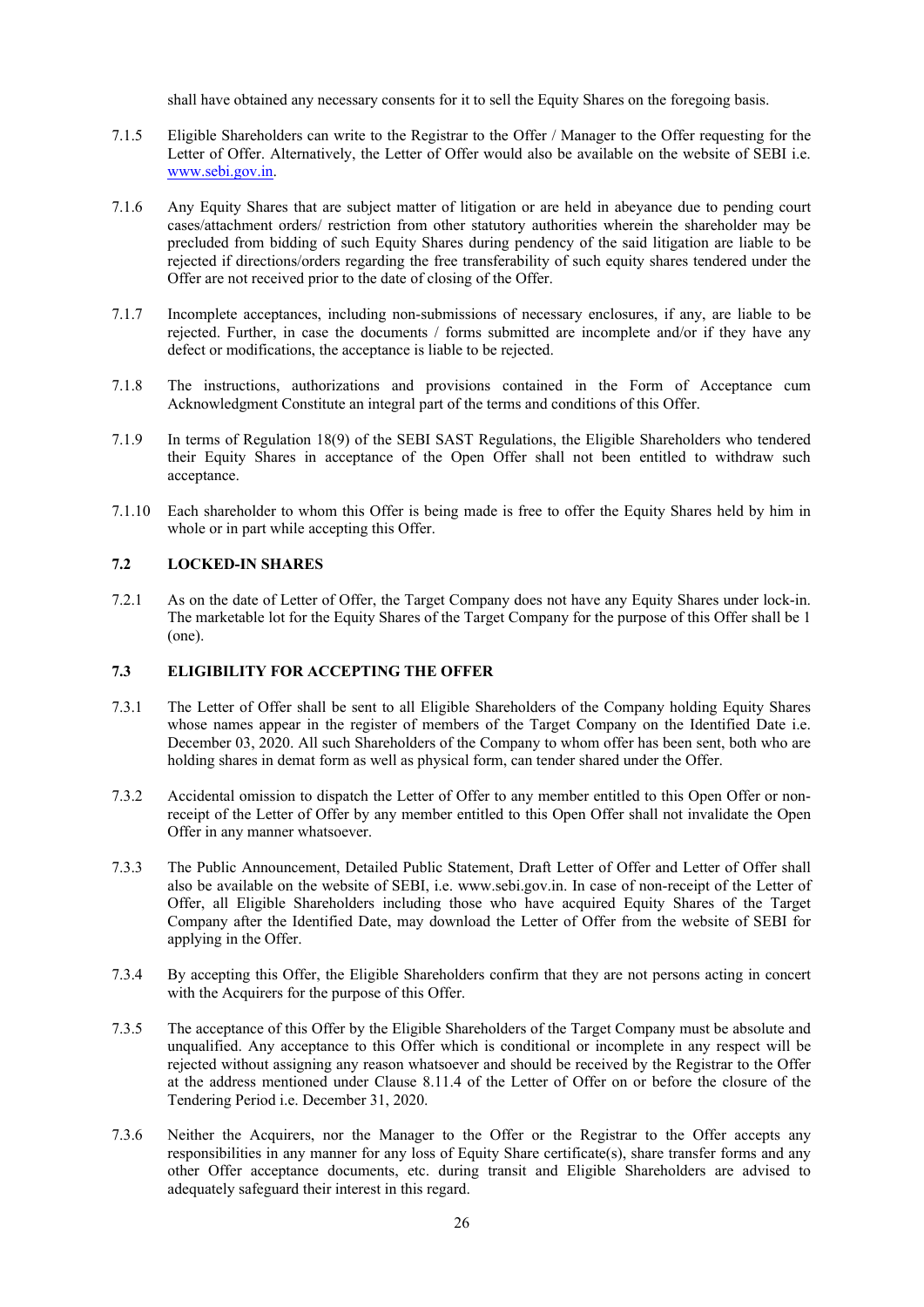shall have obtained any necessary consents for it to sell the Equity Shares on the foregoing basis.

7.1.5 Eligible Shareholders can write to the Registrar to the Offer / Manager to the Offer requesting for the Letter of Offer. Alternatively, the Letter of Offer would also be available on the website of SEBI i.e. www.sebi.gov.in.

7.1.6 Any Equity Shares that are subject matter of litigation or are held in abeyance due to pending court cases/attachment orders/ restriction from other statutory authorities wherein the shareholder may be precluded from bidding of such Equity Shares during pendency of the said litigation are liable to be rejected if directions/orders regarding the free transferability of such equity shares tendered under the Offer are not received prior to the date of closing of the Offer.

7.1.7 Incomplete acceptances, including non-submissions of necessary enclosures, if any, are liable to be rejected. Further, in case the documents / forms submitted are incomplete and/or if they have any defect or modifications, the acceptance is liable to be rejected.

7.1.8 The instructions, authorizations and provisions contained in the Form of Acceptance cum Acknowledgment Constitute an integral part of the terms and conditions of this Offer.

7.1.9 In terms of Regulation 18(9) of the SEBI SAST Regulations, the Eligible Shareholders who tendered their Equity Shares in acceptance of the Open Offer shall not been entitled to withdraw such acceptance.

7.1.10 Each shareholder to whom this Offer is being made is free to offer the Equity Shares held by him in whole or in part while accepting this Offer.

## 7.2 LOCKED-IN SHARES

7.2.1 As on the date of Letter of Offer, the Target Company does not have any Equity Shares under lock-in. The marketable lot for the Equity Shares of the Target Company for the purpose of this Offer shall be 1 (one).

## 7.3 ELIGIBILITY FOR ACCEPTING THE OFFER

7.3.1 The Letter of Offer shall be sent to all Eligible Shareholders of the Company holding Equity Shares whose names appear in the register of members of the Target Company on the Identified Date i.e. December 03, 2020. All such Shareholders of the Company to whom offer has been sent, both who are holding shares in demat form as well as physical form, can tender shared under the Offer.

7.3.2 Accidental omission to dispatch the Letter of Offer to any member entitled to this Open Offer or non-receipt of the Letter of Offer by any member entitled to this Open Offer shall not invalidate the Open Offer in any manner whatsoever.

7.3.3 The Public Announcement, Detailed Public Statement, Draft Letter of Offer and Letter of Offer shall also be available on the website of SEBI, i.e. www.sebi.gov.in. In case of non-receipt of the Letter of Offer, all Eligible Shareholders including those who have acquired Equity Shares of the Target Company after the Identified Date, may download the Letter of Offer from the website of SEBI for applying in the Offer.

7.3.4 By accepting this Offer, the Eligible Shareholders confirm that they are not persons acting in concert with the Acquirers for the purpose of this Offer.

7.3.5 The acceptance of this Offer by the Eligible Shareholders of the Target Company must be absolute and unqualified. Any acceptance to this Offer which is conditional or incomplete in any respect will be rejected without assigning any reason whatsoever and should be received by the Registrar to the Offer at the address mentioned under Clause 8.11.4 of the Letter of Offer on or before the closure of the Tendering Period i.e. December 31, 2020.

7.3.6 Neither the Acquirers, nor the Manager to the Offer or the Registrar to the Offer accepts any responsibilities in any manner for any loss of Equity Share certificate(s), share transfer forms and any other Offer acceptance documents, etc. during transit and Eligible Shareholders are advised to adequately safeguard their interest in this regard.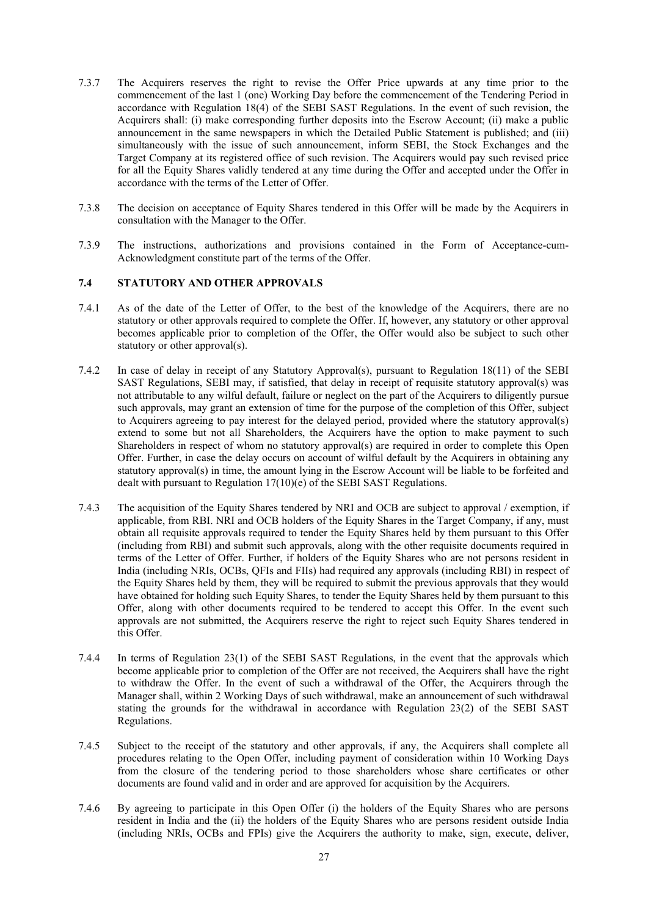7.3.7 The Acquirers reserves the right to revise the Offer Price upwards at any time prior to the commencement of the last 1 (one) Working Day before the commencement of the Tendering Period in accordance with Regulation 18(4) of the SEBI SAST Regulations. In the event of such revision, the Acquirers shall: (i) make corresponding further deposits into the Escrow Account; (ii) make a public announcement in the same newspapers in which the Detailed Public Statement is published; and (iii) simultaneously with the issue of such announcement, inform SEBI, the Stock Exchanges and the Target Company at its registered office of such revision. The Acquirers would pay such revised price for all the Equity Shares validly tendered at any time during the Offer and accepted under the Offer in accordance with the terms of the Letter of Offer.

7.3.8 The decision on acceptance of Equity Shares tendered in this Offer will be made by the Acquirers in consultation with the Manager to the Offer.

7.3.9 The instructions, authorizations and provisions contained in the Form of Acceptance-cum-Acknowledgment constitute part of the terms of the Offer.

### 7.4 STATUTORY AND OTHER APPROVALS

7.4.1 As of the date of the Letter of Offer, to the best of the knowledge of the Acquirers, there are no statutory or other approvals required to complete the Offer. If, however, any statutory or other approval becomes applicable prior to completion of the Offer, the Offer would also be subject to such other statutory or other approval(s).

7.4.2 In case of delay in receipt of any Statutory Approval(s), pursuant to Regulation 18(11) of the SEBI SAST Regulations, SEBI may, if satisfied, that delay in receipt of requisite statutory approval(s) was not attributable to any wilful default, failure or neglect on the part of the Acquirers to diligently pursue such approvals, may grant an extension of time for the purpose of the completion of this Offer, subject to Acquirers agreeing to pay interest for the delayed period, provided where the statutory approval(s) extend to some but not all Shareholders, the Acquirers have the option to make payment to such Shareholders in respect of whom no statutory approval(s) are required in order to complete this Open Offer. Further, in case the delay occurs on account of wilful default by the Acquirers in obtaining any statutory approval(s) in time, the amount lying in the Escrow Account will be liable to be forfeited and dealt with pursuant to Regulation 17(10)(e) of the SEBI SAST Regulations.

7.4.3 The acquisition of the Equity Shares tendered by NRI and OCB are subject to approval / exemption, if applicable, from RBI. NRI and OCB holders of the Equity Shares in the Target Company, if any, must obtain all requisite approvals required to tender the Equity Shares held by them pursuant to this Offer (including from RBI) and submit such approvals, along with the other requisite documents required in terms of the Letter of Offer. Further, if holders of the Equity Shares who are not persons resident in India (including NRIs, OCBs, QFIs and FIIs) had required any approvals (including RBI) in respect of the Equity Shares held by them, they will be required to submit the previous approvals that they would have obtained for holding such Equity Shares, to tender the Equity Shares held by them pursuant to this Offer, along with other documents required to be tendered to accept this Offer. In the event such approvals are not submitted, the Acquirers reserve the right to reject such Equity Shares tendered in this Offer.

7.4.4 In terms of Regulation 23(1) of the SEBI SAST Regulations, in the event that the approvals which become applicable prior to completion of the Offer are not received, the Acquirers shall have the right to withdraw the Offer. In the event of such a withdrawal of the Offer, the Acquirers through the Manager shall, within 2 Working Days of such withdrawal, make an announcement of such withdrawal stating the grounds for the withdrawal in accordance with Regulation 23(2) of the SEBI SAST Regulations.

7.4.5 Subject to the receipt of the statutory and other approvals, if any, the Acquirers shall complete all procedures relating to the Open Offer, including payment of consideration within 10 Working Days from the closure of the tendering period to those shareholders whose share certificates or other documents are found valid and in order and are approved for acquisition by the Acquirers.

7.4.6 By agreeing to participate in this Open Offer (i) the holders of the Equity Shares who are persons resident in India and the (ii) the holders of the Equity Shares who are persons resident outside India (including NRIs, OCBs and FPIs) give the Acquirers the authority to make, sign, execute, deliver,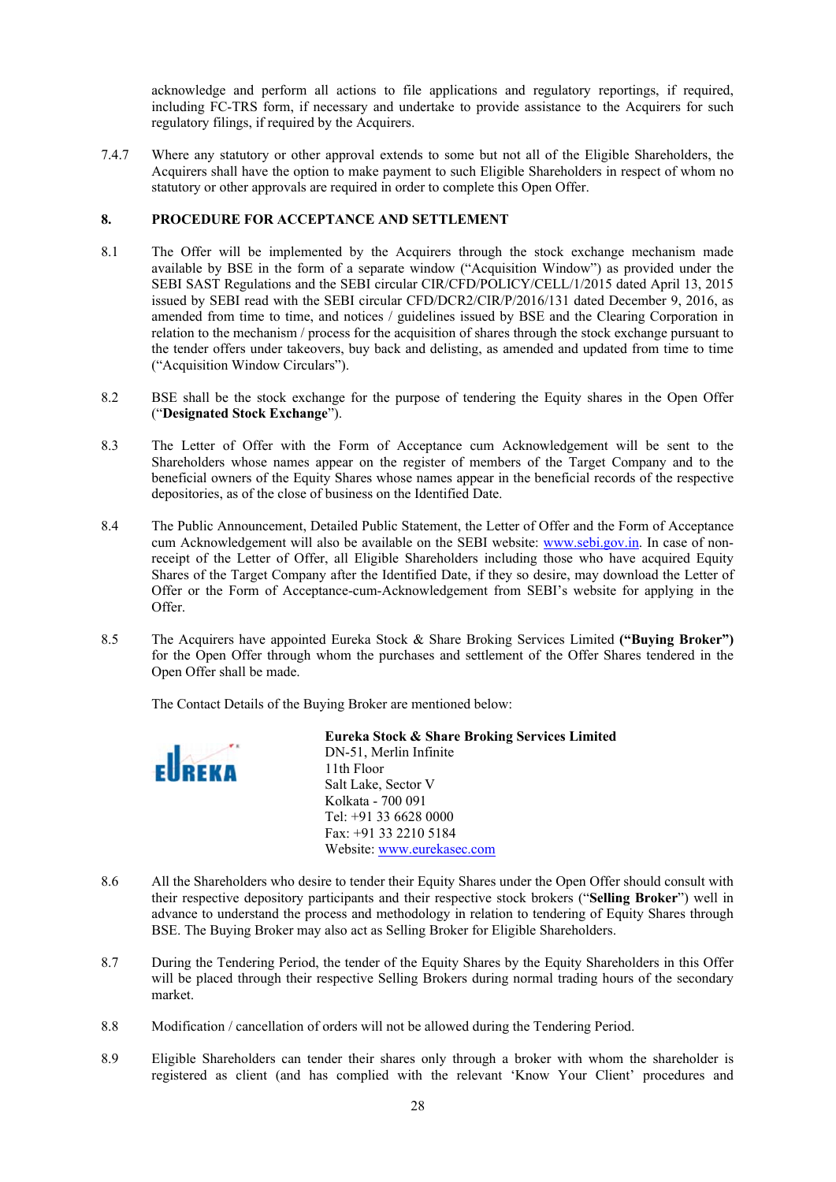acknowledge and perform all actions to file applications and regulatory reportings, if required, including FC-TRS form, if necessary and undertake to provide assistance to the Acquirers for such regulatory filings, if required by the Acquirers.

7.4.7 Where any statutory or other approval extends to some but not all of the Eligible Shareholders, the Acquirers shall have the option to make payment to such Eligible Shareholders in respect of whom no statutory or other approvals are required in order to complete this Open Offer.

## 8. PROCEDURE FOR ACCEPTANCE AND SETTLEMENT

8.1 The Offer will be implemented by the Acquirers through the stock exchange mechanism made available by BSE in the form of a separate window ("Acquisition Window") as provided under the SEBI SAST Regulations and the SEBI circular CIR/CFD/POLICY/CELL/1/2015 dated April 13, 2015 issued by SEBI read with the SEBI circular CFD/DCR2/CIR/P/2016/131 dated December 9, 2016, as amended from time to time, and notices / guidelines issued by BSE and the Clearing Corporation in relation to the mechanism / process for the acquisition of shares through the stock exchange pursuant to the tender offers under takeovers, buy back and delisting, as amended and updated from time to time ("Acquisition Window Circulars").

8.2 BSE shall be the stock exchange for the purpose of tendering the Equity shares in the Open Offer ("**Designated Stock Exchange**").

8.3 The Letter of Offer with the Form of Acceptance cum Acknowledgement will be sent to the Shareholders whose names appear on the register of members of the Target Company and to the beneficial owners of the Equity Shares whose names appear in the beneficial records of the respective depositories, as of the close of business on the Identified Date.

8.4 The Public Announcement, Detailed Public Statement, the Letter of Offer and the Form of Acceptance cum Acknowledgement will also be available on the SEBI website: www.sebi.gov.in. In case of non-receipt of the Letter of Offer, all Eligible Shareholders including those who have acquired Equity Shares of the Target Company after the Identified Date, if they so desire, may download the Letter of Offer or the Form of Acceptance-cum-Acknowledgement from SEBI's website for applying in the Offer.

8.5 The Acquirers have appointed Eureka Stock & Share Broking Services Limited **("Buying Broker")** for the Open Offer through whom the purchases and settlement of the Offer Shares tendered in the Open Offer shall be made.

The Contact Details of the Buying Broker are mentioned below:

EUREKA

**Eureka Stock & Share Broking Services Limited**
DN-51, Merlin Infinite
11th Floor
Salt Lake, Sector V
Kolkata - 700 091
Tel: +91 33 6628 0000
Fax: +91 33 2210 5184
Website: www.eurekasec.com

8.6 All the Shareholders who desire to tender their Equity Shares under the Open Offer should consult with their respective depository participants and their respective stock brokers ("**Selling Broker**") well in advance to understand the process and methodology in relation to tendering of Equity Shares through BSE. The Buying Broker may also act as Selling Broker for Eligible Shareholders.

8.7 During the Tendering Period, the tender of the Equity Shares by the Equity Shareholders in this Offer will be placed through their respective Selling Brokers during normal trading hours of the secondary market.

8.8 Modification / cancellation of orders will not be allowed during the Tendering Period.

8.9 Eligible Shareholders can tender their shares only through a broker with whom the shareholder is registered as client (and has complied with the relevant 'Know Your Client' procedures and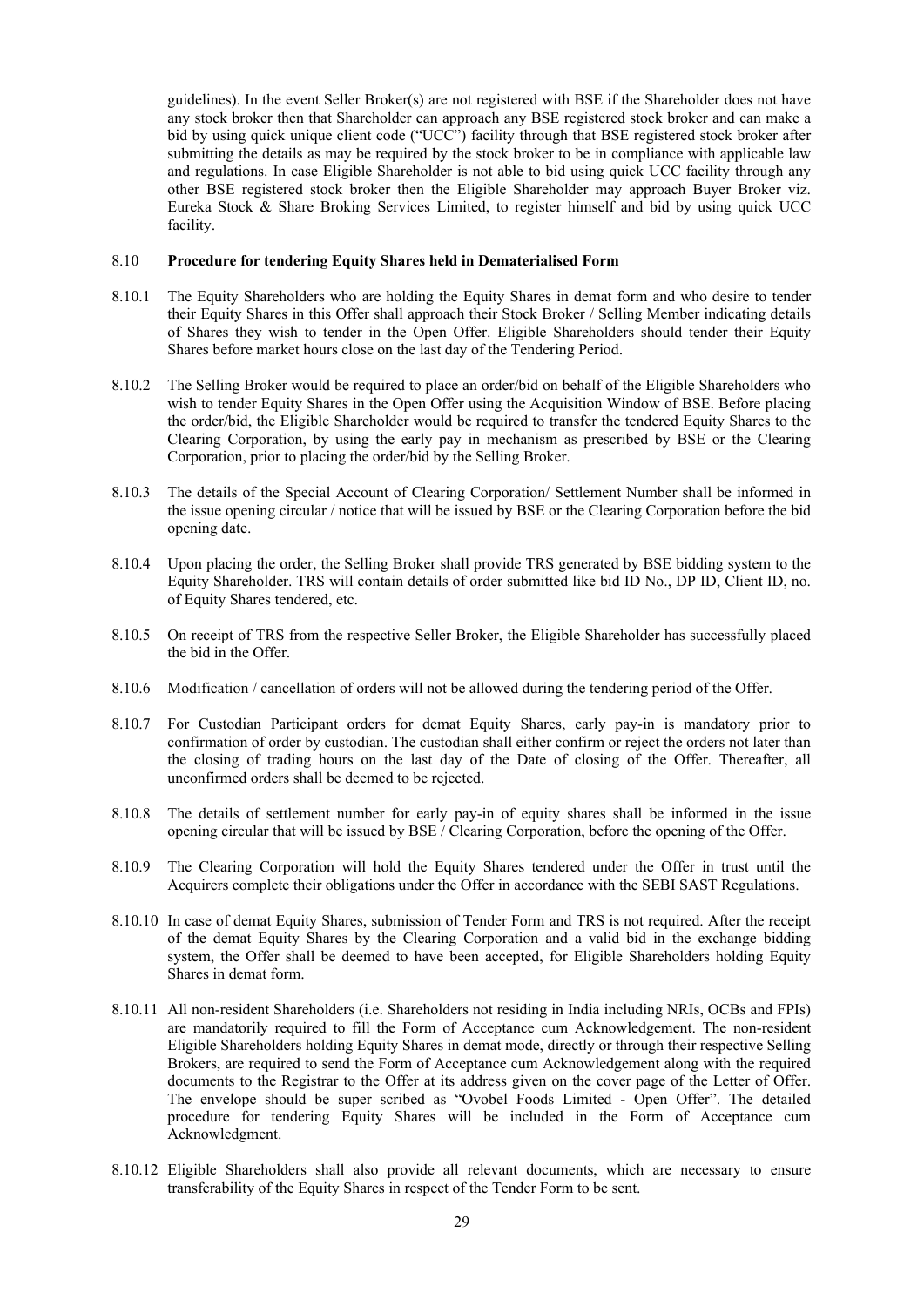guidelines). In the event Seller Broker(s) are not registered with BSE if the Shareholder does not have any stock broker then that Shareholder can approach any BSE registered stock broker and can make a bid by using quick unique client code ("UCC") facility through that BSE registered stock broker after submitting the details as may be required by the stock broker to be in compliance with applicable law and regulations. In case Eligible Shareholder is not able to bid using quick UCC facility through any other BSE registered stock broker then the Eligible Shareholder may approach Buyer Broker viz. Eureka Stock & Share Broking Services Limited, to register himself and bid by using quick UCC facility.

8.10 **Procedure for tendering Equity Shares held in Dematerialised Form**

8.10.1 The Equity Shareholders who are holding the Equity Shares in demat form and who desire to tender their Equity Shares in this Offer shall approach their Stock Broker / Selling Member indicating details of Shares they wish to tender in the Open Offer. Eligible Shareholders should tender their Equity Shares before market hours close on the last day of the Tendering Period.

8.10.2 The Selling Broker would be required to place an order/bid on behalf of the Eligible Shareholders who wish to tender Equity Shares in the Open Offer using the Acquisition Window of BSE. Before placing the order/bid, the Eligible Shareholder would be required to transfer the tendered Equity Shares to the Clearing Corporation, by using the early pay in mechanism as prescribed by BSE or the Clearing Corporation, prior to placing the order/bid by the Selling Broker.

8.10.3 The details of the Special Account of Clearing Corporation/ Settlement Number shall be informed in the issue opening circular / notice that will be issued by BSE or the Clearing Corporation before the bid opening date.

8.10.4 Upon placing the order, the Selling Broker shall provide TRS generated by BSE bidding system to the Equity Shareholder. TRS will contain details of order submitted like bid ID No., DP ID, Client ID, no. of Equity Shares tendered, etc.

8.10.5 On receipt of TRS from the respective Seller Broker, the Eligible Shareholder has successfully placed the bid in the Offer.

8.10.6 Modification / cancellation of orders will not be allowed during the tendering period of the Offer.

8.10.7 For Custodian Participant orders for demat Equity Shares, early pay-in is mandatory prior to confirmation of order by custodian. The custodian shall either confirm or reject the orders not later than the closing of trading hours on the last day of the Date of closing of the Offer. Thereafter, all unconfirmed orders shall be deemed to be rejected.

8.10.8 The details of settlement number for early pay-in of equity shares shall be informed in the issue opening circular that will be issued by BSE / Clearing Corporation, before the opening of the Offer.

8.10.9 The Clearing Corporation will hold the Equity Shares tendered under the Offer in trust until the Acquirers complete their obligations under the Offer in accordance with the SEBI SAST Regulations.

8.10.10 In case of demat Equity Shares, submission of Tender Form and TRS is not required. After the receipt of the demat Equity Shares by the Clearing Corporation and a valid bid in the exchange bidding system, the Offer shall be deemed to have been accepted, for Eligible Shareholders holding Equity Shares in demat form.

8.10.11 All non-resident Shareholders (i.e. Shareholders not residing in India including NRIs, OCBs and FPIs) are mandatorily required to fill the Form of Acceptance cum Acknowledgement. The non-resident Eligible Shareholders holding Equity Shares in demat mode, directly or through their respective Selling Brokers, are required to send the Form of Acceptance cum Acknowledgement along with the required documents to the Registrar to the Offer at its address given on the cover page of the Letter of Offer. The envelope should be super scribed as "Ovobel Foods Limited - Open Offer". The detailed procedure for tendering Equity Shares will be included in the Form of Acceptance cum Acknowledgment.

8.10.12 Eligible Shareholders shall also provide all relevant documents, which are necessary to ensure transferability of the Equity Shares in respect of the Tender Form to be sent.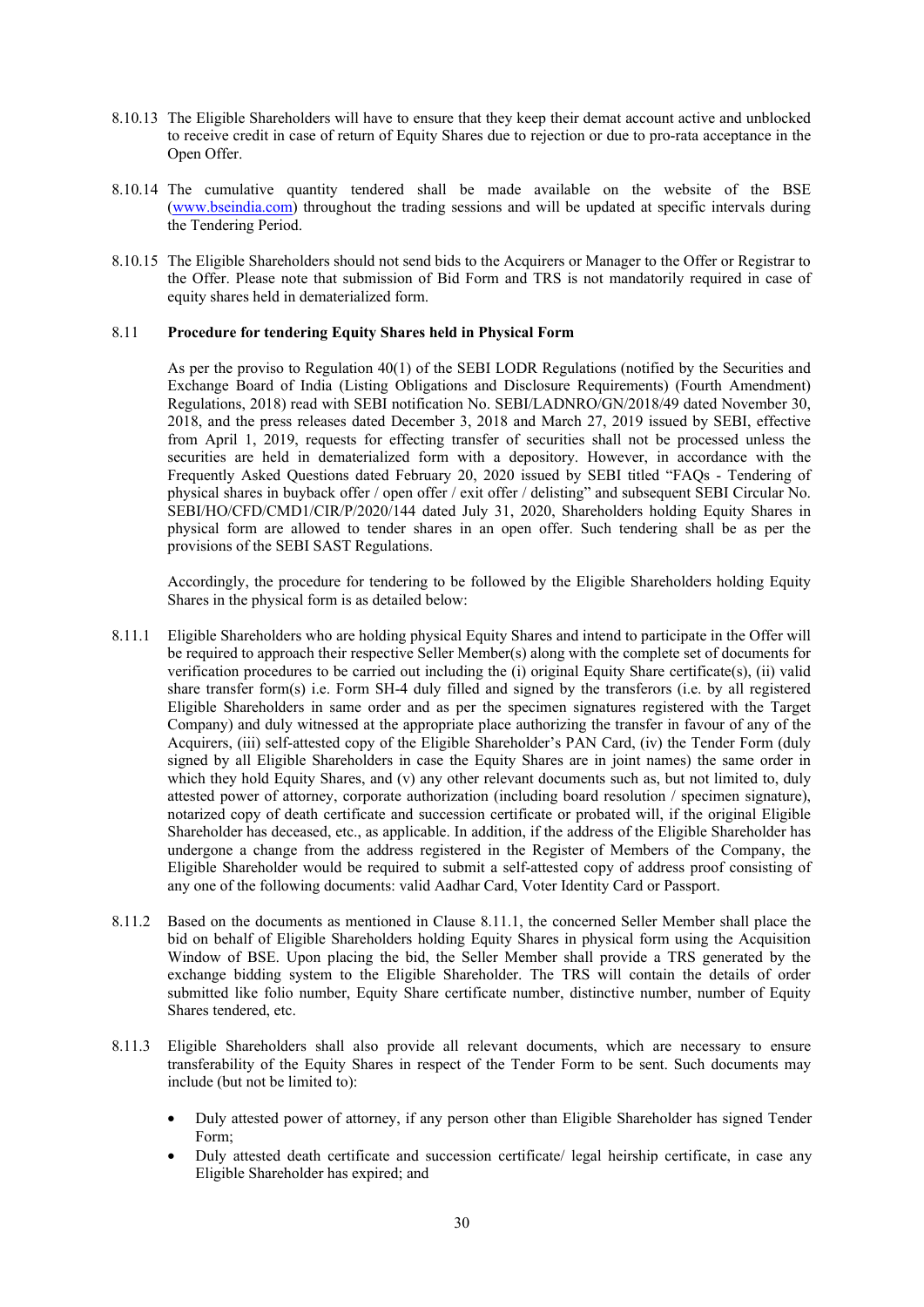8.10.13 The Eligible Shareholders will have to ensure that they keep their demat account active and unblocked to receive credit in case of return of Equity Shares due to rejection or due to pro-rata acceptance in the Open Offer.

8.10.14 The cumulative quantity tendered shall be made available on the website of the BSE (www.bseindia.com) throughout the trading sessions and will be updated at specific intervals during the Tendering Period.

8.10.15 The Eligible Shareholders should not send bids to the Acquirers or Manager to the Offer or Registrar to the Offer. Please note that submission of Bid Form and TRS is not mandatorily required in case of equity shares held in dematerialized form.

**8.11 Procedure for tendering Equity Shares held in Physical Form**

As per the proviso to Regulation 40(1) of the SEBI LODR Regulations (notified by the Securities and Exchange Board of India (Listing Obligations and Disclosure Requirements) (Fourth Amendment) Regulations, 2018) read with SEBI notification No. SEBI/LADNRO/GN/2018/49 dated November 30, 2018, and the press releases dated December 3, 2018 and March 27, 2019 issued by SEBI, effective from April 1, 2019, requests for effecting transfer of securities shall not be processed unless the securities are held in dematerialized form with a depository. However, in accordance with the Frequently Asked Questions dated February 20, 2020 issued by SEBI titled "FAQs - Tendering of physical shares in buyback offer / open offer / exit offer / delisting" and subsequent SEBI Circular No. SEBI/HO/CFD/CMD1/CIR/P/2020/144 dated July 31, 2020, Shareholders holding Equity Shares in physical form are allowed to tender shares in an open offer. Such tendering shall be as per the provisions of the SEBI SAST Regulations.

Accordingly, the procedure for tendering to be followed by the Eligible Shareholders holding Equity Shares in the physical form is as detailed below:

8.11.1 Eligible Shareholders who are holding physical Equity Shares and intend to participate in the Offer will be required to approach their respective Seller Member(s) along with the complete set of documents for verification procedures to be carried out including the (i) original Equity Share certificate(s), (ii) valid share transfer form(s) i.e. Form SH-4 duly filled and signed by the transferors (i.e. by all registered Eligible Shareholders in same order and as per the specimen signatures registered with the Target Company) and duly witnessed at the appropriate place authorizing the transfer in favour of any of the Acquirers, (iii) self-attested copy of the Eligible Shareholder's PAN Card, (iv) the Tender Form (duly signed by all Eligible Shareholders in case the Equity Shares are in joint names) the same order in which they hold Equity Shares, and (v) any other relevant documents such as, but not limited to, duly attested power of attorney, corporate authorization (including board resolution / specimen signature), notarized copy of death certificate and succession certificate or probated will, if the original Eligible Shareholder has deceased, etc., as applicable. In addition, if the address of the Eligible Shareholder has undergone a change from the address registered in the Register of Members of the Company, the Eligible Shareholder would be required to submit a self-attested copy of address proof consisting of any one of the following documents: valid Aadhar Card, Voter Identity Card or Passport.

8.11.2 Based on the documents as mentioned in Clause 8.11.1, the concerned Seller Member shall place the bid on behalf of Eligible Shareholders holding Equity Shares in physical form using the Acquisition Window of BSE. Upon placing the bid, the Seller Member shall provide a TRS generated by the exchange bidding system to the Eligible Shareholder. The TRS will contain the details of order submitted like folio number, Equity Share certificate number, distinctive number, number of Equity Shares tendered, etc.

8.11.3 Eligible Shareholders shall also provide all relevant documents, which are necessary to ensure transferability of the Equity Shares in respect of the Tender Form to be sent. Such documents may include (but not be limited to):

- Duly attested power of attorney, if any person other than Eligible Shareholder has signed Tender Form;
- Duly attested death certificate and succession certificate/ legal heirship certificate, in case any Eligible Shareholder has expired; and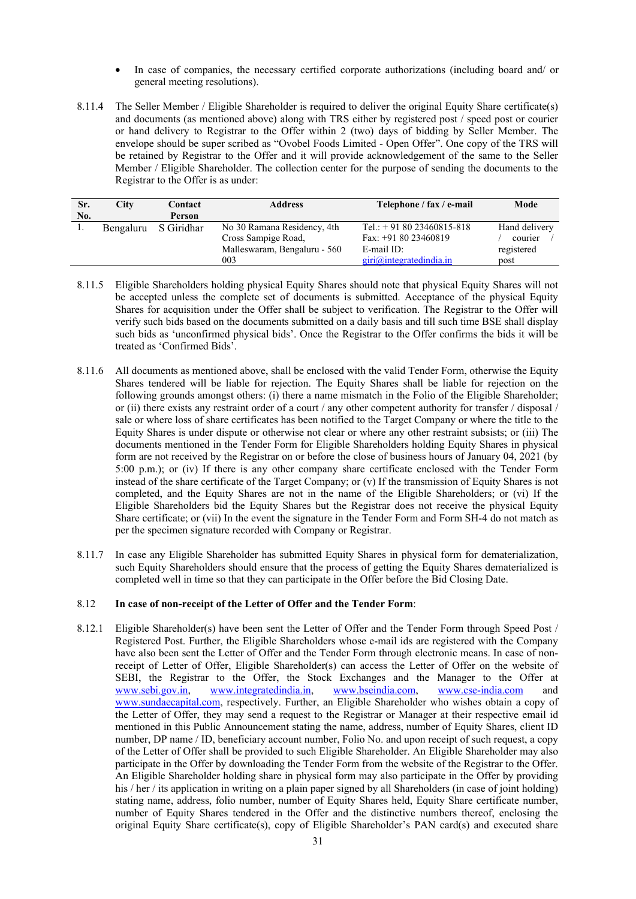- In case of companies, the necessary certified corporate authorizations (including board and/ or general meeting resolutions).

8.11.4 The Seller Member / Eligible Shareholder is required to deliver the original Equity Share certificate(s) and documents (as mentioned above) along with TRS either by registered post / speed post or courier or hand delivery to Registrar to the Offer within 2 (two) days of bidding by Seller Member. The envelope should be super scribed as "Ovobel Foods Limited - Open Offer". One copy of the TRS will be retained by Registrar to the Offer and it will provide acknowledgement of the same to the Seller Member / Eligible Shareholder. The collection center for the purpose of sending the documents to the Registrar to the Offer is as under:

| Sr. No. | City | Contact Person | Address | Telephone / fax / e-mail | Mode |
|---|---|---|---|---|---|
| 1. | Bengaluru | S Giridhar | No 30 Ramana Residency, 4th Cross Sampige Road, Malleswaram, Bengaluru - 560 003 | Tel.: + 91 80 23460815-818 Fax: +91 80 23460819 E-mail ID: giri@integratedindia.in | Hand delivery / courier / registered post |

8.11.5 Eligible Shareholders holding physical Equity Shares should note that physical Equity Shares will not be accepted unless the complete set of documents is submitted. Acceptance of the physical Equity Shares for acquisition under the Offer shall be subject to verification. The Registrar to the Offer will verify such bids based on the documents submitted on a daily basis and till such time BSE shall display such bids as 'unconfirmed physical bids'. Once the Registrar to the Offer confirms the bids it will be treated as 'Confirmed Bids'.

8.11.6 All documents as mentioned above, shall be enclosed with the valid Tender Form, otherwise the Equity Shares tendered will be liable for rejection. The Equity Shares shall be liable for rejection on the following grounds amongst others: (i) there a name mismatch in the Folio of the Eligible Shareholder; or (ii) there exists any restraint order of a court / any other competent authority for transfer / disposal / sale or where loss of share certificates has been notified to the Target Company or where the title to the Equity Shares is under dispute or otherwise not clear or where any other restraint subsists; or (iii) The documents mentioned in the Tender Form for Eligible Shareholders holding Equity Shares in physical form are not received by the Registrar on or before the close of business hours of January 04, 2021 (by 5:00 p.m.); or (iv) If there is any other company share certificate enclosed with the Tender Form instead of the share certificate of the Target Company; or (v) If the transmission of Equity Shares is not completed, and the Equity Shares are not in the name of the Eligible Shareholders; or (vi) If the Eligible Shareholders bid the Equity Shares but the Registrar does not receive the physical Equity Share certificate; or (vii) In the event the signature in the Tender Form and Form SH-4 do not match as per the specimen signature recorded with Company or Registrar.

8.11.7 In case any Eligible Shareholder has submitted Equity Shares in physical form for dematerialization, such Equity Shareholders should ensure that the process of getting the Equity Shares dematerialized is completed well in time so that they can participate in the Offer before the Bid Closing Date.

### 8.12 In case of non-receipt of the Letter of Offer and the Tender Form:

8.12.1 Eligible Shareholder(s) have been sent the Letter of Offer and the Tender Form through Speed Post / Registered Post. Further, the Eligible Shareholders whose e-mail ids are registered with the Company have also been sent the Letter of Offer and the Tender Form through electronic means. In case of non-receipt of Letter of Offer, Eligible Shareholder(s) can access the Letter of Offer on the website of SEBI, the Registrar to the Offer, the Stock Exchanges and the Manager to the Offer at www.sebi.gov.in, www.integratedindia.in, www.bseindia.com, www.cse-india.com and www.sundaecapital.com, respectively. Further, an Eligible Shareholder who wishes obtain a copy of the Letter of Offer, they may send a request to the Registrar or Manager at their respective email id mentioned in this Public Announcement stating the name, address, number of Equity Shares, client ID number, DP name / ID, beneficiary account number, Folio No. and upon receipt of such request, a copy of the Letter of Offer shall be provided to such Eligible Shareholder. An Eligible Shareholder may also participate in the Offer by downloading the Tender Form from the website of the Registrar to the Offer. An Eligible Shareholder holding share in physical form may also participate in the Offer by providing his / her / its application in writing on a plain paper signed by all Shareholders (in case of joint holding) stating name, address, folio number, number of Equity Shares held, Equity Share certificate number, number of Equity Shares tendered in the Offer and the distinctive numbers thereof, enclosing the original Equity Share certificate(s), copy of Eligible Shareholder's PAN card(s) and executed share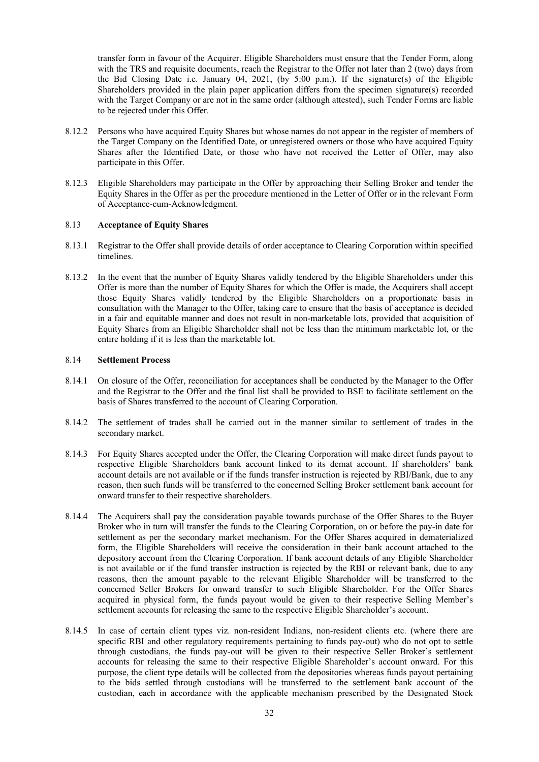transfer form in favour of the Acquirer. Eligible Shareholders must ensure that the Tender Form, along with the TRS and requisite documents, reach the Registrar to the Offer not later than 2 (two) days from the Bid Closing Date i.e. January 04, 2021, (by 5:00 p.m.). If the signature(s) of the Eligible Shareholders provided in the plain paper application differs from the specimen signature(s) recorded with the Target Company or are not in the same order (although attested), such Tender Forms are liable to be rejected under this Offer.

8.12.2 Persons who have acquired Equity Shares but whose names do not appear in the register of members of the Target Company on the Identified Date, or unregistered owners or those who have acquired Equity Shares after the Identified Date, or those who have not received the Letter of Offer, may also participate in this Offer.

8.12.3 Eligible Shareholders may participate in the Offer by approaching their Selling Broker and tender the Equity Shares in the Offer as per the procedure mentioned in the Letter of Offer or in the relevant Form of Acceptance-cum-Acknowledgment.

8.13 **Acceptance of Equity Shares**

8.13.1 Registrar to the Offer shall provide details of order acceptance to Clearing Corporation within specified timelines.

8.13.2 In the event that the number of Equity Shares validly tendered by the Eligible Shareholders under this Offer is more than the number of Equity Shares for which the Offer is made, the Acquirers shall accept those Equity Shares validly tendered by the Eligible Shareholders on a proportionate basis in consultation with the Manager to the Offer, taking care to ensure that the basis of acceptance is decided in a fair and equitable manner and does not result in non-marketable lots, provided that acquisition of Equity Shares from an Eligible Shareholder shall not be less than the minimum marketable lot, or the entire holding if it is less than the marketable lot.

8.14 **Settlement Process**

8.14.1 On closure of the Offer, reconciliation for acceptances shall be conducted by the Manager to the Offer and the Registrar to the Offer and the final list shall be provided to BSE to facilitate settlement on the basis of Shares transferred to the account of Clearing Corporation.

8.14.2 The settlement of trades shall be carried out in the manner similar to settlement of trades in the secondary market.

8.14.3 For Equity Shares accepted under the Offer, the Clearing Corporation will make direct funds payout to respective Eligible Shareholders bank account linked to its demat account. If shareholders' bank account details are not available or if the funds transfer instruction is rejected by RBI/Bank, due to any reason, then such funds will be transferred to the concerned Selling Broker settlement bank account for onward transfer to their respective shareholders.

8.14.4 The Acquirers shall pay the consideration payable towards purchase of the Offer Shares to the Buyer Broker who in turn will transfer the funds to the Clearing Corporation, on or before the pay-in date for settlement as per the secondary market mechanism. For the Offer Shares acquired in dematerialized form, the Eligible Shareholders will receive the consideration in their bank account attached to the depository account from the Clearing Corporation. If bank account details of any Eligible Shareholder is not available or if the fund transfer instruction is rejected by the RBI or relevant bank, due to any reasons, then the amount payable to the relevant Eligible Shareholder will be transferred to the concerned Seller Brokers for onward transfer to such Eligible Shareholder. For the Offer Shares acquired in physical form, the funds payout would be given to their respective Selling Member's settlement accounts for releasing the same to the respective Eligible Shareholder's account.

8.14.5 In case of certain client types viz. non-resident Indians, non-resident clients etc. (where there are specific RBI and other regulatory requirements pertaining to funds pay-out) who do not opt to settle through custodians, the funds pay-out will be given to their respective Seller Broker's settlement accounts for releasing the same to their respective Eligible Shareholder's account onward. For this purpose, the client type details will be collected from the depositories whereas funds payout pertaining to the bids settled through custodians will be transferred to the settlement bank account of the custodian, each in accordance with the applicable mechanism prescribed by the Designated Stock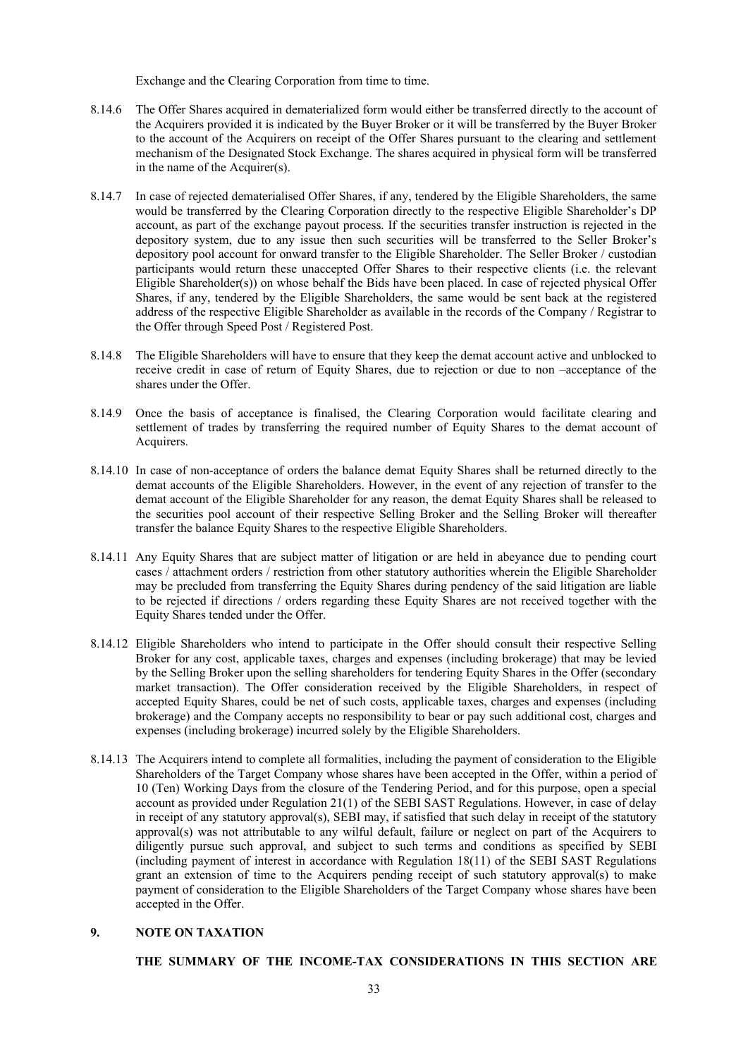Exchange and the Clearing Corporation from time to time.

8.14.6 The Offer Shares acquired in dematerialized form would either be transferred directly to the account of the Acquirers provided it is indicated by the Buyer Broker or it will be transferred by the Buyer Broker to the account of the Acquirers on receipt of the Offer Shares pursuant to the clearing and settlement mechanism of the Designated Stock Exchange. The shares acquired in physical form will be transferred in the name of the Acquirer(s).

8.14.7 In case of rejected dematerialised Offer Shares, if any, tendered by the Eligible Shareholders, the same would be transferred by the Clearing Corporation directly to the respective Eligible Shareholder's DP account, as part of the exchange payout process. If the securities transfer instruction is rejected in the depository system, due to any issue then such securities will be transferred to the Seller Broker's depository pool account for onward transfer to the Eligible Shareholder. The Seller Broker / custodian participants would return these unaccepted Offer Shares to their respective clients (i.e. the relevant Eligible Shareholder(s)) on whose behalf the Bids have been placed. In case of rejected physical Offer Shares, if any, tendered by the Eligible Shareholders, the same would be sent back at the registered address of the respective Eligible Shareholder as available in the records of the Company / Registrar to the Offer through Speed Post / Registered Post.

8.14.8 The Eligible Shareholders will have to ensure that they keep the demat account active and unblocked to receive credit in case of return of Equity Shares, due to rejection or due to non –acceptance of the shares under the Offer.

8.14.9 Once the basis of acceptance is finalised, the Clearing Corporation would facilitate clearing and settlement of trades by transferring the required number of Equity Shares to the demat account of Acquirers.

8.14.10 In case of non-acceptance of orders the balance demat Equity Shares shall be returned directly to the demat accounts of the Eligible Shareholders. However, in the event of any rejection of transfer to the demat account of the Eligible Shareholder for any reason, the demat Equity Shares shall be released to the securities pool account of their respective Selling Broker and the Selling Broker will thereafter transfer the balance Equity Shares to the respective Eligible Shareholders.

8.14.11 Any Equity Shares that are subject matter of litigation or are held in abeyance due to pending court cases / attachment orders / restriction from other statutory authorities wherein the Eligible Shareholder may be precluded from transferring the Equity Shares during pendency of the said litigation are liable to be rejected if directions / orders regarding these Equity Shares are not received together with the Equity Shares tended under the Offer.

8.14.12 Eligible Shareholders who intend to participate in the Offer should consult their respective Selling Broker for any cost, applicable taxes, charges and expenses (including brokerage) that may be levied by the Selling Broker upon the selling shareholders for tendering Equity Shares in the Offer (secondary market transaction). The Offer consideration received by the Eligible Shareholders, in respect of accepted Equity Shares, could be net of such costs, applicable taxes, charges and expenses (including brokerage) and the Company accepts no responsibility to bear or pay such additional cost, charges and expenses (including brokerage) incurred solely by the Eligible Shareholders.

8.14.13 The Acquirers intend to complete all formalities, including the payment of consideration to the Eligible Shareholders of the Target Company whose shares have been accepted in the Offer, within a period of 10 (Ten) Working Days from the closure of the Tendering Period, and for this purpose, open a special account as provided under Regulation 21(1) of the SEBI SAST Regulations. However, in case of delay in receipt of any statutory approval(s), SEBI may, if satisfied that such delay in receipt of the statutory approval(s) was not attributable to any wilful default, failure or neglect on part of the Acquirers to diligently pursue such approval, and subject to such terms and conditions as specified by SEBI (including payment of interest in accordance with Regulation 18(11) of the SEBI SAST Regulations grant an extension of time to the Acquirers pending receipt of such statutory approval(s) to make payment of consideration to the Eligible Shareholders of the Target Company whose shares have been accepted in the Offer.

## 9. NOTE ON TAXATION

**THE SUMMARY OF THE INCOME-TAX CONSIDERATIONS IN THIS SECTION ARE**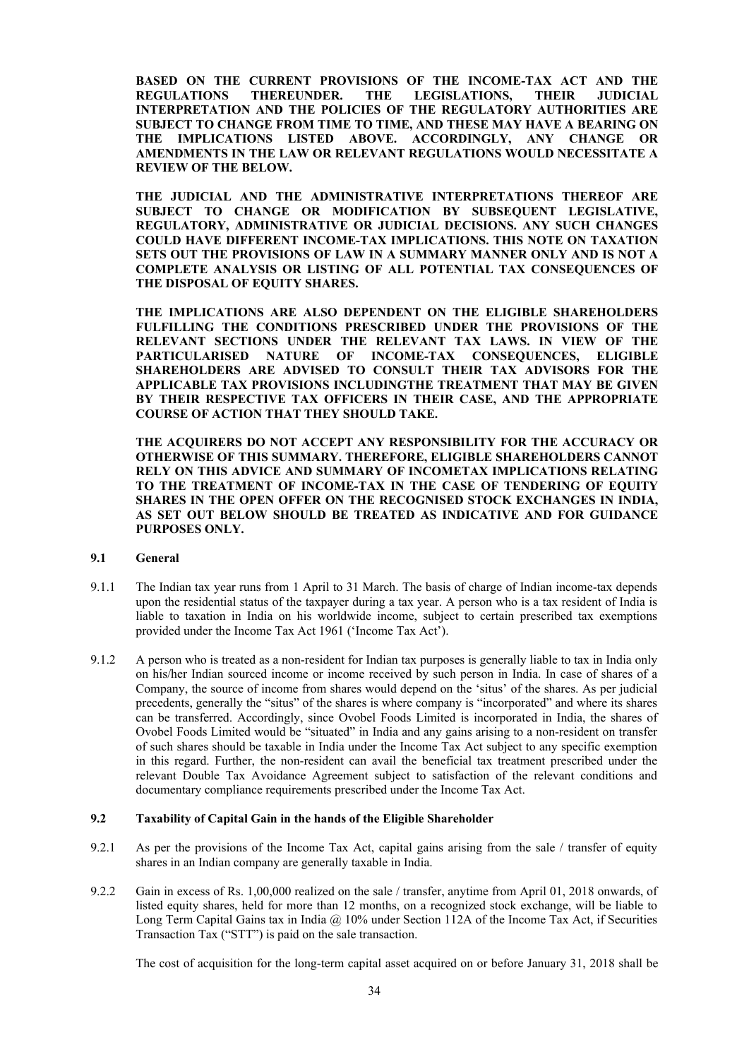**BASED ON THE CURRENT PROVISIONS OF THE INCOME-TAX ACT AND THE REGULATIONS THEREUNDER. THE LEGISLATIONS, THEIR JUDICIAL INTERPRETATION AND THE POLICIES OF THE REGULATORY AUTHORITIES ARE SUBJECT TO CHANGE FROM TIME TO TIME, AND THESE MAY HAVE A BEARING ON THE IMPLICATIONS LISTED ABOVE. ACCORDINGLY, ANY CHANGE OR AMENDMENTS IN THE LAW OR RELEVANT REGULATIONS WOULD NECESSITATE A REVIEW OF THE BELOW.**

**THE JUDICIAL AND THE ADMINISTRATIVE INTERPRETATIONS THEREOF ARE SUBJECT TO CHANGE OR MODIFICATION BY SUBSEQUENT LEGISLATIVE, REGULATORY, ADMINISTRATIVE OR JUDICIAL DECISIONS. ANY SUCH CHANGES COULD HAVE DIFFERENT INCOME-TAX IMPLICATIONS. THIS NOTE ON TAXATION SETS OUT THE PROVISIONS OF LAW IN A SUMMARY MANNER ONLY AND IS NOT A COMPLETE ANALYSIS OR LISTING OF ALL POTENTIAL TAX CONSEQUENCES OF THE DISPOSAL OF EQUITY SHARES.**

**THE IMPLICATIONS ARE ALSO DEPENDENT ON THE ELIGIBLE SHAREHOLDERS FULFILLING THE CONDITIONS PRESCRIBED UNDER THE PROVISIONS OF THE RELEVANT SECTIONS UNDER THE RELEVANT TAX LAWS. IN VIEW OF THE PARTICULARISED NATURE OF INCOME-TAX CONSEQUENCES, ELIGIBLE SHAREHOLDERS ARE ADVISED TO CONSULT THEIR TAX ADVISORS FOR THE APPLICABLE TAX PROVISIONS INCLUDINGTHE TREATMENT THAT MAY BE GIVEN BY THEIR RESPECTIVE TAX OFFICERS IN THEIR CASE, AND THE APPROPRIATE COURSE OF ACTION THAT THEY SHOULD TAKE.**

**THE ACQUIRERS DO NOT ACCEPT ANY RESPONSIBILITY FOR THE ACCURACY OR OTHERWISE OF THIS SUMMARY. THEREFORE, ELIGIBLE SHAREHOLDERS CANNOT RELY ON THIS ADVICE AND SUMMARY OF INCOMETAX IMPLICATIONS RELATING TO THE TREATMENT OF INCOME-TAX IN THE CASE OF TENDERING OF EQUITY SHARES IN THE OPEN OFFER ON THE RECOGNISED STOCK EXCHANGES IN INDIA, AS SET OUT BELOW SHOULD BE TREATED AS INDICATIVE AND FOR GUIDANCE PURPOSES ONLY.**

**9.1 General**

9.1.1 The Indian tax year runs from 1 April to 31 March. The basis of charge of Indian income-tax depends upon the residential status of the taxpayer during a tax year. A person who is a tax resident of India is liable to taxation in India on his worldwide income, subject to certain prescribed tax exemptions provided under the Income Tax Act 1961 ('Income Tax Act').

9.1.2 A person who is treated as a non-resident for Indian tax purposes is generally liable to tax in India only on his/her Indian sourced income or income received by such person in India. In case of shares of a Company, the source of income from shares would depend on the 'situs' of the shares. As per judicial precedents, generally the "situs" of the shares is where company is "incorporated" and where its shares can be transferred. Accordingly, since Ovobel Foods Limited is incorporated in India, the shares of Ovobel Foods Limited would be "situated" in India and any gains arising to a non-resident on transfer of such shares should be taxable in India under the Income Tax Act subject to any specific exemption in this regard. Further, the non-resident can avail the beneficial tax treatment prescribed under the relevant Double Tax Avoidance Agreement subject to satisfaction of the relevant conditions and documentary compliance requirements prescribed under the Income Tax Act.

**9.2 Taxability of Capital Gain in the hands of the Eligible Shareholder**

9.2.1 As per the provisions of the Income Tax Act, capital gains arising from the sale / transfer of equity shares in an Indian company are generally taxable in India.

9.2.2 Gain in excess of Rs. 1,00,000 realized on the sale / transfer, anytime from April 01, 2018 onwards, of listed equity shares, held for more than 12 months, on a recognized stock exchange, will be liable to Long Term Capital Gains tax in India @ 10% under Section 112A of the Income Tax Act, if Securities Transaction Tax ("STT") is paid on the sale transaction.

The cost of acquisition for the long-term capital asset acquired on or before January 31, 2018 shall be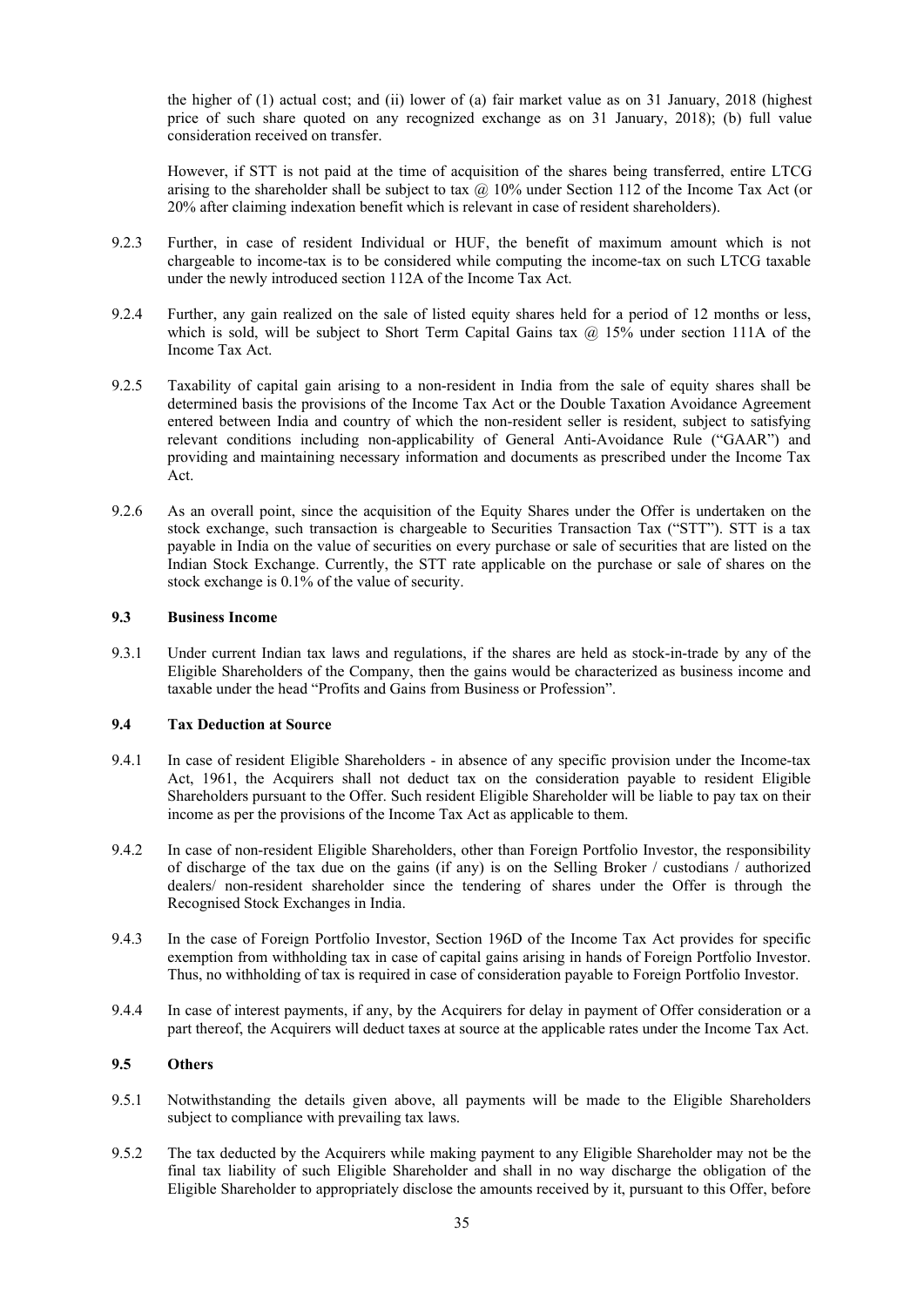the higher of (1) actual cost; and (ii) lower of (a) fair market value as on 31 January, 2018 (highest price of such share quoted on any recognized exchange as on 31 January, 2018); (b) full value consideration received on transfer.

However, if STT is not paid at the time of acquisition of the shares being transferred, entire LTCG arising to the shareholder shall be subject to tax @ 10% under Section 112 of the Income Tax Act (or 20% after claiming indexation benefit which is relevant in case of resident shareholders).

9.2.3 Further, in case of resident Individual or HUF, the benefit of maximum amount which is not chargeable to income-tax is to be considered while computing the income-tax on such LTCG taxable under the newly introduced section 112A of the Income Tax Act.

9.2.4 Further, any gain realized on the sale of listed equity shares held for a period of 12 months or less, which is sold, will be subject to Short Term Capital Gains tax @ 15% under section 111A of the Income Tax Act.

9.2.5 Taxability of capital gain arising to a non-resident in India from the sale of equity shares shall be determined basis the provisions of the Income Tax Act or the Double Taxation Avoidance Agreement entered between India and country of which the non-resident seller is resident, subject to satisfying relevant conditions including non-applicability of General Anti-Avoidance Rule ("GAAR") and providing and maintaining necessary information and documents as prescribed under the Income Tax Act.

9.2.6 As an overall point, since the acquisition of the Equity Shares under the Offer is undertaken on the stock exchange, such transaction is chargeable to Securities Transaction Tax ("STT"). STT is a tax payable in India on the value of securities on every purchase or sale of securities that are listed on the Indian Stock Exchange. Currently, the STT rate applicable on the purchase or sale of shares on the stock exchange is 0.1% of the value of security.

### 9.3 Business Income

9.3.1 Under current Indian tax laws and regulations, if the shares are held as stock-in-trade by any of the Eligible Shareholders of the Company, then the gains would be characterized as business income and taxable under the head "Profits and Gains from Business or Profession".

### 9.4 Tax Deduction at Source

9.4.1 In case of resident Eligible Shareholders - in absence of any specific provision under the Income-tax Act, 1961, the Acquirers shall not deduct tax on the consideration payable to resident Eligible Shareholders pursuant to the Offer. Such resident Eligible Shareholder will be liable to pay tax on their income as per the provisions of the Income Tax Act as applicable to them.

9.4.2 In case of non-resident Eligible Shareholders, other than Foreign Portfolio Investor, the responsibility of discharge of the tax due on the gains (if any) is on the Selling Broker / custodians / authorized dealers/ non-resident shareholder since the tendering of shares under the Offer is through the Recognised Stock Exchanges in India.

9.4.3 In the case of Foreign Portfolio Investor, Section 196D of the Income Tax Act provides for specific exemption from withholding tax in case of capital gains arising in hands of Foreign Portfolio Investor. Thus, no withholding of tax is required in case of consideration payable to Foreign Portfolio Investor.

9.4.4 In case of interest payments, if any, by the Acquirers for delay in payment of Offer consideration or a part thereof, the Acquirers will deduct taxes at source at the applicable rates under the Income Tax Act.

### 9.5 Others

9.5.1 Notwithstanding the details given above, all payments will be made to the Eligible Shareholders subject to compliance with prevailing tax laws.

9.5.2 The tax deducted by the Acquirers while making payment to any Eligible Shareholder may not be the final tax liability of such Eligible Shareholder and shall in no way discharge the obligation of the Eligible Shareholder to appropriately disclose the amounts received by it, pursuant to this Offer, before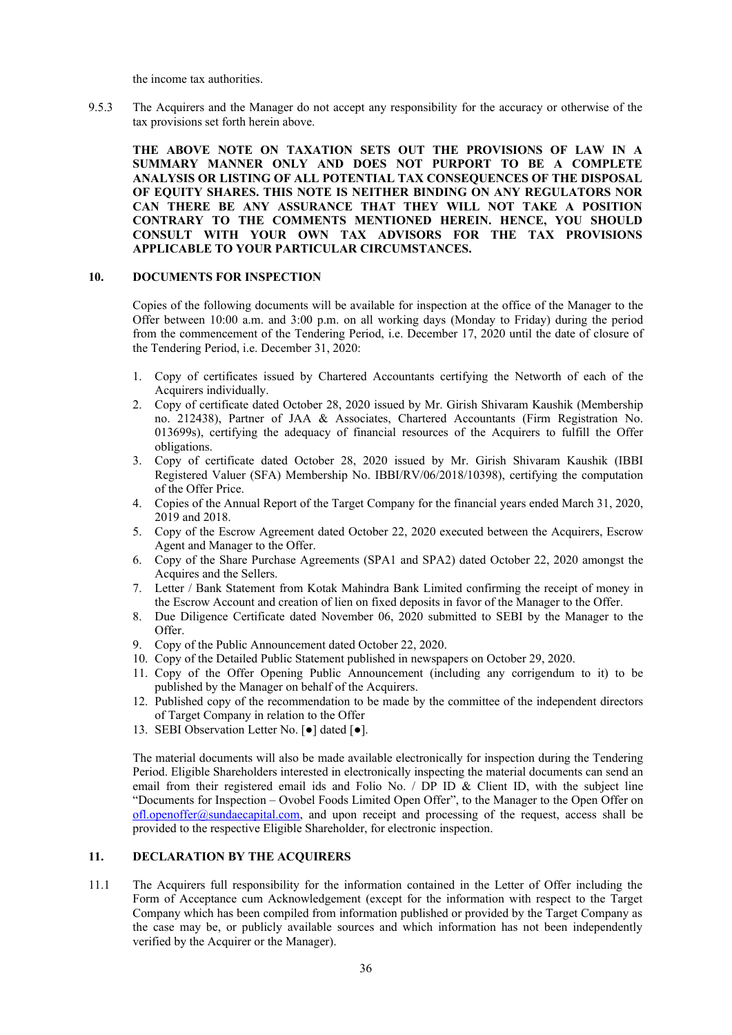the income tax authorities.

9.5.3 The Acquirers and the Manager do not accept any responsibility for the accuracy or otherwise of the tax provisions set forth herein above.

**THE ABOVE NOTE ON TAXATION SETS OUT THE PROVISIONS OF LAW IN A SUMMARY MANNER ONLY AND DOES NOT PURPORT TO BE A COMPLETE ANALYSIS OR LISTING OF ALL POTENTIAL TAX CONSEQUENCES OF THE DISPOSAL OF EQUITY SHARES. THIS NOTE IS NEITHER BINDING ON ANY REGULATORS NOR CAN THERE BE ANY ASSURANCE THAT THEY WILL NOT TAKE A POSITION CONTRARY TO THE COMMENTS MENTIONED HEREIN. HENCE, YOU SHOULD CONSULT WITH YOUR OWN TAX ADVISORS FOR THE TAX PROVISIONS APPLICABLE TO YOUR PARTICULAR CIRCUMSTANCES.**

## 10. DOCUMENTS FOR INSPECTION

Copies of the following documents will be available for inspection at the office of the Manager to the Offer between 10:00 a.m. and 3:00 p.m. on all working days (Monday to Friday) during the period from the commencement of the Tendering Period, i.e. December 17, 2020 until the date of closure of the Tendering Period, i.e. December 31, 2020:

1. Copy of certificates issued by Chartered Accountants certifying the Networth of each of the Acquirers individually.
2. Copy of certificate dated October 28, 2020 issued by Mr. Girish Shivaram Kaushik (Membership no. 212438), Partner of JAA & Associates, Chartered Accountants (Firm Registration No. 013699s), certifying the adequacy of financial resources of the Acquirers to fulfill the Offer obligations.
3. Copy of certificate dated October 28, 2020 issued by Mr. Girish Shivaram Kaushik (IBBI Registered Valuer (SFA) Membership No. IBBI/RV/06/2018/10398), certifying the computation of the Offer Price.
4. Copies of the Annual Report of the Target Company for the financial years ended March 31, 2020, 2019 and 2018.
5. Copy of the Escrow Agreement dated October 22, 2020 executed between the Acquirers, Escrow Agent and Manager to the Offer.
6. Copy of the Share Purchase Agreements (SPA1 and SPA2) dated October 22, 2020 amongst the Acquires and the Sellers.
7. Letter / Bank Statement from Kotak Mahindra Bank Limited confirming the receipt of money in the Escrow Account and creation of lien on fixed deposits in favor of the Manager to the Offer.
8. Due Diligence Certificate dated November 06, 2020 submitted to SEBI by the Manager to the Offer.
9. Copy of the Public Announcement dated October 22, 2020.
10. Copy of the Detailed Public Statement published in newspapers on October 29, 2020.
11. Copy of the Offer Opening Public Announcement (including any corrigendum to it) to be published by the Manager on behalf of the Acquirers.
12. Published copy of the recommendation to be made by the committee of the independent directors of Target Company in relation to the Offer
13. SEBI Observation Letter No. [●] dated [●].

The material documents will also be made available electronically for inspection during the Tendering Period. Eligible Shareholders interested in electronically inspecting the material documents can send an email from their registered email ids and Folio No. / DP ID & Client ID, with the subject line "Documents for Inspection – Ovobel Foods Limited Open Offer", to the Manager to the Open Offer on ofl.openoffer@sundaecapital.com, and upon receipt and processing of the request, access shall be provided to the respective Eligible Shareholder, for electronic inspection.

## 11. DECLARATION BY THE ACQUIRERS

11.1 The Acquirers full responsibility for the information contained in the Letter of Offer including the Form of Acceptance cum Acknowledgement (except for the information with respect to the Target Company which has been compiled from information published or provided by the Target Company as the case may be, or publicly available sources and which information has not been independently verified by the Acquirer or the Manager).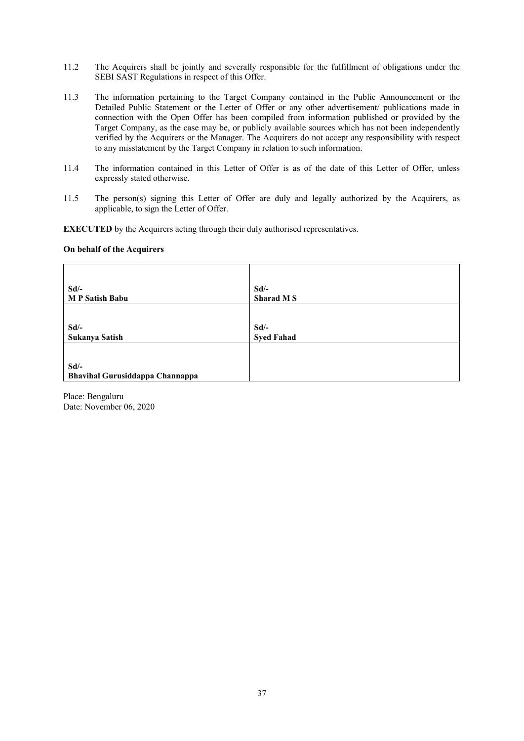11.2 The Acquirers shall be jointly and severally responsible for the fulfillment of obligations under the SEBI SAST Regulations in respect of this Offer.

11.3 The information pertaining to the Target Company contained in the Public Announcement or the Detailed Public Statement or the Letter of Offer or any other advertisement/ publications made in connection with the Open Offer has been compiled from information published or provided by the Target Company, as the case may be, or publicly available sources which has not been independently verified by the Acquirers or the Manager. The Acquirers do not accept any responsibility with respect to any misstatement by the Target Company in relation to such information.

11.4 The information contained in this Letter of Offer is as of the date of this Letter of Offer, unless expressly stated otherwise.

11.5 The person(s) signing this Letter of Offer are duly and legally authorized by the Acquirers, as applicable, to sign the Letter of Offer.

**EXECUTED** by the Acquirers acting through their duly authorised representatives.

**On behalf of the Acquirers**

| | |
|---|---|
| **Sd/-**<br>**M P Satish Babu** | **Sd/-**<br>**Sharad M S** |
| **Sd/-**<br>**Sukanya Satish** | **Sd/-**<br>**Syed Fahad** |
| **Sd/-**<br>**Bhavihal Gurusiddappa Channappa** | |

Place: Bengaluru
Date: November 06, 2020